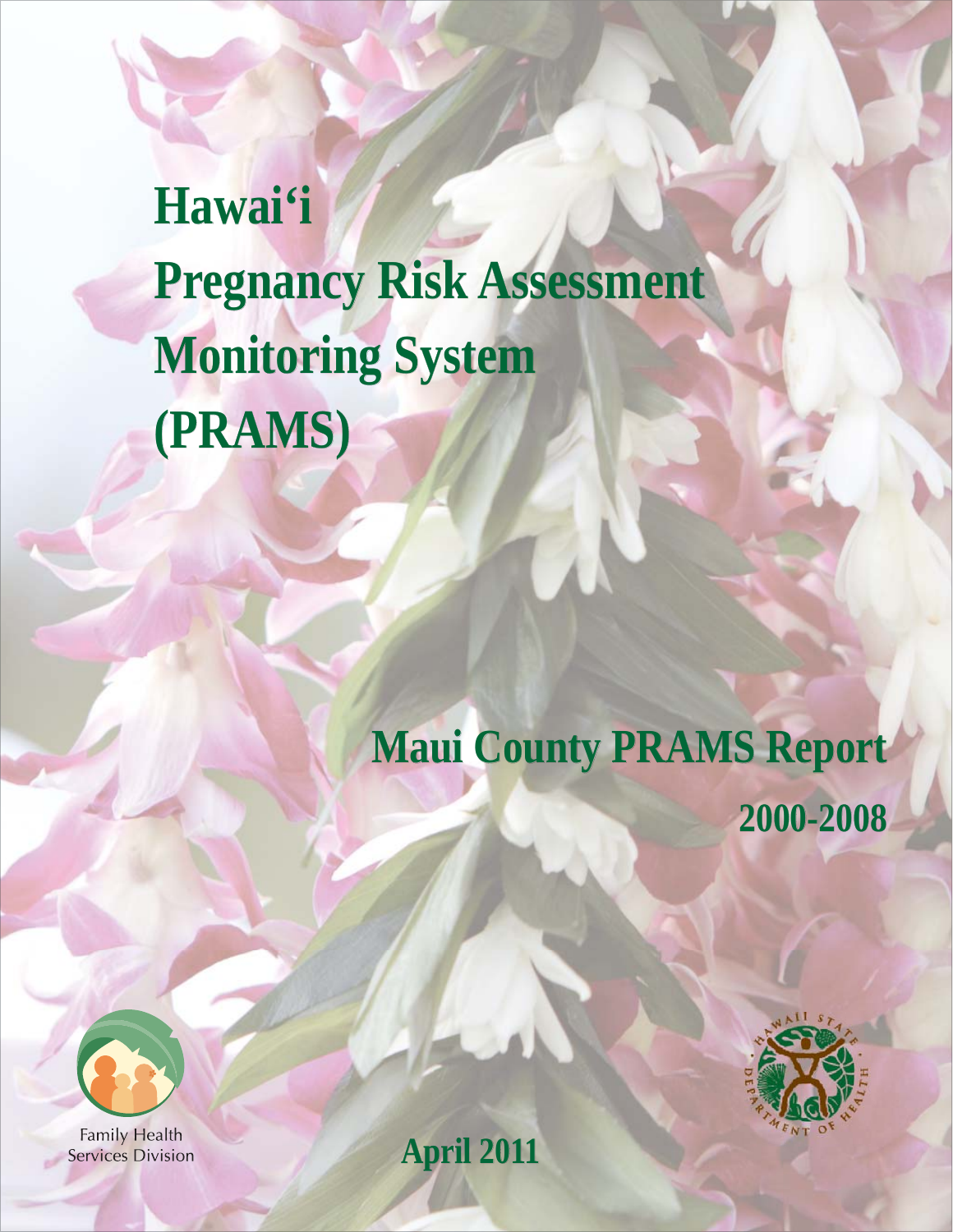# Hawai'i
# Pregnancy Risk Assessment Monitoring System (PRAMS)

## Maui County PRAMS Report

### 2000-2008

Family Health Services Division

April 2011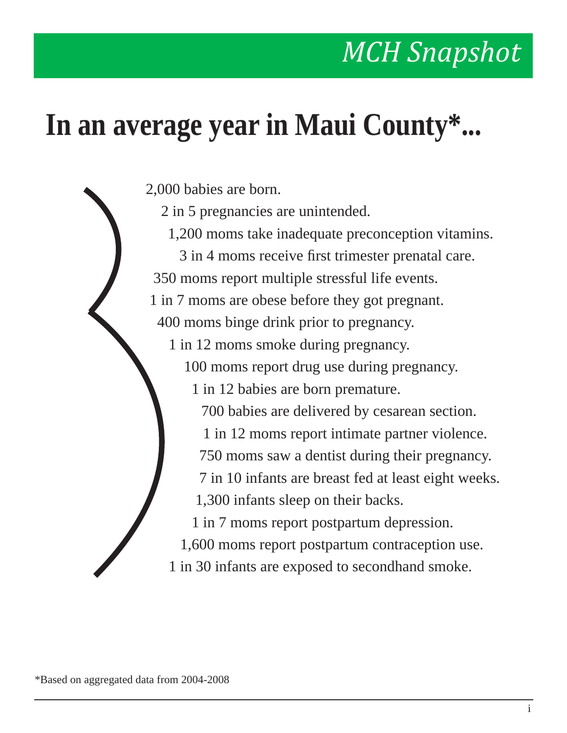# MCH Snapshot

## In an average year in Maui County*...

2,000 babies are born.

2 in 5 pregnancies are unintended.

1,200 moms take inadequate preconception vitamins.

3 in 4 moms receive first trimester prenatal care.

350 moms report multiple stressful life events.

1 in 7 moms are obese before they got pregnant.

400 moms binge drink prior to pregnancy.

1 in 12 moms smoke during pregnancy.

100 moms report drug use during pregnancy.

1 in 12 babies are born premature.

700 babies are delivered by cesarean section.

1 in 12 moms report intimate partner violence.

750 moms saw a dentist during their pregnancy.

7 in 10 infants are breast fed at least eight weeks.

1,300 infants sleep on their backs.

1 in 7 moms report postpartum depression.

1,600 moms report postpartum contraception use.

1 in 30 infants are exposed to secondhand smoke.

*Based on aggregated data from 2004-2008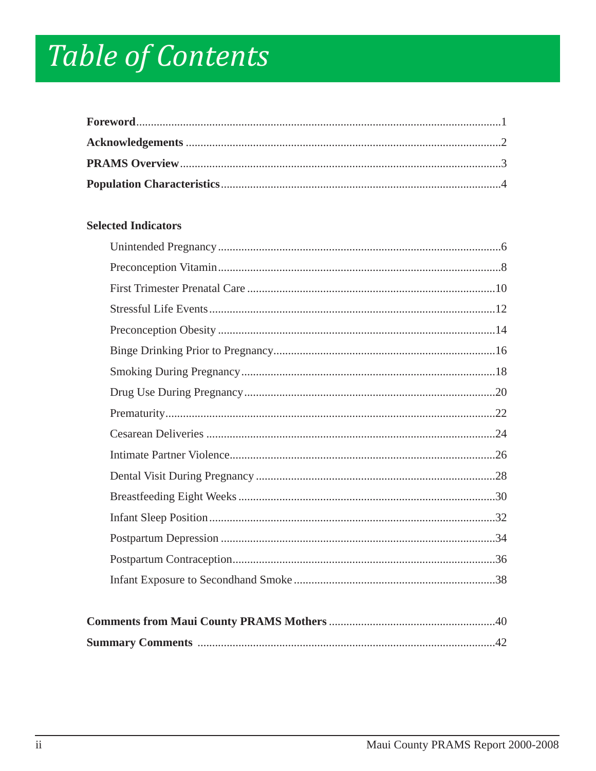# *Table of Contents*

**Foreword**..........1

**Acknowledgements**..........2

**PRAMS Overview**..........3

**Population Characteristics**..........4

**Selected Indicators**

- Unintended Pregnancy..........6
- Preconception Vitamin..........8
- First Trimester Prenatal Care..........10
- Stressful Life Events..........12
- Preconception Obesity..........14
- Binge Drinking Prior to Pregnancy..........16
- Smoking During Pregnancy..........18
- Drug Use During Pregnancy..........20
- Prematurity..........22
- Cesarean Deliveries..........24
- Intimate Partner Violence..........26
- Dental Visit During Pregnancy..........28
- Breastfeeding Eight Weeks..........30
- Infant Sleep Position..........32
- Postpartum Depression..........34
- Postpartum Contraception..........36
- Infant Exposure to Secondhand Smoke..........38

**Comments from Maui County PRAMS Mothers**..........40

**Summary Comments**..........42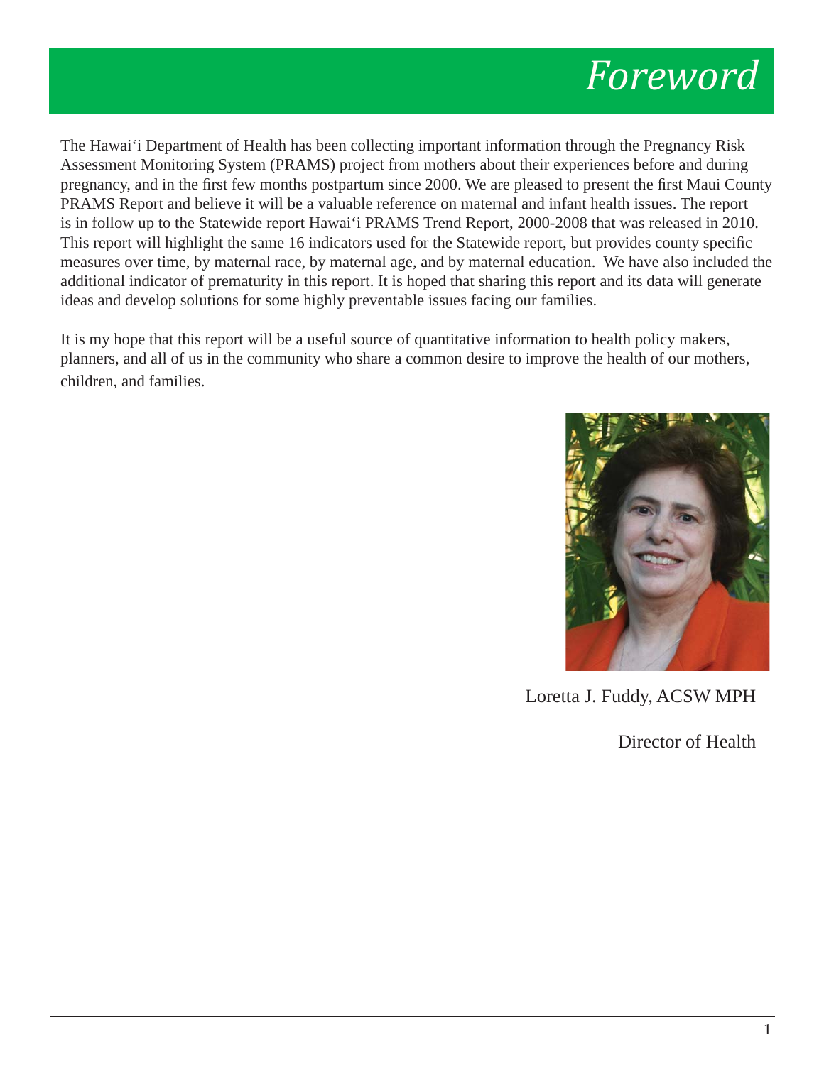# Foreword

The Hawai'i Department of Health has been collecting important information through the Pregnancy Risk Assessment Monitoring System (PRAMS) project from mothers about their experiences before and during pregnancy, and in the first few months postpartum since 2000. We are pleased to present the first Maui County PRAMS Report and believe it will be a valuable reference on maternal and infant health issues. The report is in follow up to the Statewide report Hawai'i PRAMS Trend Report, 2000-2008 that was released in 2010. This report will highlight the same 16 indicators used for the Statewide report, but provides county specific measures over time, by maternal race, by maternal age, and by maternal education. We have also included the additional indicator of prematurity in this report. It is hoped that sharing this report and its data will generate ideas and develop solutions for some highly preventable issues facing our families.

It is my hope that this report will be a useful source of quantitative information to health policy makers, planners, and all of us in the community who share a common desire to improve the health of our mothers, children, and families.

Loretta J. Fuddy, ACSW MPH

Director of Health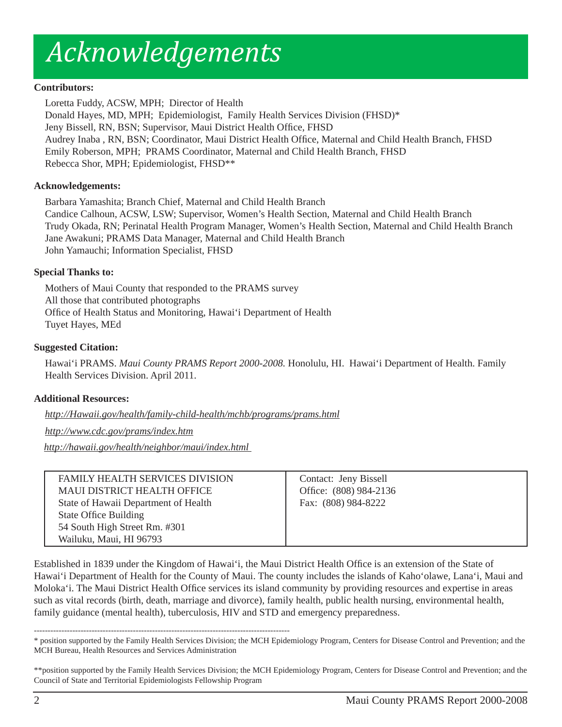# Acknowledgements

**Contributors:**

Loretta Fuddy, ACSW, MPH; Director of Health
Donald Hayes, MD, MPH; Epidemiologist, Family Health Services Division (FHSD)*
Jeny Bissell, RN, BSN; Supervisor, Maui District Health Office, FHSD
Audrey Inaba , RN, BSN; Coordinator, Maui District Health Office, Maternal and Child Health Branch, FHSD
Emily Roberson, MPH; PRAMS Coordinator, Maternal and Child Health Branch, FHSD
Rebecca Shor, MPH; Epidemiologist, FHSD**

**Acknowledgements:**

Barbara Yamashita; Branch Chief, Maternal and Child Health Branch
Candice Calhoun, ACSW, LSW; Supervisor, Women's Health Section, Maternal and Child Health Branch
Trudy Okada, RN; Perinatal Health Program Manager, Women's Health Section, Maternal and Child Health Branch
Jane Awakuni; PRAMS Data Manager, Maternal and Child Health Branch
John Yamauchi; Information Specialist, FHSD

**Special Thanks to:**

Mothers of Maui County that responded to the PRAMS survey
All those that contributed photographs
Office of Health Status and Monitoring, Hawai'i Department of Health
Tuyet Hayes, MEd

**Suggested Citation:**

Hawai'i PRAMS. *Maui County PRAMS Report 2000-2008.* Honolulu, HI. Hawai'i Department of Health. Family Health Services Division. April 2011.

**Additional Resources:**

*http://Hawaii.gov/health/family-child-health/mchb/programs/prams.html*

*http://www.cdc.gov/prams/index.htm*

*http://hawaii.gov/health/neighbor/maui/index.html*

| FAMILY HEALTH SERVICES DIVISION<br>MAUI DISTRICT HEALTH OFFICE<br>State of Hawaii Department of Health<br>State Office Building<br>54 South High Street Rm. #301<br>Wailuku, Maui, HI 96793 | Contact: Jeny Bissell<br>Office: (808) 984-2136<br>Fax: (808) 984-8222 |
|---|---|

Established in 1839 under the Kingdom of Hawai'i, the Maui District Health Office is an extension of the State of Hawai'i Department of Health for the County of Maui. The county includes the islands of Kaho'olawe, Lana'i, Maui and Moloka'i. The Maui District Health Office services its island community by providing resources and expertise in areas such as vital records (birth, death, marriage and divorce), family health, public health nursing, environmental health, family guidance (mental health), tuberculosis, HIV and STD and emergency preparedness.

---

* position supported by the Family Health Services Division; the MCH Epidemiology Program, Centers for Disease Control and Prevention; and the MCH Bureau, Health Resources and Services Administration

**position supported by the Family Health Services Division; the MCH Epidemiology Program, Centers for Disease Control and Prevention; and the Council of State and Territorial Epidemiologists Fellowship Program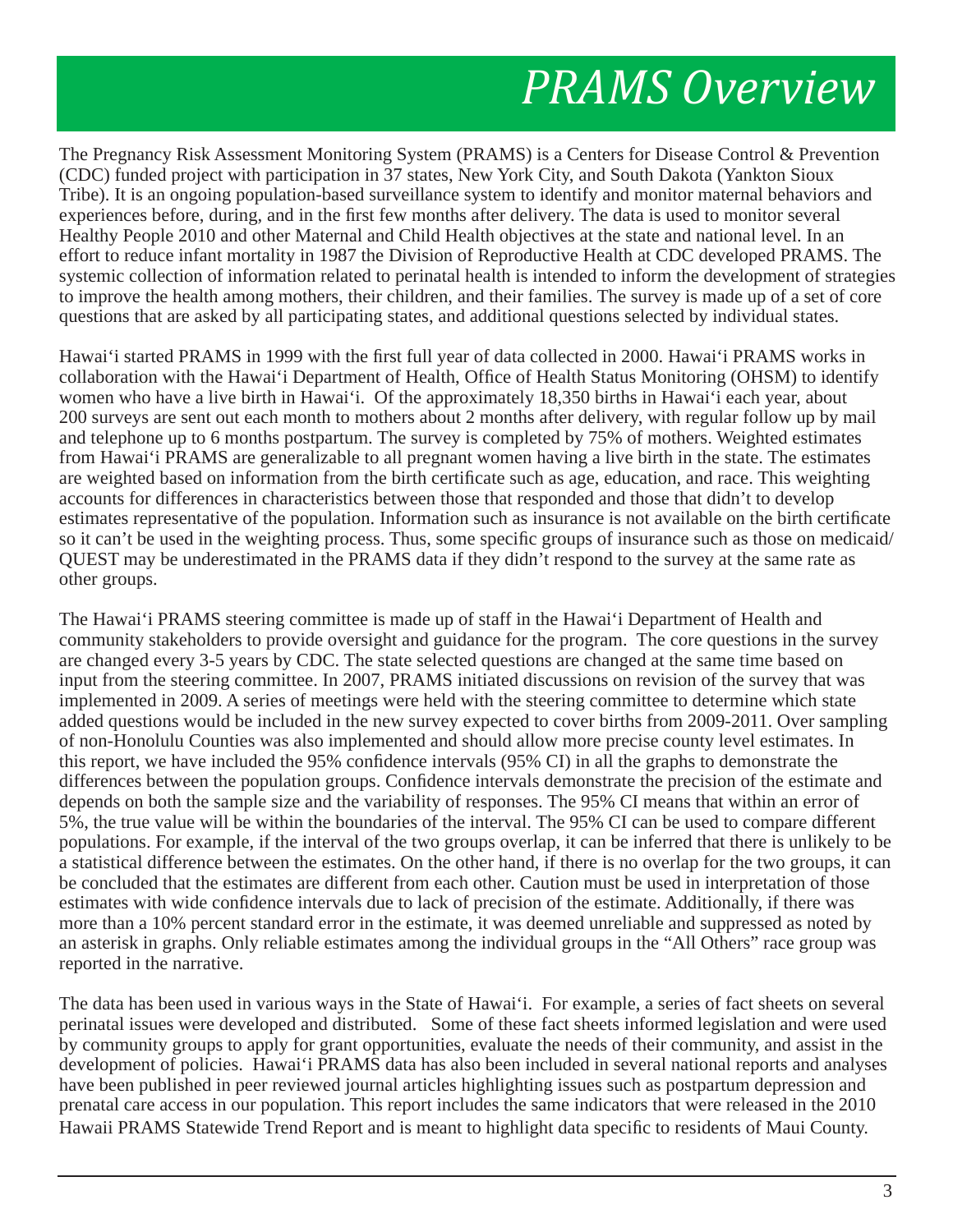# PRAMS Overview

The Pregnancy Risk Assessment Monitoring System (PRAMS) is a Centers for Disease Control & Prevention (CDC) funded project with participation in 37 states, New York City, and South Dakota (Yankton Sioux Tribe). It is an ongoing population-based surveillance system to identify and monitor maternal behaviors and experiences before, during, and in the first few months after delivery. The data is used to monitor several Healthy People 2010 and other Maternal and Child Health objectives at the state and national level. In an effort to reduce infant mortality in 1987 the Division of Reproductive Health at CDC developed PRAMS. The systemic collection of information related to perinatal health is intended to inform the development of strategies to improve the health among mothers, their children, and their families. The survey is made up of a set of core questions that are asked by all participating states, and additional questions selected by individual states.

Hawai'i started PRAMS in 1999 with the first full year of data collected in 2000. Hawai'i PRAMS works in collaboration with the Hawai'i Department of Health, Office of Health Status Monitoring (OHSM) to identify women who have a live birth in Hawai'i. Of the approximately 18,350 births in Hawai'i each year, about 200 surveys are sent out each month to mothers about 2 months after delivery, with regular follow up by mail and telephone up to 6 months postpartum. The survey is completed by 75% of mothers. Weighted estimates from Hawai'i PRAMS are generalizable to all pregnant women having a live birth in the state. The estimates are weighted based on information from the birth certificate such as age, education, and race. This weighting accounts for differences in characteristics between those that responded and those that didn't to develop estimates representative of the population. Information such as insurance is not available on the birth certificate so it can't be used in the weighting process. Thus, some specific groups of insurance such as those on medicaid/ QUEST may be underestimated in the PRAMS data if they didn't respond to the survey at the same rate as other groups.

The Hawai'i PRAMS steering committee is made up of staff in the Hawai'i Department of Health and community stakeholders to provide oversight and guidance for the program. The core questions in the survey are changed every 3-5 years by CDC. The state selected questions are changed at the same time based on input from the steering committee. In 2007, PRAMS initiated discussions on revision of the survey that was implemented in 2009. A series of meetings were held with the steering committee to determine which state added questions would be included in the new survey expected to cover births from 2009-2011. Over sampling of non-Honolulu Counties was also implemented and should allow more precise county level estimates. In this report, we have included the 95% confidence intervals (95% CI) in all the graphs to demonstrate the differences between the population groups. Confidence intervals demonstrate the precision of the estimate and depends on both the sample size and the variability of responses. The 95% CI means that within an error of 5%, the true value will be within the boundaries of the interval. The 95% CI can be used to compare different populations. For example, if the interval of the two groups overlap, it can be inferred that there is unlikely to be a statistical difference between the estimates. On the other hand, if there is no overlap for the two groups, it can be concluded that the estimates are different from each other. Caution must be used in interpretation of those estimates with wide confidence intervals due to lack of precision of the estimate. Additionally, if there was more than a 10% percent standard error in the estimate, it was deemed unreliable and suppressed as noted by an asterisk in graphs. Only reliable estimates among the individual groups in the "All Others" race group was reported in the narrative.

The data has been used in various ways in the State of Hawai'i. For example, a series of fact sheets on several perinatal issues were developed and distributed. Some of these fact sheets informed legislation and were used by community groups to apply for grant opportunities, evaluate the needs of their community, and assist in the development of policies. Hawai'i PRAMS data has also been included in several national reports and analyses have been published in peer reviewed journal articles highlighting issues such as postpartum depression and prenatal care access in our population. This report includes the same indicators that were released in the 2010 Hawaii PRAMS Statewide Trend Report and is meant to highlight data specific to residents of Maui County.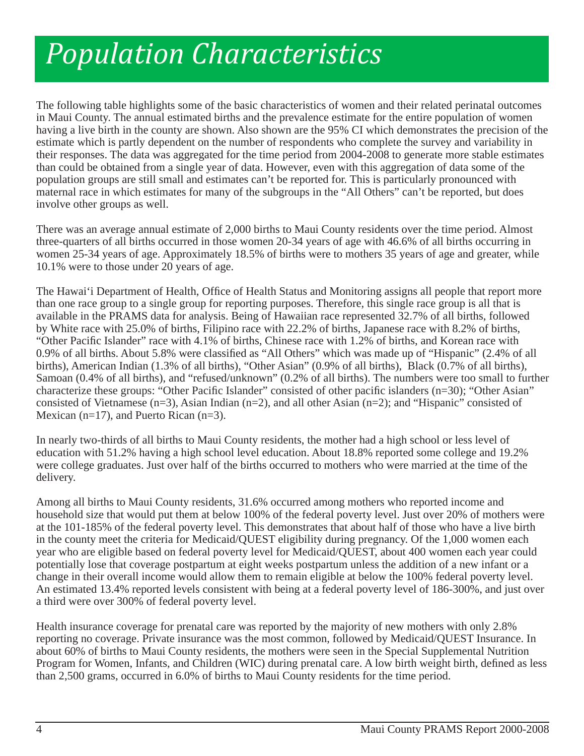# *Population Characteristics*

The following table highlights some of the basic characteristics of women and their related perinatal outcomes in Maui County. The annual estimated births and the prevalence estimate for the entire population of women having a live birth in the county are shown. Also shown are the 95% CI which demonstrates the precision of the estimate which is partly dependent on the number of respondents who complete the survey and variability in their responses. The data was aggregated for the time period from 2004-2008 to generate more stable estimates than could be obtained from a single year of data. However, even with this aggregation of data some of the population groups are still small and estimates can't be reported for. This is particularly pronounced with maternal race in which estimates for many of the subgroups in the "All Others" can't be reported, but does involve other groups as well.

There was an average annual estimate of 2,000 births to Maui County residents over the time period. Almost three-quarters of all births occurred in those women 20-34 years of age with 46.6% of all births occurring in women 25-34 years of age. Approximately 18.5% of births were to mothers 35 years of age and greater, while 10.1% were to those under 20 years of age.

The Hawai'i Department of Health, Office of Health Status and Monitoring assigns all people that report more than one race group to a single group for reporting purposes. Therefore, this single race group is all that is available in the PRAMS data for analysis. Being of Hawaiian race represented 32.7% of all births, followed by White race with 25.0% of births, Filipino race with 22.2% of births, Japanese race with 8.2% of births, "Other Pacific Islander" race with 4.1% of births, Chinese race with 1.2% of births, and Korean race with 0.9% of all births. About 5.8% were classified as "All Others" which was made up of "Hispanic" (2.4% of all births), American Indian (1.3% of all births), "Other Asian" (0.9% of all births), Black (0.7% of all births), Samoan (0.4% of all births), and "refused/unknown" (0.2% of all births). The numbers were too small to further characterize these groups: "Other Pacific Islander" consisted of other pacific islanders (n=30); "Other Asian" consisted of Vietnamese (n=3), Asian Indian (n=2), and all other Asian (n=2); and "Hispanic" consisted of Mexican (n=17), and Puerto Rican (n=3).

In nearly two-thirds of all births to Maui County residents, the mother had a high school or less level of education with 51.2% having a high school level education. About 18.8% reported some college and 19.2% were college graduates. Just over half of the births occurred to mothers who were married at the time of the delivery.

Among all births to Maui County residents, 31.6% occurred among mothers who reported income and household size that would put them at below 100% of the federal poverty level. Just over 20% of mothers were at the 101-185% of the federal poverty level. This demonstrates that about half of those who have a live birth in the county meet the criteria for Medicaid/QUEST eligibility during pregnancy. Of the 1,000 women each year who are eligible based on federal poverty level for Medicaid/QUEST, about 400 women each year could potentially lose that coverage postpartum at eight weeks postpartum unless the addition of a new infant or a change in their overall income would allow them to remain eligible at below the 100% federal poverty level. An estimated 13.4% reported levels consistent with being at a federal poverty level of 186-300%, and just over a third were over 300% of federal poverty level.

Health insurance coverage for prenatal care was reported by the majority of new mothers with only 2.8% reporting no coverage. Private insurance was the most common, followed by Medicaid/QUEST Insurance. In about 60% of births to Maui County residents, the mothers were seen in the Special Supplemental Nutrition Program for Women, Infants, and Children (WIC) during prenatal care. A low birth weight birth, defined as less than 2,500 grams, occurred in 6.0% of births to Maui County residents for the time period.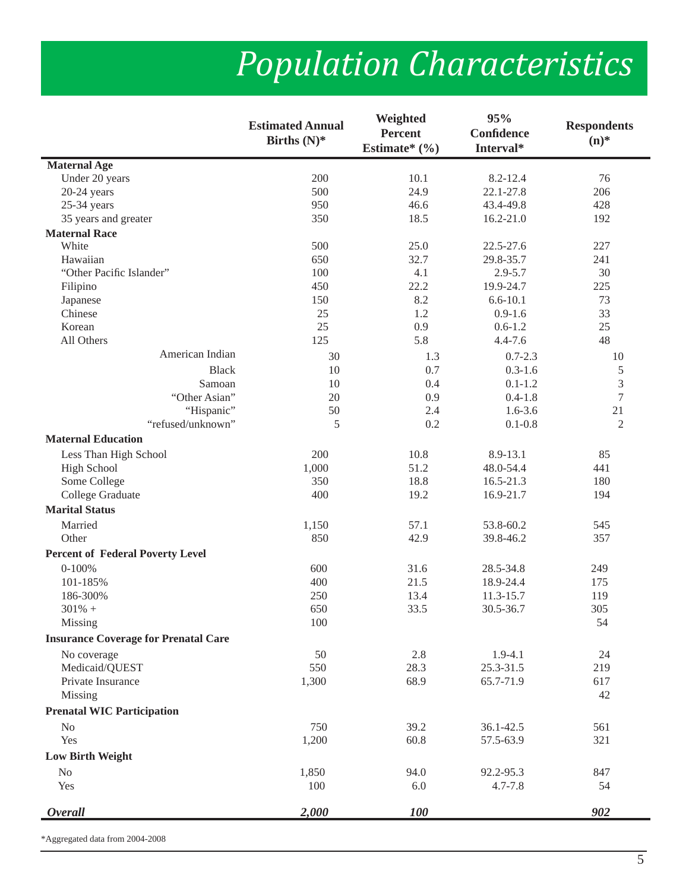# *Population Characteristics*

| | Estimated Annual Births (N)* | Weighted Percent Estimate* (%) | 95% Confidence Interval* | Respondents (n)* |
|---|---|---|---|---|
| **Maternal Age** | | | | |
| Under 20 years | 200 | 10.1 | 8.2-12.4 | 76 |
| 20-24 years | 500 | 24.9 | 22.1-27.8 | 206 |
| 25-34 years | 950 | 46.6 | 43.4-49.8 | 428 |
| 35 years and greater | 350 | 18.5 | 16.2-21.0 | 192 |
| **Maternal Race** | | | | |
| White | 500 | 25.0 | 22.5-27.6 | 227 |
| Hawaiian | 650 | 32.7 | 29.8-35.7 | 241 |
| "Other Pacific Islander" | 100 | 4.1 | 2.9-5.7 | 30 |
| Filipino | 450 | 22.2 | 19.9-24.7 | 225 |
| Japanese | 150 | 8.2 | 6.6-10.1 | 73 |
| Chinese | 25 | 1.2 | 0.9-1.6 | 33 |
| Korean | 25 | 0.9 | 0.6-1.2 | 25 |
| All Others | 125 | 5.8 | 4.4-7.6 | 48 |
| American Indian | 30 | 1.3 | 0.7-2.3 | 10 |
| Black | 10 | 0.7 | 0.3-1.6 | 5 |
| Samoan | 10 | 0.4 | 0.1-1.2 | 3 |
| "Other Asian" | 20 | 0.9 | 0.4-1.8 | 7 |
| "Hispanic" | 50 | 2.4 | 1.6-3.6 | 21 |
| "refused/unknown" | 5 | 0.2 | 0.1-0.8 | 2 |
| **Maternal Education** | | | | |
| Less Than High School | 200 | 10.8 | 8.9-13.1 | 85 |
| High School | 1,000 | 51.2 | 48.0-54.4 | 441 |
| Some College | 350 | 18.8 | 16.5-21.3 | 180 |
| College Graduate | 400 | 19.2 | 16.9-21.7 | 194 |
| **Marital Status** | | | | |
| Married | 1,150 | 57.1 | 53.8-60.2 | 545 |
| Other | 850 | 42.9 | 39.8-46.2 | 357 |
| **Percent of Federal Poverty Level** | | | | |
| 0-100% | 600 | 31.6 | 28.5-34.8 | 249 |
| 101-185% | 400 | 21.5 | 18.9-24.4 | 175 |
| 186-300% | 250 | 13.4 | 11.3-15.7 | 119 |
| 301% + | 650 | 33.5 | 30.5-36.7 | 305 |
| Missing | 100 | | | 54 |
| **Insurance Coverage for Prenatal Care** | | | | |
| No coverage | 50 | 2.8 | 1.9-4.1 | 24 |
| Medicaid/QUEST | 550 | 28.3 | 25.3-31.5 | 219 |
| Private Insurance | 1,300 | 68.9 | 65.7-71.9 | 617 |
| Missing | | | | 42 |
| **Prenatal WIC Participation** | | | | |
| No | 750 | 39.2 | 36.1-42.5 | 561 |
| Yes | 1,200 | 60.8 | 57.5-63.9 | 321 |
| **Low Birth Weight** | | | | |
| No | 1,850 | 94.0 | 92.2-95.3 | 847 |
| Yes | 100 | 6.0 | 4.7-7.8 | 54 |
| ***Overall*** | ***2,000*** | ***100*** | | ***902*** |

*Aggregated data from 2004-2008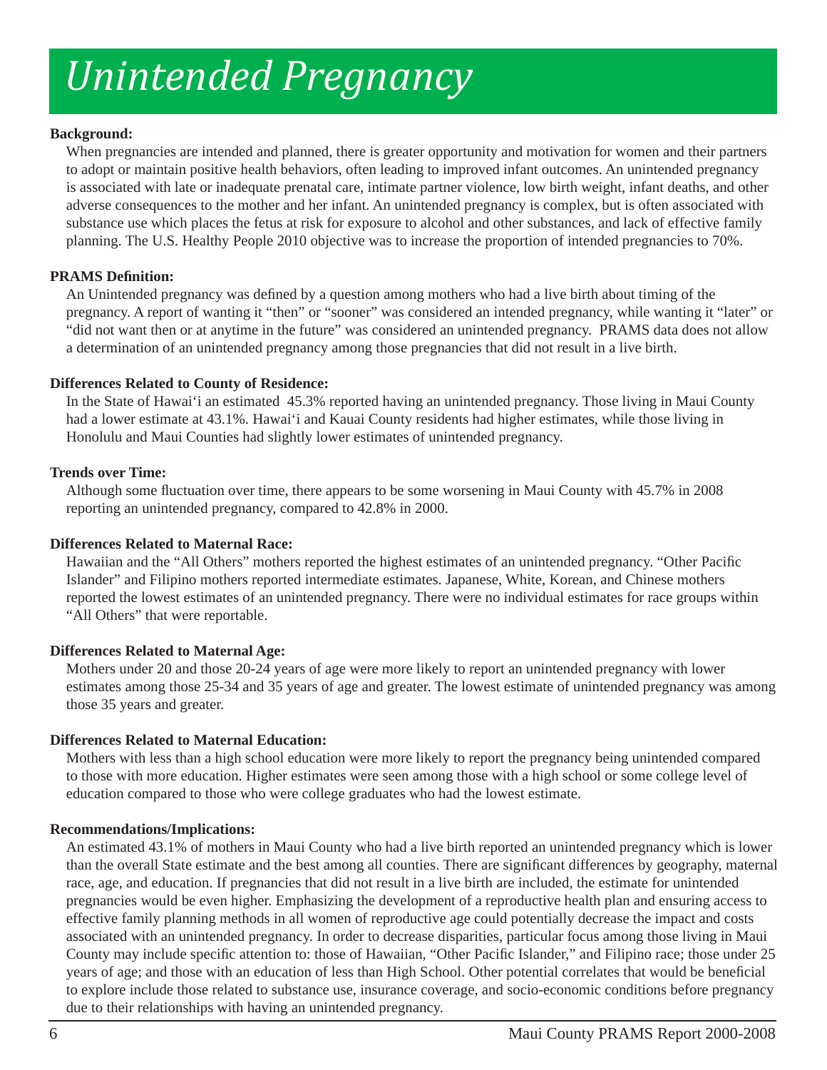# *Unintended Pregnancy*

**Background:**

When pregnancies are intended and planned, there is greater opportunity and motivation for women and their partners to adopt or maintain positive health behaviors, often leading to improved infant outcomes. An unintended pregnancy is associated with late or inadequate prenatal care, intimate partner violence, low birth weight, infant deaths, and other adverse consequences to the mother and her infant. An unintended pregnancy is complex, but is often associated with substance use which places the fetus at risk for exposure to alcohol and other substances, and lack of effective family planning. The U.S. Healthy People 2010 objective was to increase the proportion of intended pregnancies to 70%.

**PRAMS Definition:**

An Unintended pregnancy was defined by a question among mothers who had a live birth about timing of the pregnancy. A report of wanting it "then" or "sooner" was considered an intended pregnancy, while wanting it "later" or "did not want then or at anytime in the future" was considered an unintended pregnancy. PRAMS data does not allow a determination of an unintended pregnancy among those pregnancies that did not result in a live birth.

**Differences Related to County of Residence:**

In the State of Hawai'i an estimated 45.3% reported having an unintended pregnancy. Those living in Maui County had a lower estimate at 43.1%. Hawai'i and Kauai County residents had higher estimates, while those living in Honolulu and Maui Counties had slightly lower estimates of unintended pregnancy.

**Trends over Time:**

Although some fluctuation over time, there appears to be some worsening in Maui County with 45.7% in 2008 reporting an unintended pregnancy, compared to 42.8% in 2000.

**Differences Related to Maternal Race:**

Hawaiian and the "All Others" mothers reported the highest estimates of an unintended pregnancy. "Other Pacific Islander" and Filipino mothers reported intermediate estimates. Japanese, White, Korean, and Chinese mothers reported the lowest estimates of an unintended pregnancy. There were no individual estimates for race groups within "All Others" that were reportable.

**Differences Related to Maternal Age:**

Mothers under 20 and those 20-24 years of age were more likely to report an unintended pregnancy with lower estimates among those 25-34 and 35 years of age and greater. The lowest estimate of unintended pregnancy was among those 35 years and greater.

**Differences Related to Maternal Education:**

Mothers with less than a high school education were more likely to report the pregnancy being unintended compared to those with more education. Higher estimates were seen among those with a high school or some college level of education compared to those who were college graduates who had the lowest estimate.

**Recommendations/Implications:**

An estimated 43.1% of mothers in Maui County who had a live birth reported an unintended pregnancy which is lower than the overall State estimate and the best among all counties. There are significant differences by geography, maternal race, age, and education. If pregnancies that did not result in a live birth are included, the estimate for unintended pregnancies would be even higher. Emphasizing the development of a reproductive health plan and ensuring access to effective family planning methods in all women of reproductive age could potentially decrease the impact and costs associated with an unintended pregnancy. In order to decrease disparities, particular focus among those living in Maui County may include specific attention to: those of Hawaiian, "Other Pacific Islander," and Filipino race; those under 25 years of age; and those with an education of less than High School. Other potential correlates that would be beneficial to explore include those related to substance use, insurance coverage, and socio-economic conditions before pregnancy due to their relationships with having an unintended pregnancy.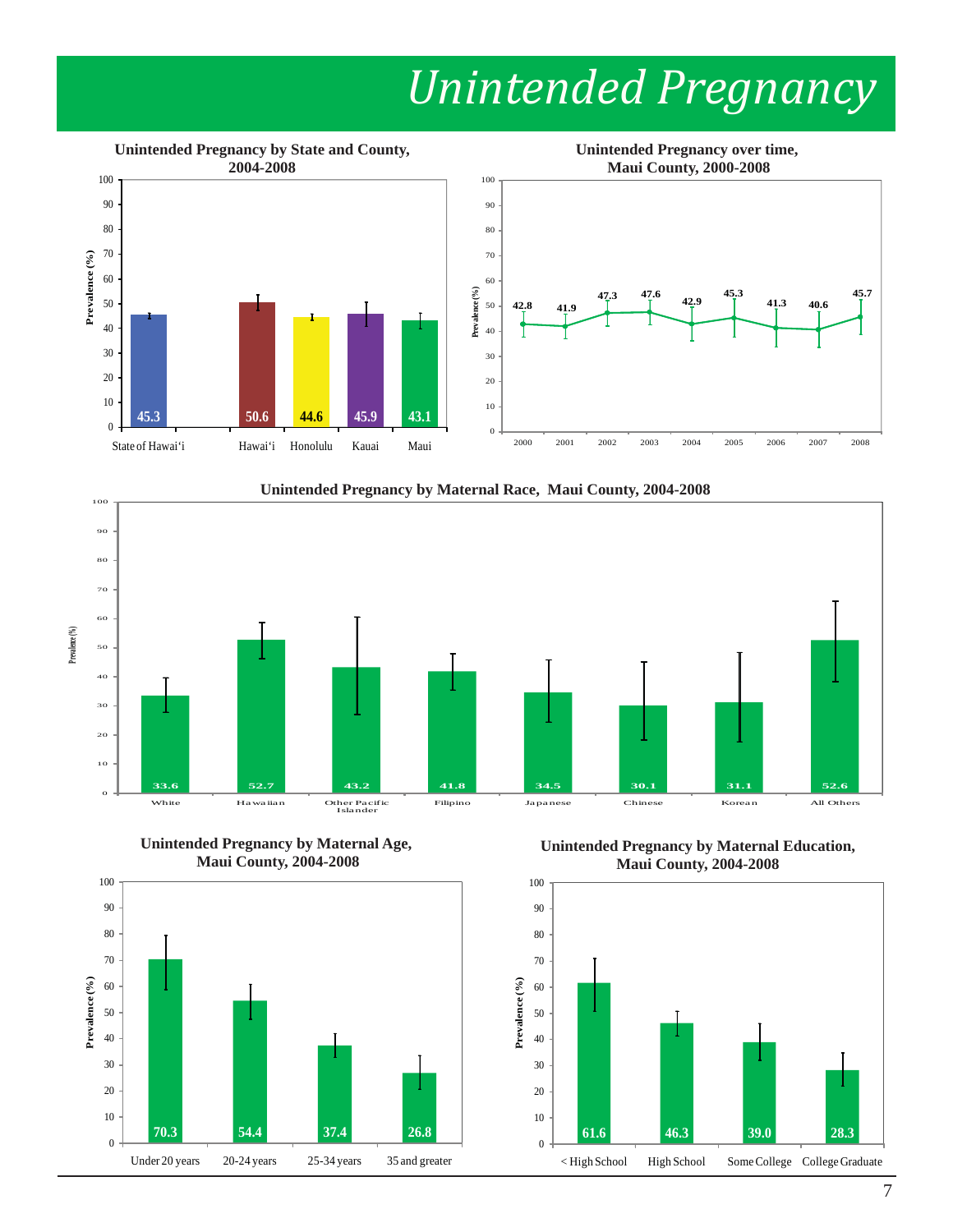# *Unintended Pregnancy*

**Unintended Pregnancy by State and County, 2004-2008**

| Area | Prevalence (%) |
|---|---|
| State of Hawai'i | 45.3 |
| Hawai'i | 50.6 |
| Honolulu | 44.6 |
| Kauai | 45.9 |
| Maui | 43.1 |

**Unintended Pregnancy over time, Maui County, 2000-2008**

| Year | Prevalence (%) |
|---|---|
| 2000 | 42.8 |
| 2001 | 41.9 |
| 2002 | 47.3 |
| 2003 | 47.6 |
| 2004 | 42.9 |
| 2005 | 45.3 |
| 2006 | 41.3 |
| 2007 | 40.6 |
| 2008 | 45.7 |

**Unintended Pregnancy by Maternal Race, Maui County, 2004-2008**

| Race | Prevalence (%) |
|---|---|
| White | 33.6 |
| Hawaiian | 52.7 |
| Other Pacific Islander | 43.2 |
| Filipino | 41.8 |
| Japanese | 34.5 |
| Chinese | 30.1 |
| Korean | 31.1 |
| All Others | 52.6 |

**Unintended Pregnancy by Maternal Age, Maui County, 2004-2008**

| Age | Prevalence (%) |
|---|---|
| Under 20 years | 70.3 |
| 20-24 years | 54.4 |
| 25-34 years | 37.4 |
| 35 and greater | 26.8 |

**Unintended Pregnancy by Maternal Education, Maui County, 2004-2008**

| Education | Prevalence (%) |
|---|---|
| < High School | 61.6 |
| High School | 46.3 |
| Some College | 39.0 |
| College Graduate | 28.3 |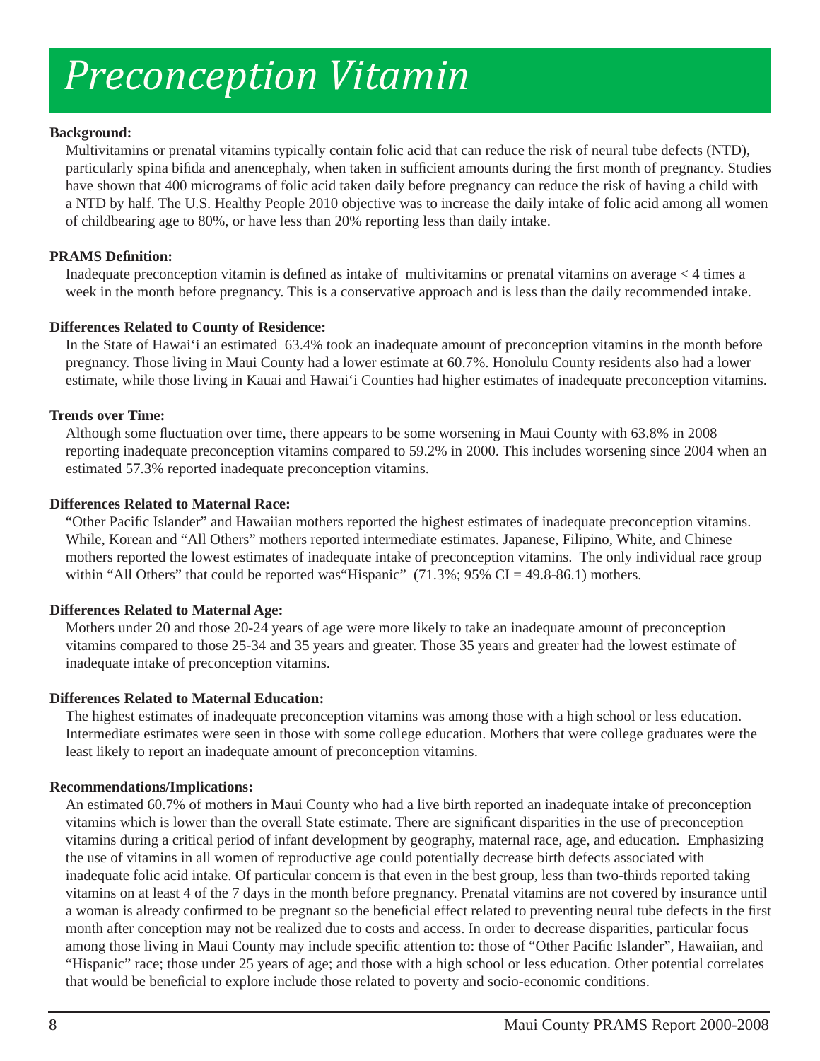# *Preconception Vitamin*

**Background:**

Multivitamins or prenatal vitamins typically contain folic acid that can reduce the risk of neural tube defects (NTD), particularly spina bifida and anencephaly, when taken in sufficient amounts during the first month of pregnancy. Studies have shown that 400 micrograms of folic acid taken daily before pregnancy can reduce the risk of having a child with a NTD by half. The U.S. Healthy People 2010 objective was to increase the daily intake of folic acid among all women of childbearing age to 80%, or have less than 20% reporting less than daily intake.

**PRAMS Definition:**

Inadequate preconception vitamin is defined as intake of multivitamins or prenatal vitamins on average < 4 times a week in the month before pregnancy. This is a conservative approach and is less than the daily recommended intake.

**Differences Related to County of Residence:**

In the State of Hawai'i an estimated 63.4% took an inadequate amount of preconception vitamins in the month before pregnancy. Those living in Maui County had a lower estimate at 60.7%. Honolulu County residents also had a lower estimate, while those living in Kauai and Hawai'i Counties had higher estimates of inadequate preconception vitamins.

**Trends over Time:**

Although some fluctuation over time, there appears to be some worsening in Maui County with 63.8% in 2008 reporting inadequate preconception vitamins compared to 59.2% in 2000. This includes worsening since 2004 when an estimated 57.3% reported inadequate preconception vitamins.

**Differences Related to Maternal Race:**

"Other Pacific Islander" and Hawaiian mothers reported the highest estimates of inadequate preconception vitamins. While, Korean and "All Others" mothers reported intermediate estimates. Japanese, Filipino, White, and Chinese mothers reported the lowest estimates of inadequate intake of preconception vitamins. The only individual race group within "All Others" that could be reported was"Hispanic" (71.3%; 95% CI = 49.8-86.1) mothers.

**Differences Related to Maternal Age:**

Mothers under 20 and those 20-24 years of age were more likely to take an inadequate amount of preconception vitamins compared to those 25-34 and 35 years and greater. Those 35 years and greater had the lowest estimate of inadequate intake of preconception vitamins.

**Differences Related to Maternal Education:**

The highest estimates of inadequate preconception vitamins was among those with a high school or less education. Intermediate estimates were seen in those with some college education. Mothers that were college graduates were the least likely to report an inadequate amount of preconception vitamins.

**Recommendations/Implications:**

An estimated 60.7% of mothers in Maui County who had a live birth reported an inadequate intake of preconception vitamins which is lower than the overall State estimate. There are significant disparities in the use of preconception vitamins during a critical period of infant development by geography, maternal race, age, and education. Emphasizing the use of vitamins in all women of reproductive age could potentially decrease birth defects associated with inadequate folic acid intake. Of particular concern is that even in the best group, less than two-thirds reported taking vitamins on at least 4 of the 7 days in the month before pregnancy. Prenatal vitamins are not covered by insurance until a woman is already confirmed to be pregnant so the beneficial effect related to preventing neural tube defects in the first month after conception may not be realized due to costs and access. In order to decrease disparities, particular focus among those living in Maui County may include specific attention to: those of "Other Pacific Islander", Hawaiian, and "Hispanic" race; those under 25 years of age; and those with a high school or less education. Other potential correlates that would be beneficial to explore include those related to poverty and socio-economic conditions.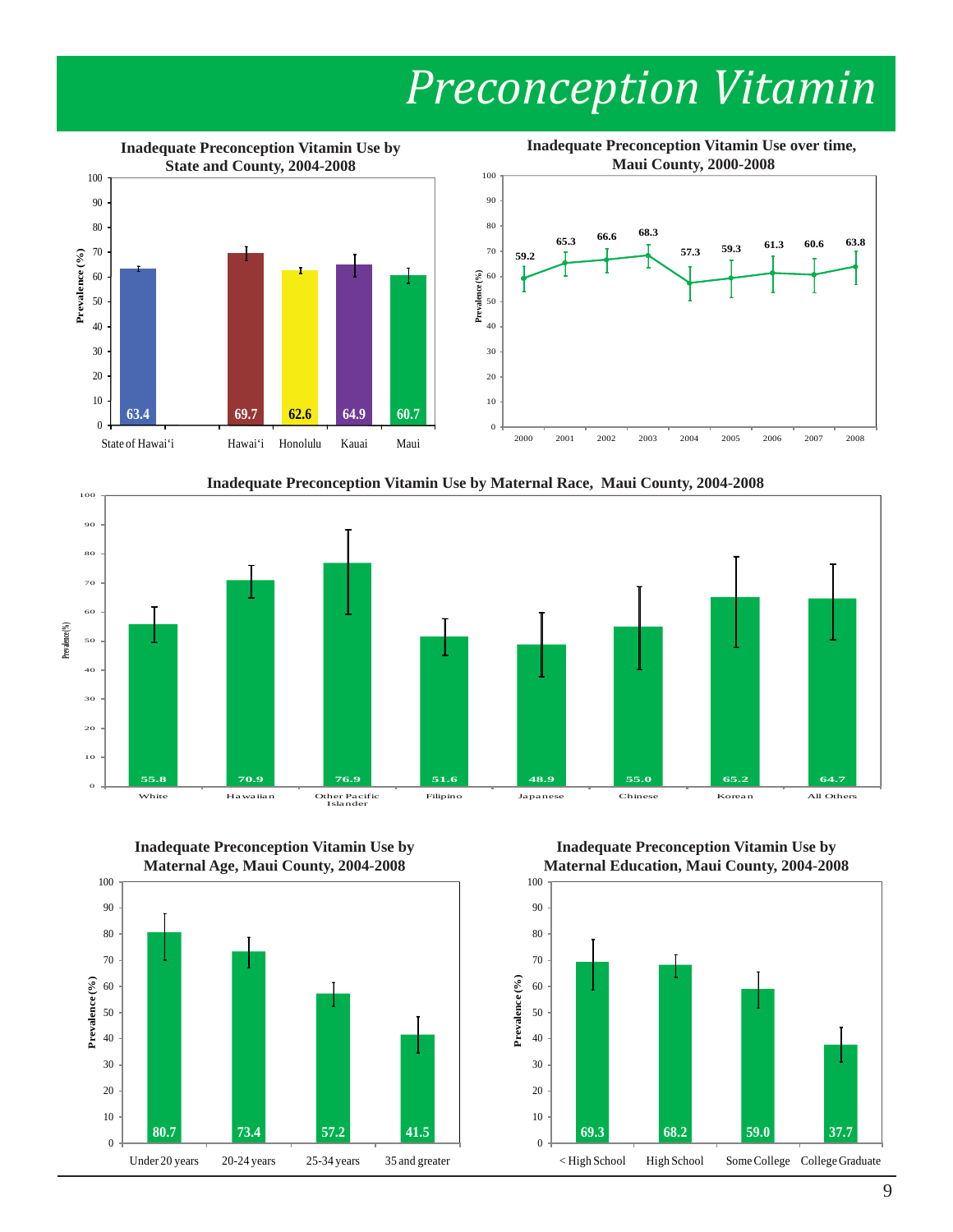# Preconception Vitamin

**Inadequate Preconception Vitamin Use by State and County, 2004-2008**

| | Prevalence (%) |
| --- | --- |
| State of Hawai‘i | 63.4 |
| Hawai‘i | 69.7 |
| Honolulu | 62.6 |
| Kauai | 64.9 |
| Maui | 60.7 |

**Inadequate Preconception Vitamin Use over time, Maui County, 2000-2008**

| Year | Prevalence (%) |
| --- | --- |
| 2000 | 59.2 |
| 2001 | 65.3 |
| 2002 | 66.6 |
| 2003 | 68.3 |
| 2004 | 57.3 |
| 2005 | 59.3 |
| 2006 | 61.3 |
| 2007 | 60.6 |
| 2008 | 63.8 |

**Inadequate Preconception Vitamin Use by Maternal Race, Maui County, 2004-2008**

| Maternal Race | Prevalence (%) |
| --- | --- |
| White | 55.8 |
| Hawaiian | 70.9 |
| Other Pacific Islander | 76.9 |
| Filipino | 51.6 |
| Japanese | 48.9 |
| Chinese | 55.0 |
| Korean | 65.2 |
| All Others | 64.7 |

**Inadequate Preconception Vitamin Use by Maternal Age, Maui County, 2004-2008**

| Maternal Age | Prevalence (%) |
| --- | --- |
| Under 20 years | 80.7 |
| 20-24 years | 73.4 |
| 25-34 years | 57.2 |
| 35 and greater | 41.5 |

**Inadequate Preconception Vitamin Use by Maternal Education, Maui County, 2004-2008**

| Maternal Education | Prevalence (%) |
| --- | --- |
| < High School | 69.3 |
| High School | 68.2 |
| Some College | 59.0 |
| College Graduate | 37.7 |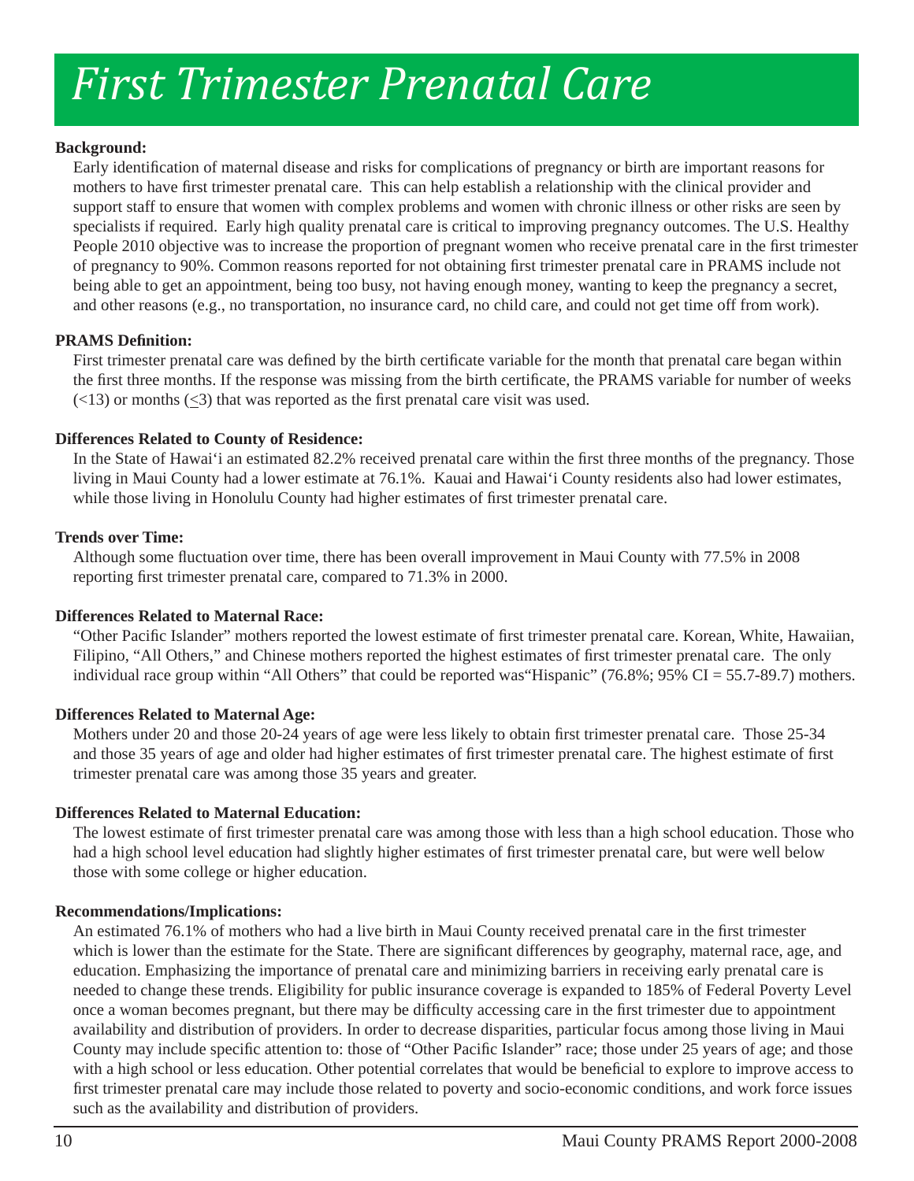# *First Trimester Prenatal Care*

**Background:**

Early identification of maternal disease and risks for complications of pregnancy or birth are important reasons for mothers to have first trimester prenatal care. This can help establish a relationship with the clinical provider and support staff to ensure that women with complex problems and women with chronic illness or other risks are seen by specialists if required. Early high quality prenatal care is critical to improving pregnancy outcomes. The U.S. Healthy People 2010 objective was to increase the proportion of pregnant women who receive prenatal care in the first trimester of pregnancy to 90%. Common reasons reported for not obtaining first trimester prenatal care in PRAMS include not being able to get an appointment, being too busy, not having enough money, wanting to keep the pregnancy a secret, and other reasons (e.g., no transportation, no insurance card, no child care, and could not get time off from work).

**PRAMS Definition:**

First trimester prenatal care was defined by the birth certificate variable for the month that prenatal care began within the first three months. If the response was missing from the birth certificate, the PRAMS variable for number of weeks (<13) or months (≤3) that was reported as the first prenatal care visit was used.

**Differences Related to County of Residence:**

In the State of Hawai'i an estimated 82.2% received prenatal care within the first three months of the pregnancy. Those living in Maui County had a lower estimate at 76.1%. Kauai and Hawai'i County residents also had lower estimates, while those living in Honolulu County had higher estimates of first trimester prenatal care.

**Trends over Time:**

Although some fluctuation over time, there has been overall improvement in Maui County with 77.5% in 2008 reporting first trimester prenatal care, compared to 71.3% in 2000.

**Differences Related to Maternal Race:**

"Other Pacific Islander" mothers reported the lowest estimate of first trimester prenatal care. Korean, White, Hawaiian, Filipino, "All Others," and Chinese mothers reported the highest estimates of first trimester prenatal care. The only individual race group within "All Others" that could be reported was"Hispanic" (76.8%; 95% CI = 55.7-89.7) mothers.

**Differences Related to Maternal Age:**

Mothers under 20 and those 20-24 years of age were less likely to obtain first trimester prenatal care. Those 25-34 and those 35 years of age and older had higher estimates of first trimester prenatal care. The highest estimate of first trimester prenatal care was among those 35 years and greater.

**Differences Related to Maternal Education:**

The lowest estimate of first trimester prenatal care was among those with less than a high school education. Those who had a high school level education had slightly higher estimates of first trimester prenatal care, but were well below those with some college or higher education.

**Recommendations/Implications:**

An estimated 76.1% of mothers who had a live birth in Maui County received prenatal care in the first trimester which is lower than the estimate for the State. There are significant differences by geography, maternal race, age, and education. Emphasizing the importance of prenatal care and minimizing barriers in receiving early prenatal care is needed to change these trends. Eligibility for public insurance coverage is expanded to 185% of Federal Poverty Level once a woman becomes pregnant, but there may be difficulty accessing care in the first trimester due to appointment availability and distribution of providers. In order to decrease disparities, particular focus among those living in Maui County may include specific attention to: those of "Other Pacific Islander" race; those under 25 years of age; and those with a high school or less education. Other potential correlates that would be beneficial to explore to improve access to first trimester prenatal care may include those related to poverty and socio-economic conditions, and work force issues such as the availability and distribution of providers.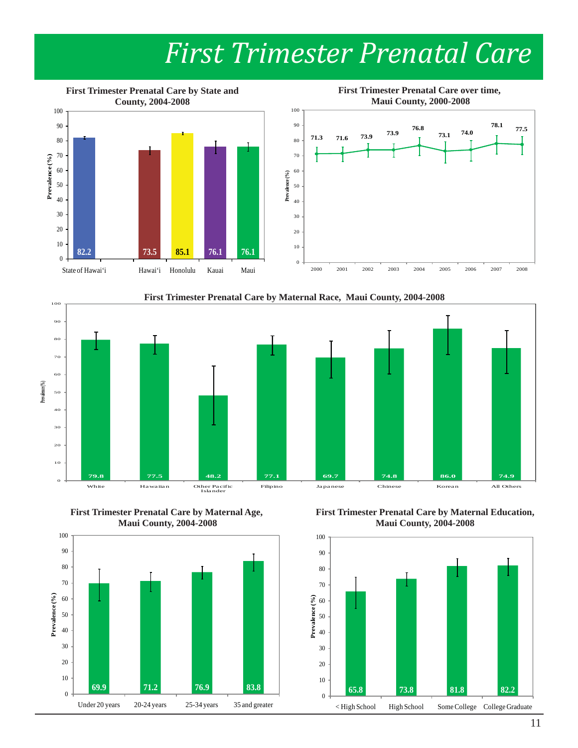# First Trimester Prenatal Care

**First Trimester Prenatal Care by State and County, 2004-2008**

| Area | Prevalence (%) |
|---|---|
| State of Hawai'i | 82.2 |
| Hawai'i | 73.5 |
| Honolulu | 85.1 |
| Kauai | 76.1 |
| Maui | 76.1 |

**First Trimester Prenatal Care over time, Maui County, 2000-2008**

| Year | 2000 | 2001 | 2002 | 2003 | 2004 | 2005 | 2006 | 2007 | 2008 |
|---|---|---|---|---|---|---|---|---|---|
| Prevalence (%) | 71.3 | 71.6 | 73.9 | 73.9 | 76.8 | 73.1 | 74.0 | 78.1 | 77.5 |

**First Trimester Prenatal Care by Maternal Race, Maui County, 2004-2008**

| Race | Prevalence (%) |
|---|---|
| White | 79.8 |
| Hawaiian | 77.5 |
| Other Pacific Islander | 48.2 |
| Filipino | 77.1 |
| Japanese | 69.7 |
| Chinese | 74.8 |
| Korean | 86.0 |
| All Others | 74.9 |

**First Trimester Prenatal Care by Maternal Age, Maui County, 2004-2008**

| Age | Prevalence (%) |
|---|---|
| Under 20 years | 69.9 |
| 20-24 years | 71.2 |
| 25-34 years | 76.9 |
| 35 and greater | 83.8 |

**First Trimester Prenatal Care by Maternal Education, Maui County, 2004-2008**

| Education | Prevalence (%) |
|---|---|
| < High School | 65.8 |
| High School | 73.8 |
| Some College | 81.8 |
| College Graduate | 82.2 |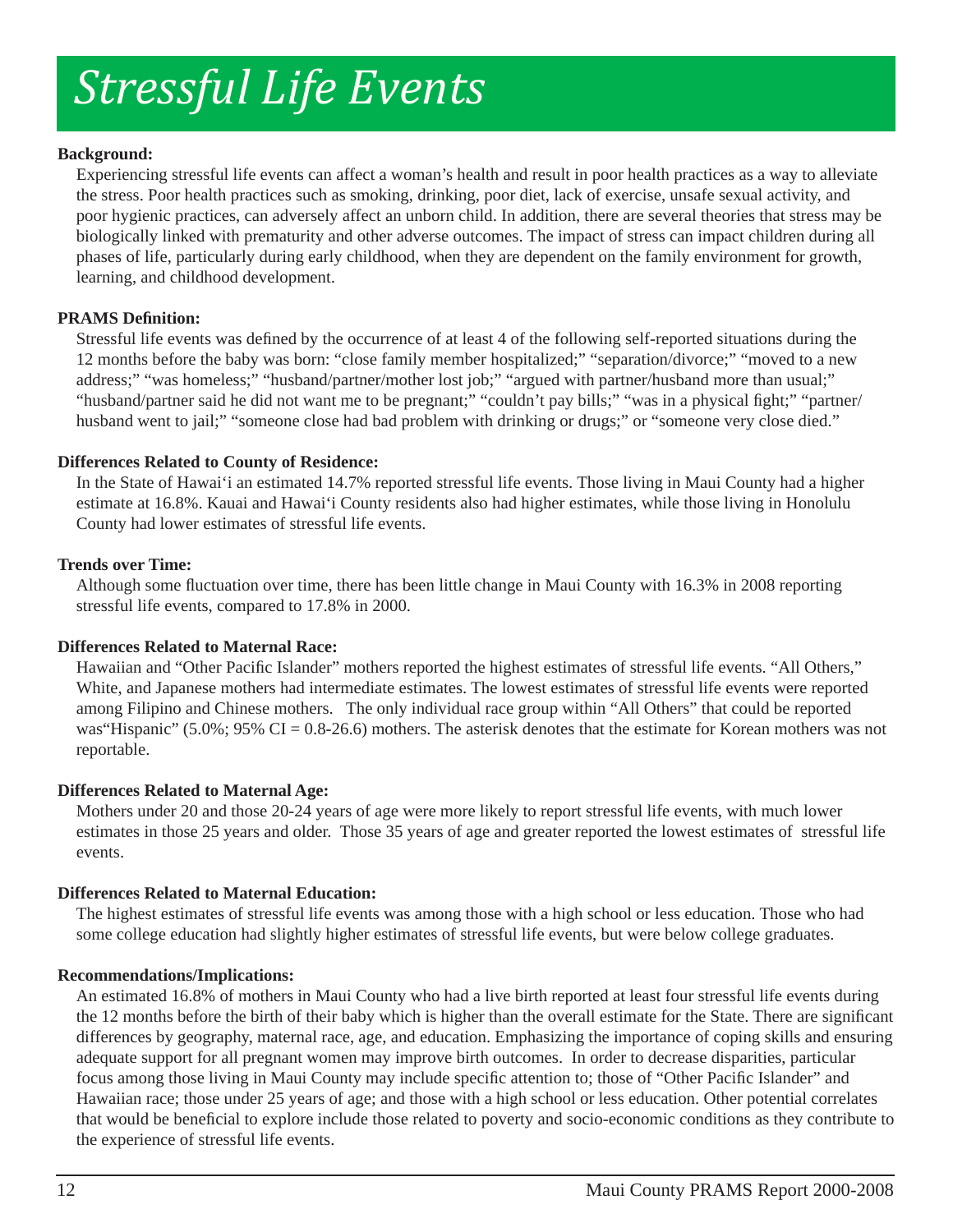# *Stressful Life Events*

**Background:**

Experiencing stressful life events can affect a woman's health and result in poor health practices as a way to alleviate the stress. Poor health practices such as smoking, drinking, poor diet, lack of exercise, unsafe sexual activity, and poor hygienic practices, can adversely affect an unborn child. In addition, there are several theories that stress may be biologically linked with prematurity and other adverse outcomes. The impact of stress can impact children during all phases of life, particularly during early childhood, when they are dependent on the family environment for growth, learning, and childhood development.

**PRAMS Definition:**

Stressful life events was defined by the occurrence of at least 4 of the following self-reported situations during the 12 months before the baby was born: "close family member hospitalized;" "separation/divorce;" "moved to a new address;" "was homeless;" "husband/partner/mother lost job;" "argued with partner/husband more than usual;" "husband/partner said he did not want me to be pregnant;" "couldn't pay bills;" "was in a physical fight;" "partner/husband went to jail;" "someone close had bad problem with drinking or drugs;" or "someone very close died."

**Differences Related to County of Residence:**

In the State of Hawai'i an estimated 14.7% reported stressful life events. Those living in Maui County had a higher estimate at 16.8%. Kauai and Hawai'i County residents also had higher estimates, while those living in Honolulu County had lower estimates of stressful life events.

**Trends over Time:**

Although some fluctuation over time, there has been little change in Maui County with 16.3% in 2008 reporting stressful life events, compared to 17.8% in 2000.

**Differences Related to Maternal Race:**

Hawaiian and "Other Pacific Islander" mothers reported the highest estimates of stressful life events. "All Others," White, and Japanese mothers had intermediate estimates. The lowest estimates of stressful life events were reported among Filipino and Chinese mothers. The only individual race group within "All Others" that could be reported was"Hispanic" (5.0%; 95% CI = 0.8-26.6) mothers. The asterisk denotes that the estimate for Korean mothers was not reportable.

**Differences Related to Maternal Age:**

Mothers under 20 and those 20-24 years of age were more likely to report stressful life events, with much lower estimates in those 25 years and older. Those 35 years of age and greater reported the lowest estimates of stressful life events.

**Differences Related to Maternal Education:**

The highest estimates of stressful life events was among those with a high school or less education. Those who had some college education had slightly higher estimates of stressful life events, but were below college graduates.

**Recommendations/Implications:**

An estimated 16.8% of mothers in Maui County who had a live birth reported at least four stressful life events during the 12 months before the birth of their baby which is higher than the overall estimate for the State. There are significant differences by geography, maternal race, age, and education. Emphasizing the importance of coping skills and ensuring adequate support for all pregnant women may improve birth outcomes. In order to decrease disparities, particular focus among those living in Maui County may include specific attention to; those of "Other Pacific Islander" and Hawaiian race; those under 25 years of age; and those with a high school or less education. Other potential correlates that would be beneficial to explore include those related to poverty and socio-economic conditions as they contribute to the experience of stressful life events.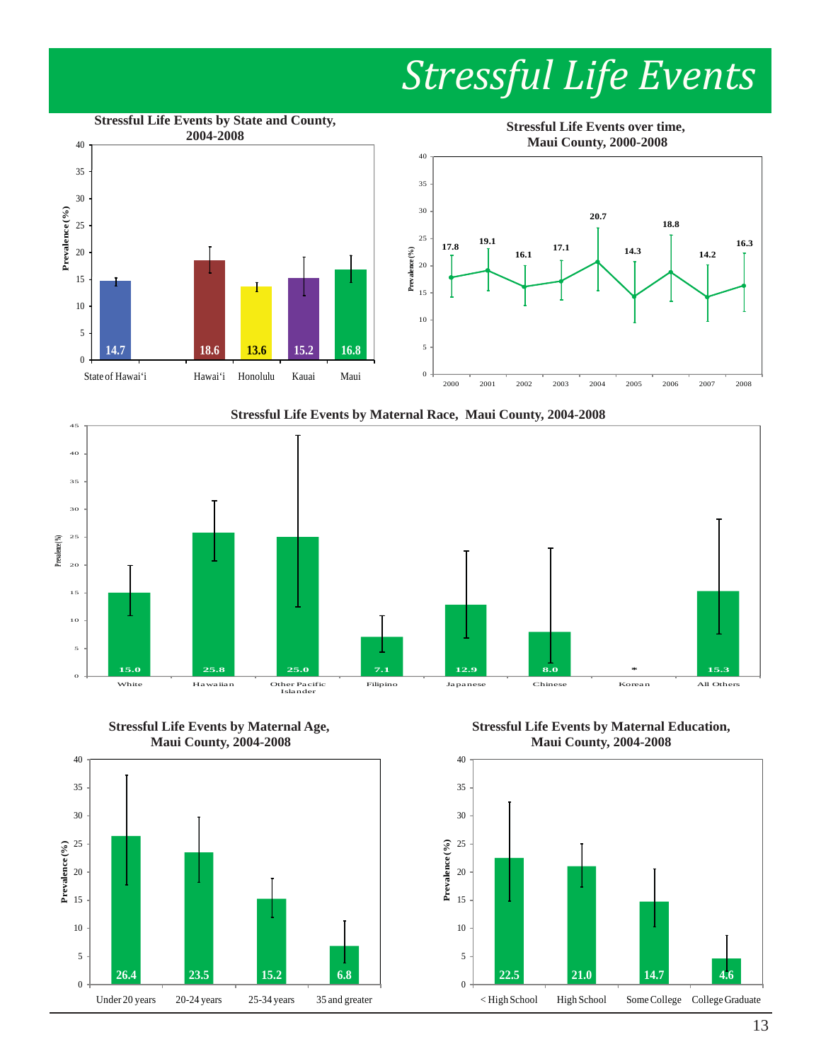# Stressful Life Events

**Stressful Life Events by State and County, 2004-2008**

| | Prevalence (%) |
|---|---|
| State of Hawai'i | 14.7 |
| Hawai'i | 18.6 |
| Honolulu | 13.6 |
| Kauai | 15.2 |
| Maui | 16.8 |

**Stressful Life Events over time, Maui County, 2000-2008**

| Year | Prevalence (%) |
|---|---|
| 2000 | 17.8 |
| 2001 | 19.1 |
| 2002 | 16.1 |
| 2003 | 17.1 |
| 2004 | 20.7 |
| 2005 | 14.3 |
| 2006 | 18.8 |
| 2007 | 14.2 |
| 2008 | 16.3 |

**Stressful Life Events by Maternal Race, Maui County, 2004-2008**

| Maternal Race | Prevalence (%) |
|---|---|
| White | 15.0 |
| Hawaiian | 25.8 |
| Other Pacific Islander | 25.0 |
| Filipino | 7.1 |
| Japanese | 12.9 |
| Chinese | 8.0 |
| Korean | * |
| All Others | 15.3 |

**Stressful Life Events by Maternal Age, Maui County, 2004-2008**

| Maternal Age | Prevalence (%) |
|---|---|
| Under 20 years | 26.4 |
| 20-24 years | 23.5 |
| 25-34 years | 15.2 |
| 35 and greater | 6.8 |

**Stressful Life Events by Maternal Education, Maui County, 2004-2008**

| Maternal Education | Prevalence (%) |
|---|---|
| < High School | 22.5 |
| High School | 21.0 |
| Some College | 14.7 |
| College Graduate | 4.6 |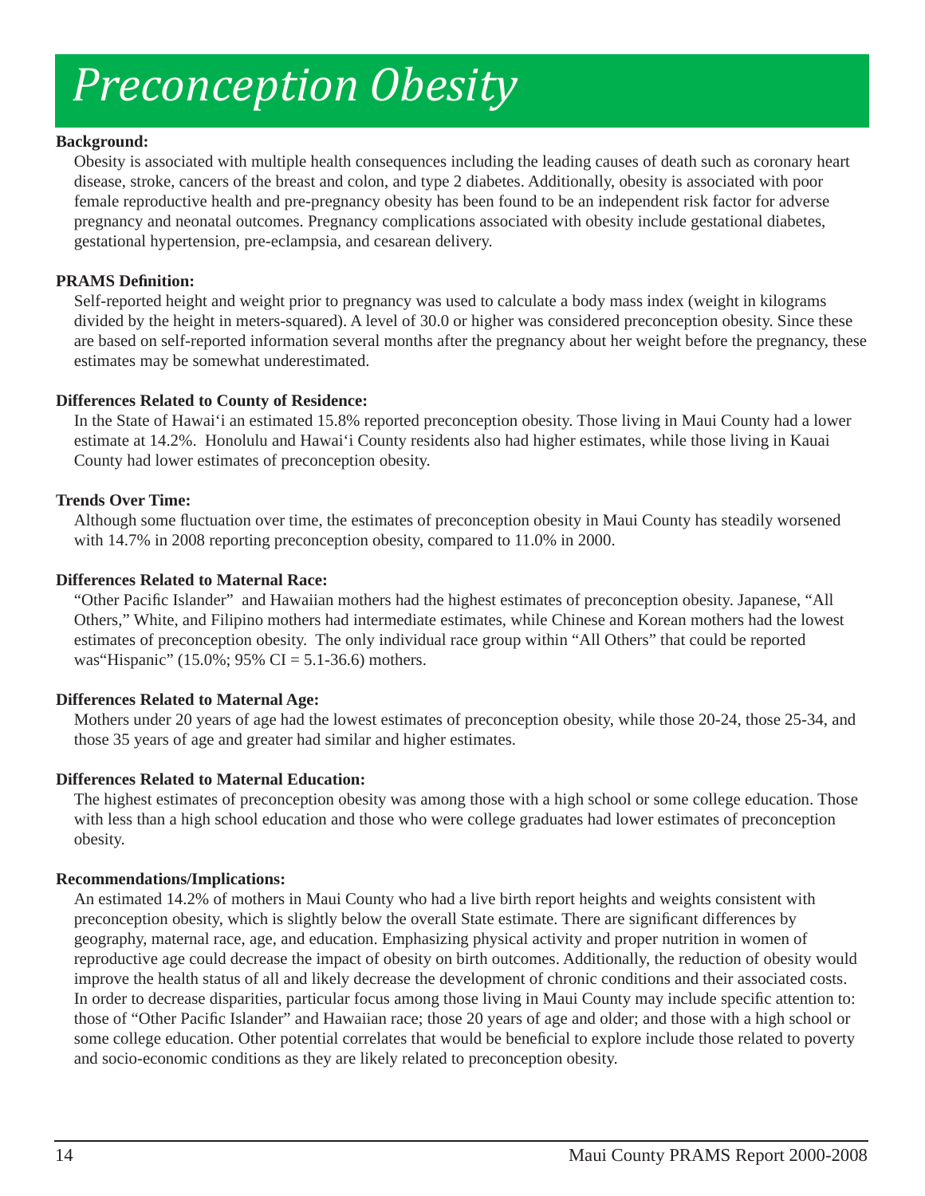# *Preconception Obesity*

**Background:**

Obesity is associated with multiple health consequences including the leading causes of death such as coronary heart disease, stroke, cancers of the breast and colon, and type 2 diabetes. Additionally, obesity is associated with poor female reproductive health and pre-pregnancy obesity has been found to be an independent risk factor for adverse pregnancy and neonatal outcomes. Pregnancy complications associated with obesity include gestational diabetes, gestational hypertension, pre-eclampsia, and cesarean delivery.

**PRAMS Definition:**

Self-reported height and weight prior to pregnancy was used to calculate a body mass index (weight in kilograms divided by the height in meters-squared). A level of 30.0 or higher was considered preconception obesity. Since these are based on self-reported information several months after the pregnancy about her weight before the pregnancy, these estimates may be somewhat underestimated.

**Differences Related to County of Residence:**

In the State of Hawaiʻi an estimated 15.8% reported preconception obesity. Those living in Maui County had a lower estimate at 14.2%. Honolulu and Hawaiʻi County residents also had higher estimates, while those living in Kauai County had lower estimates of preconception obesity.

**Trends Over Time:**

Although some fluctuation over time, the estimates of preconception obesity in Maui County has steadily worsened with 14.7% in 2008 reporting preconception obesity, compared to 11.0% in 2000.

**Differences Related to Maternal Race:**

"Other Pacific Islander" and Hawaiian mothers had the highest estimates of preconception obesity. Japanese, "All Others," White, and Filipino mothers had intermediate estimates, while Chinese and Korean mothers had the lowest estimates of preconception obesity. The only individual race group within "All Others" that could be reported was"Hispanic" (15.0%; 95% CI = 5.1-36.6) mothers.

**Differences Related to Maternal Age:**

Mothers under 20 years of age had the lowest estimates of preconception obesity, while those 20-24, those 25-34, and those 35 years of age and greater had similar and higher estimates.

**Differences Related to Maternal Education:**

The highest estimates of preconception obesity was among those with a high school or some college education. Those with less than a high school education and those who were college graduates had lower estimates of preconception obesity.

**Recommendations/Implications:**

An estimated 14.2% of mothers in Maui County who had a live birth report heights and weights consistent with preconception obesity, which is slightly below the overall State estimate. There are significant differences by geography, maternal race, age, and education. Emphasizing physical activity and proper nutrition in women of reproductive age could decrease the impact of obesity on birth outcomes. Additionally, the reduction of obesity would improve the health status of all and likely decrease the development of chronic conditions and their associated costs. In order to decrease disparities, particular focus among those living in Maui County may include specific attention to: those of "Other Pacific Islander" and Hawaiian race; those 20 years of age and older; and those with a high school or some college education. Other potential correlates that would be beneficial to explore include those related to poverty and socio-economic conditions as they are likely related to preconception obesity.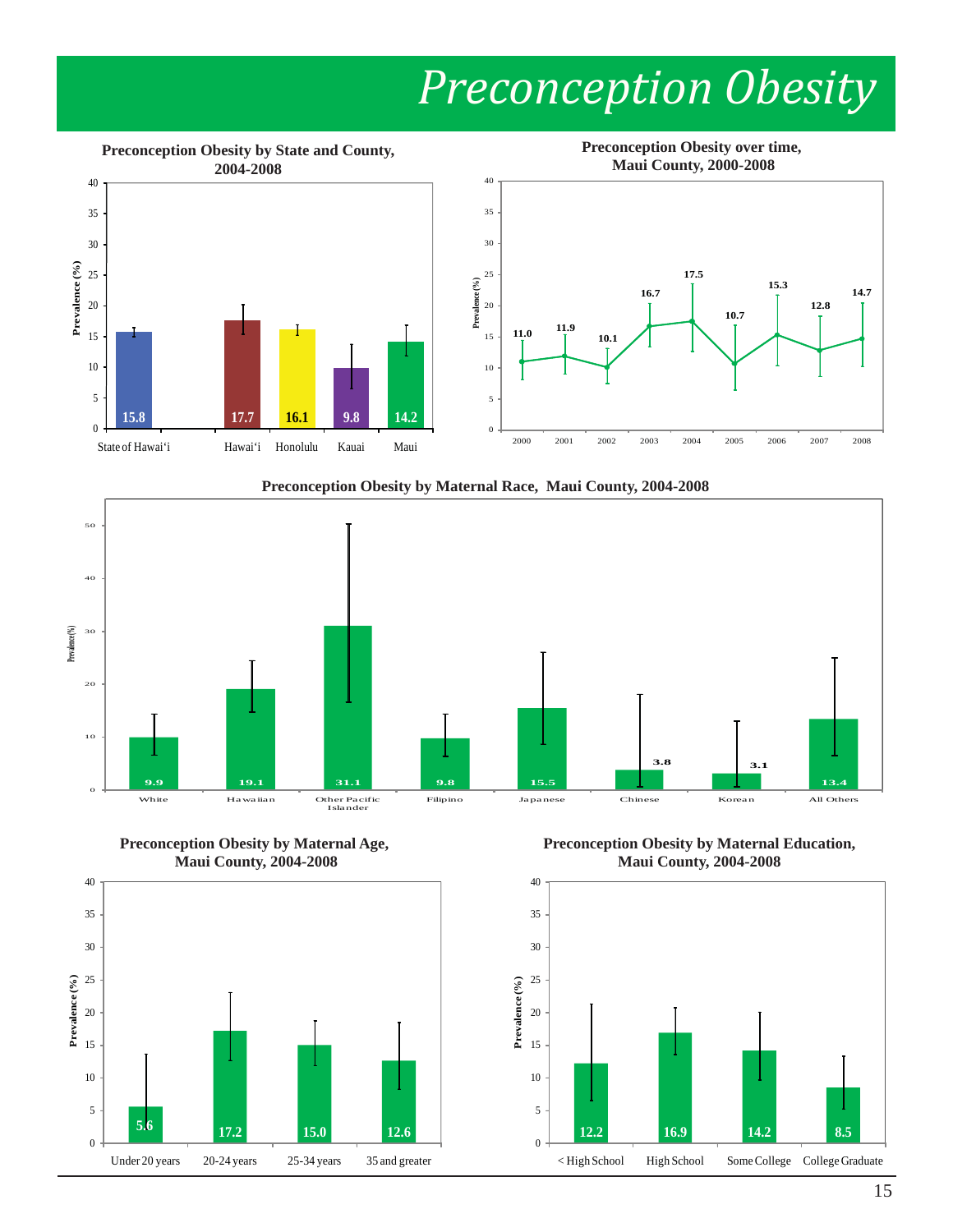# Preconception Obesity

**Preconception Obesity by State and County, 2004-2008**

| Area | Prevalence (%) |
| --- | --- |
| State of Hawai'i | 15.8 |
| Hawai'i | 17.7 |
| Honolulu | 16.1 |
| Kauai | 9.8 |
| Maui | 14.2 |

**Preconception Obesity over time, Maui County, 2000-2008**

| Year | Prevalence (%) |
| --- | --- |
| 2000 | 11.0 |
| 2001 | 11.9 |
| 2002 | 10.1 |
| 2003 | 16.7 |
| 2004 | 17.5 |
| 2005 | 10.7 |
| 2006 | 15.3 |
| 2007 | 12.8 |
| 2008 | 14.7 |

**Preconception Obesity by Maternal Race, Maui County, 2004-2008**

| Maternal Race | Prevalence (%) |
| --- | --- |
| White | 9.9 |
| Hawaiian | 19.1 |
| Other Pacific Islander | 31.1 |
| Filipino | 9.8 |
| Japanese | 15.5 |
| Chinese | 3.8 |
| Korean | 3.1 |
| All Others | 13.4 |

**Preconception Obesity by Maternal Age, Maui County, 2004-2008**

| Maternal Age | Prevalence (%) |
| --- | --- |
| Under 20 years | 5.6 |
| 20-24 years | 17.2 |
| 25-34 years | 15.0 |
| 35 and greater | 12.6 |

**Preconception Obesity by Maternal Education, Maui County, 2004-2008**

| Maternal Education | Prevalence (%) |
| --- | --- |
| < High School | 12.2 |
| High School | 16.9 |
| Some College | 14.2 |
| College Graduate | 8.5 |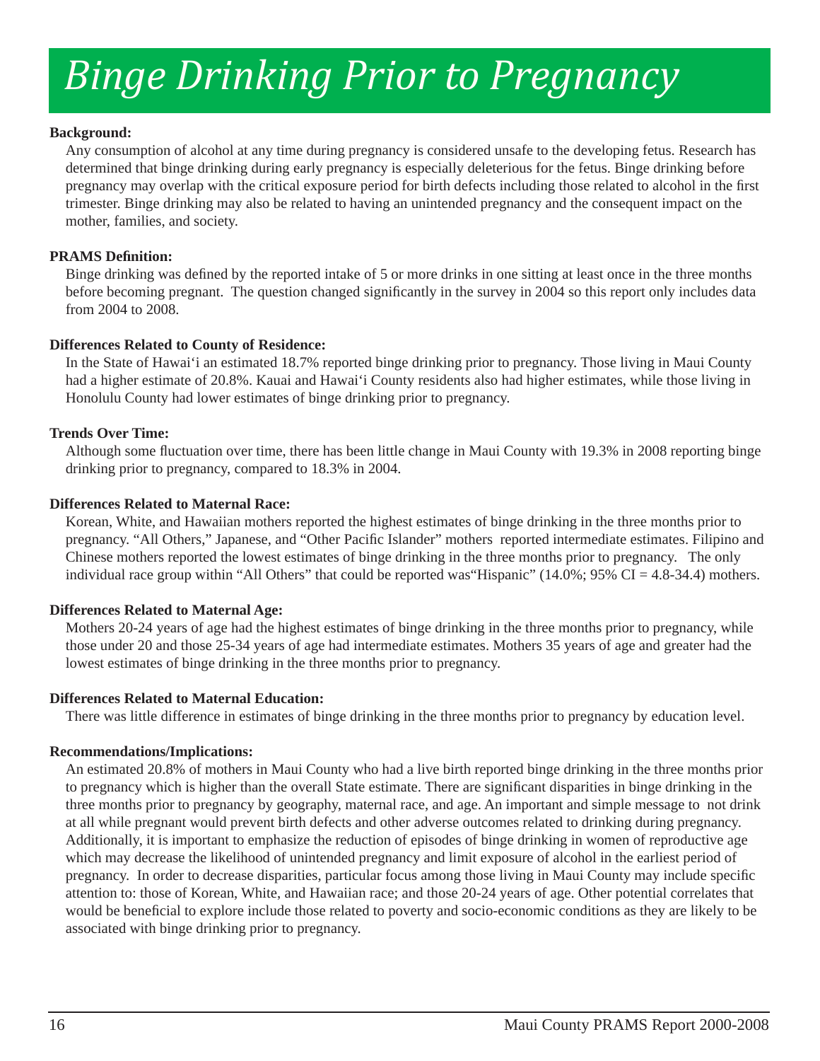# Binge Drinking Prior to Pregnancy

**Background:**

Any consumption of alcohol at any time during pregnancy is considered unsafe to the developing fetus. Research has determined that binge drinking during early pregnancy is especially deleterious for the fetus. Binge drinking before pregnancy may overlap with the critical exposure period for birth defects including those related to alcohol in the first trimester. Binge drinking may also be related to having an unintended pregnancy and the consequent impact on the mother, families, and society.

**PRAMS Definition:**

Binge drinking was defined by the reported intake of 5 or more drinks in one sitting at least once in the three months before becoming pregnant. The question changed significantly in the survey in 2004 so this report only includes data from 2004 to 2008.

**Differences Related to County of Residence:**

In the State of Hawai'i an estimated 18.7% reported binge drinking prior to pregnancy. Those living in Maui County had a higher estimate of 20.8%. Kauai and Hawai'i County residents also had higher estimates, while those living in Honolulu County had lower estimates of binge drinking prior to pregnancy.

**Trends Over Time:**

Although some fluctuation over time, there has been little change in Maui County with 19.3% in 2008 reporting binge drinking prior to pregnancy, compared to 18.3% in 2004.

**Differences Related to Maternal Race:**

Korean, White, and Hawaiian mothers reported the highest estimates of binge drinking in the three months prior to pregnancy. "All Others," Japanese, and "Other Pacific Islander" mothers reported intermediate estimates. Filipino and Chinese mothers reported the lowest estimates of binge drinking in the three months prior to pregnancy. The only individual race group within "All Others" that could be reported was"Hispanic" (14.0%; 95% CI = 4.8-34.4) mothers.

**Differences Related to Maternal Age:**

Mothers 20-24 years of age had the highest estimates of binge drinking in the three months prior to pregnancy, while those under 20 and those 25-34 years of age had intermediate estimates. Mothers 35 years of age and greater had the lowest estimates of binge drinking in the three months prior to pregnancy.

**Differences Related to Maternal Education:**

There was little difference in estimates of binge drinking in the three months prior to pregnancy by education level.

**Recommendations/Implications:**

An estimated 20.8% of mothers in Maui County who had a live birth reported binge drinking in the three months prior to pregnancy which is higher than the overall State estimate. There are significant disparities in binge drinking in the three months prior to pregnancy by geography, maternal race, and age. An important and simple message to not drink at all while pregnant would prevent birth defects and other adverse outcomes related to drinking during pregnancy. Additionally, it is important to emphasize the reduction of episodes of binge drinking in women of reproductive age which may decrease the likelihood of unintended pregnancy and limit exposure of alcohol in the earliest period of pregnancy. In order to decrease disparities, particular focus among those living in Maui County may include specific attention to: those of Korean, White, and Hawaiian race; and those 20-24 years of age. Other potential correlates that would be beneficial to explore include those related to poverty and socio-economic conditions as they are likely to be associated with binge drinking prior to pregnancy.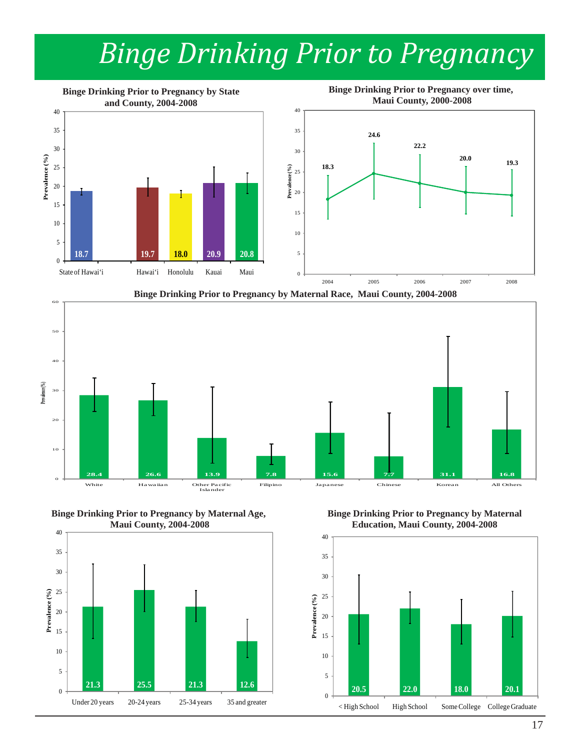# Binge Drinking Prior to Pregnancy

**Binge Drinking Prior to Pregnancy by State and County, 2004-2008**

| Location | Prevalence (%) |
|---|---|
| State of Hawai'i | 18.7 |
| Hawai'i | 19.7 |
| Honolulu | 18.0 |
| Kauai | 20.9 |
| Maui | 20.8 |

**Binge Drinking Prior to Pregnancy over time, Maui County, 2000-2008**

| Year | Prevalence (%) |
|---|---|
| 2004 | 18.3 |
| 2005 | 24.6 |
| 2006 | 22.2 |
| 2007 | 20.0 |
| 2008 | 19.3 |

**Binge Drinking Prior to Pregnancy by Maternal Race, Maui County, 2004-2008**

| Maternal Race | Prevalence (%) |
|---|---|
| White | 28.4 |
| Hawaiian | 26.6 |
| Other Pacific Islander | 13.9 |
| Filipino | 7.8 |
| Japanese | 15.6 |
| Chinese | 7.7 |
| Korean | 31.1 |
| All Others | 16.8 |

**Binge Drinking Prior to Pregnancy by Maternal Age, Maui County, 2004-2008**

| Maternal Age | Prevalence (%) |
|---|---|
| Under 20 years | 21.3 |
| 20-24 years | 25.5 |
| 25-34 years | 21.3 |
| 35 and greater | 12.6 |

**Binge Drinking Prior to Pregnancy by Maternal Education, Maui County, 2004-2008**

| Maternal Education | Prevalence (%) |
|---|---|
| < High School | 20.5 |
| High School | 22.0 |
| Some College | 18.0 |
| College Graduate | 20.1 |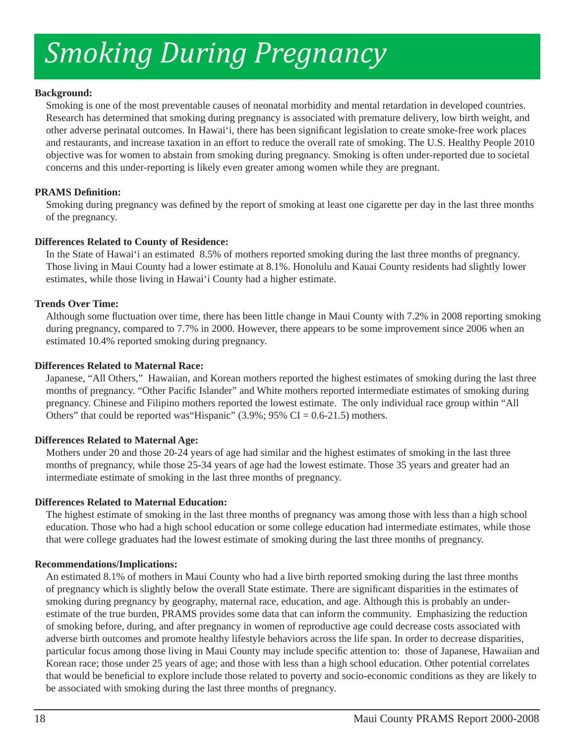# *Smoking During Pregnancy*

**Background:**

Smoking is one of the most preventable causes of neonatal morbidity and mental retardation in developed countries. Research has determined that smoking during pregnancy is associated with premature delivery, low birth weight, and other adverse perinatal outcomes. In Hawai'i, there has been significant legislation to create smoke-free work places and restaurants, and increase taxation in an effort to reduce the overall rate of smoking. The U.S. Healthy People 2010 objective was for women to abstain from smoking during pregnancy. Smoking is often under-reported due to societal concerns and this under-reporting is likely even greater among women while they are pregnant.

**PRAMS Definition:**

Smoking during pregnancy was defined by the report of smoking at least one cigarette per day in the last three months of the pregnancy.

**Differences Related to County of Residence:**

In the State of Hawai'i an estimated 8.5% of mothers reported smoking during the last three months of pregnancy. Those living in Maui County had a lower estimate at 8.1%. Honolulu and Kauai County residents had slightly lower estimates, while those living in Hawai'i County had a higher estimate.

**Trends Over Time:**

Although some fluctuation over time, there has been little change in Maui County with 7.2% in 2008 reporting smoking during pregnancy, compared to 7.7% in 2000. However, there appears to be some improvement since 2006 when an estimated 10.4% reported smoking during pregnancy.

**Differences Related to Maternal Race:**

Japanese, "All Others," Hawaiian, and Korean mothers reported the highest estimates of smoking during the last three months of pregnancy. "Other Pacific Islander" and White mothers reported intermediate estimates of smoking during pregnancy. Chinese and Filipino mothers reported the lowest estimate. The only individual race group within "All Others" that could be reported was"Hispanic" (3.9%; 95% CI = 0.6-21.5) mothers.

**Differences Related to Maternal Age:**

Mothers under 20 and those 20-24 years of age had similar and the highest estimates of smoking in the last three months of pregnancy, while those 25-34 years of age had the lowest estimate. Those 35 years and greater had an intermediate estimate of smoking in the last three months of pregnancy.

**Differences Related to Maternal Education:**

The highest estimate of smoking in the last three months of pregnancy was among those with less than a high school education. Those who had a high school education or some college education had intermediate estimates, while those that were college graduates had the lowest estimate of smoking during the last three months of pregnancy.

**Recommendations/Implications:**

An estimated 8.1% of mothers in Maui County who had a live birth reported smoking during the last three months of pregnancy which is slightly below the overall State estimate. There are significant disparities in the estimates of smoking during pregnancy by geography, maternal race, education, and age. Although this is probably an under-estimate of the true burden, PRAMS provides some data that can inform the community. Emphasizing the reduction of smoking before, during, and after pregnancy in women of reproductive age could decrease costs associated with adverse birth outcomes and promote healthy lifestyle behaviors across the life span. In order to decrease disparities, particular focus among those living in Maui County may include specific attention to: those of Japanese, Hawaiian and Korean race; those under 25 years of age; and those with less than a high school education. Other potential correlates that would be beneficial to explore include those related to poverty and socio-economic conditions as they are likely to be associated with smoking during the last three months of pregnancy.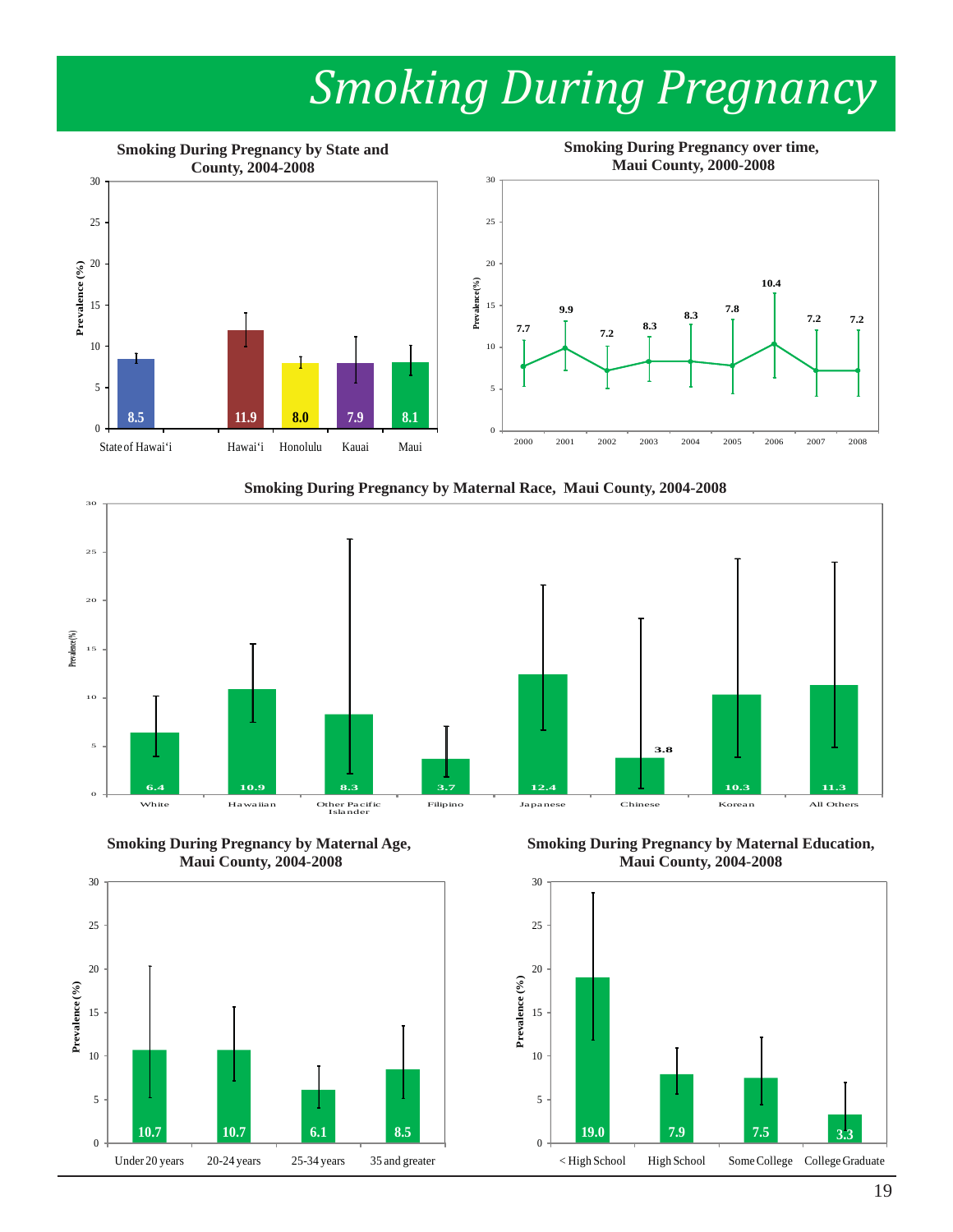# Smoking During Pregnancy

**Smoking During Pregnancy by State and County, 2004-2008**

| Area | Prevalence (%) |
|---|---|
| State of Hawai'i | 8.5 |
| Hawai'i | 11.9 |
| Honolulu | 8.0 |
| Kauai | 7.9 |
| Maui | 8.1 |

**Smoking During Pregnancy over time, Maui County, 2000-2008**

| Year | Prevalence (%) |
|---|---|
| 2000 | 7.7 |
| 2001 | 9.9 |
| 2002 | 7.2 |
| 2003 | 8.3 |
| 2004 | 8.3 |
| 2005 | 7.8 |
| 2006 | 10.4 |
| 2007 | 7.2 |
| 2008 | 7.2 |

**Smoking During Pregnancy by Maternal Race, Maui County, 2004-2008**

| Maternal Race | Prevalence (%) |
|---|---|
| White | 6.4 |
| Hawaiian | 10.9 |
| Other Pacific Islander | 8.3 |
| Filipino | 3.7 |
| Japanese | 12.4 |
| Chinese | 3.8 |
| Korean | 10.3 |
| All Others | 11.3 |

**Smoking During Pregnancy by Maternal Age, Maui County, 2004-2008**

| Maternal Age | Prevalence (%) |
|---|---|
| Under 20 years | 10.7 |
| 20-24 years | 10.7 |
| 25-34 years | 6.1 |
| 35 and greater | 8.5 |

**Smoking During Pregnancy by Maternal Education, Maui County, 2004-2008**

| Maternal Education | Prevalence (%) |
|---|---|
| < High School | 19.0 |
| High School | 7.9 |
| Some College | 7.5 |
| College Graduate | 3.3 |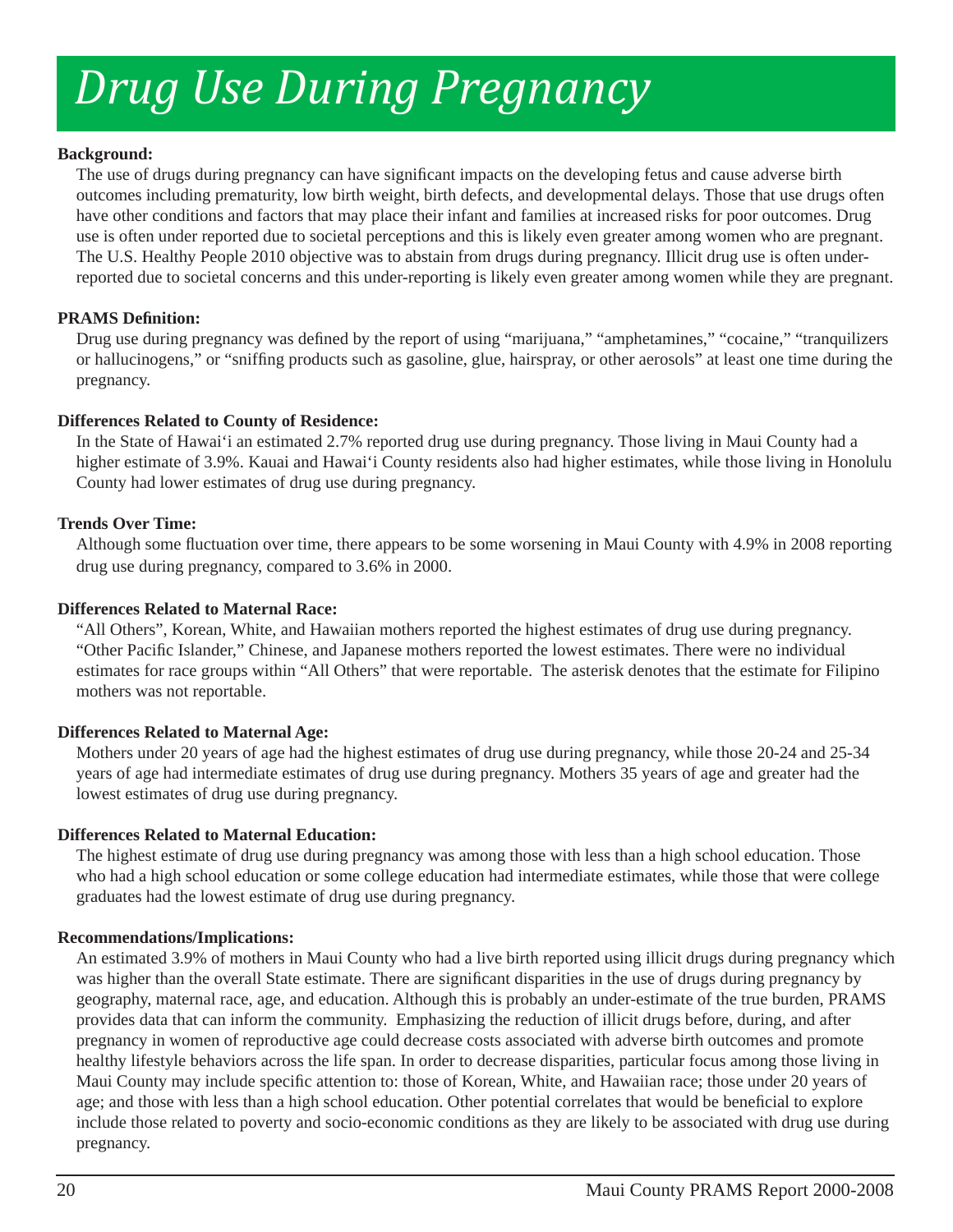# *Drug Use During Pregnancy*

**Background:**

The use of drugs during pregnancy can have significant impacts on the developing fetus and cause adverse birth outcomes including prematurity, low birth weight, birth defects, and developmental delays. Those that use drugs often have other conditions and factors that may place their infant and families at increased risks for poor outcomes. Drug use is often under reported due to societal perceptions and this is likely even greater among women who are pregnant. The U.S. Healthy People 2010 objective was to abstain from drugs during pregnancy. Illicit drug use is often under-reported due to societal concerns and this under-reporting is likely even greater among women while they are pregnant.

**PRAMS Definition:**

Drug use during pregnancy was defined by the report of using "marijuana," "amphetamines," "cocaine," "tranquilizers or hallucinogens," or "sniffing products such as gasoline, glue, hairspray, or other aerosols" at least one time during the pregnancy.

**Differences Related to County of Residence:**

In the State of Hawai'i an estimated 2.7% reported drug use during pregnancy. Those living in Maui County had a higher estimate of 3.9%. Kauai and Hawai'i County residents also had higher estimates, while those living in Honolulu County had lower estimates of drug use during pregnancy.

**Trends Over Time:**

Although some fluctuation over time, there appears to be some worsening in Maui County with 4.9% in 2008 reporting drug use during pregnancy, compared to 3.6% in 2000.

**Differences Related to Maternal Race:**

"All Others", Korean, White, and Hawaiian mothers reported the highest estimates of drug use during pregnancy. "Other Pacific Islander," Chinese, and Japanese mothers reported the lowest estimates. There were no individual estimates for race groups within "All Others" that were reportable. The asterisk denotes that the estimate for Filipino mothers was not reportable.

**Differences Related to Maternal Age:**

Mothers under 20 years of age had the highest estimates of drug use during pregnancy, while those 20-24 and 25-34 years of age had intermediate estimates of drug use during pregnancy. Mothers 35 years of age and greater had the lowest estimates of drug use during pregnancy.

**Differences Related to Maternal Education:**

The highest estimate of drug use during pregnancy was among those with less than a high school education. Those who had a high school education or some college education had intermediate estimates, while those that were college graduates had the lowest estimate of drug use during pregnancy.

**Recommendations/Implications:**

An estimated 3.9% of mothers in Maui County who had a live birth reported using illicit drugs during pregnancy which was higher than the overall State estimate. There are significant disparities in the use of drugs during pregnancy by geography, maternal race, age, and education. Although this is probably an under-estimate of the true burden, PRAMS provides data that can inform the community. Emphasizing the reduction of illicit drugs before, during, and after pregnancy in women of reproductive age could decrease costs associated with adverse birth outcomes and promote healthy lifestyle behaviors across the life span. In order to decrease disparities, particular focus among those living in Maui County may include specific attention to: those of Korean, White, and Hawaiian race; those under 20 years of age; and those with less than a high school education. Other potential correlates that would be beneficial to explore include those related to poverty and socio-economic conditions as they are likely to be associated with drug use during pregnancy.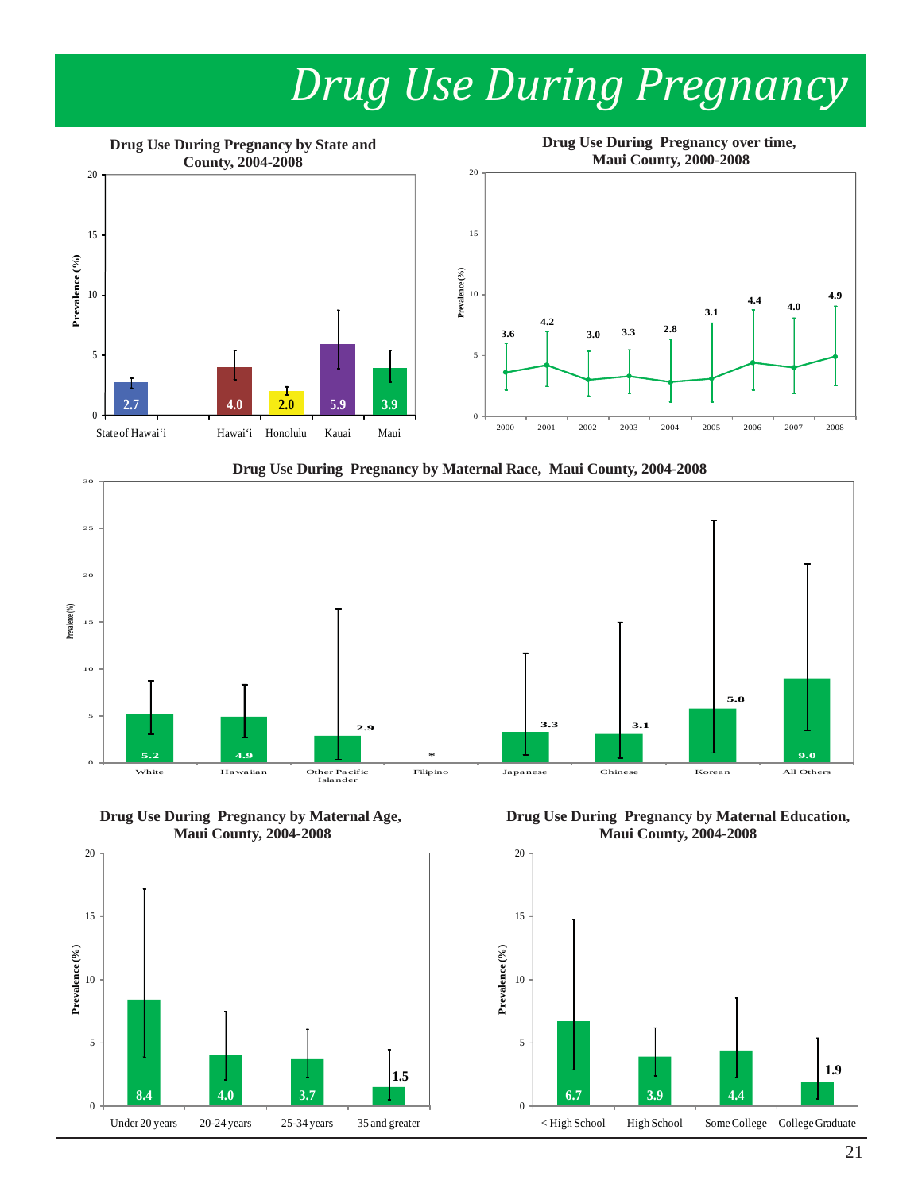# Drug Use During Pregnancy

**Drug Use During Pregnancy by State and County, 2004-2008**

| Area | Prevalence (%) |
|---|---|
| State of Hawai'i | 2.7 |
| Hawai'i | 4.0 |
| Honolulu | 2.0 |
| Kauai | 5.9 |
| Maui | 3.9 |

**Drug Use During Pregnancy over time, Maui County, 2000-2008**

| Year | Prevalence (%) |
|---|---|
| 2000 | 3.6 |
| 2001 | 4.2 |
| 2002 | 3.0 |
| 2003 | 3.3 |
| 2004 | 2.8 |
| 2005 | 3.1 |
| 2006 | 4.4 |
| 2007 | 4.0 |
| 2008 | 4.9 |

**Drug Use During Pregnancy by Maternal Race, Maui County, 2004-2008**

| Maternal Race | Prevalence (%) |
|---|---|
| White | 5.2 |
| Hawaiian | 4.9 |
| Other Pacific Islander | 2.9 |
| Filipino | * |
| Japanese | 3.3 |
| Chinese | 3.1 |
| Korean | 5.8 |
| All Others | 9.0 |

**Drug Use During Pregnancy by Maternal Age, Maui County, 2004-2008**

| Maternal Age | Prevalence (%) |
|---|---|
| Under 20 years | 8.4 |
| 20-24 years | 4.0 |
| 25-34 years | 3.7 |
| 35 and greater | 1.5 |

**Drug Use During Pregnancy by Maternal Education, Maui County, 2004-2008**

| Maternal Education | Prevalence (%) |
|---|---|
| < High School | 6.7 |
| High School | 3.9 |
| Some College | 4.4 |
| College Graduate | 1.9 |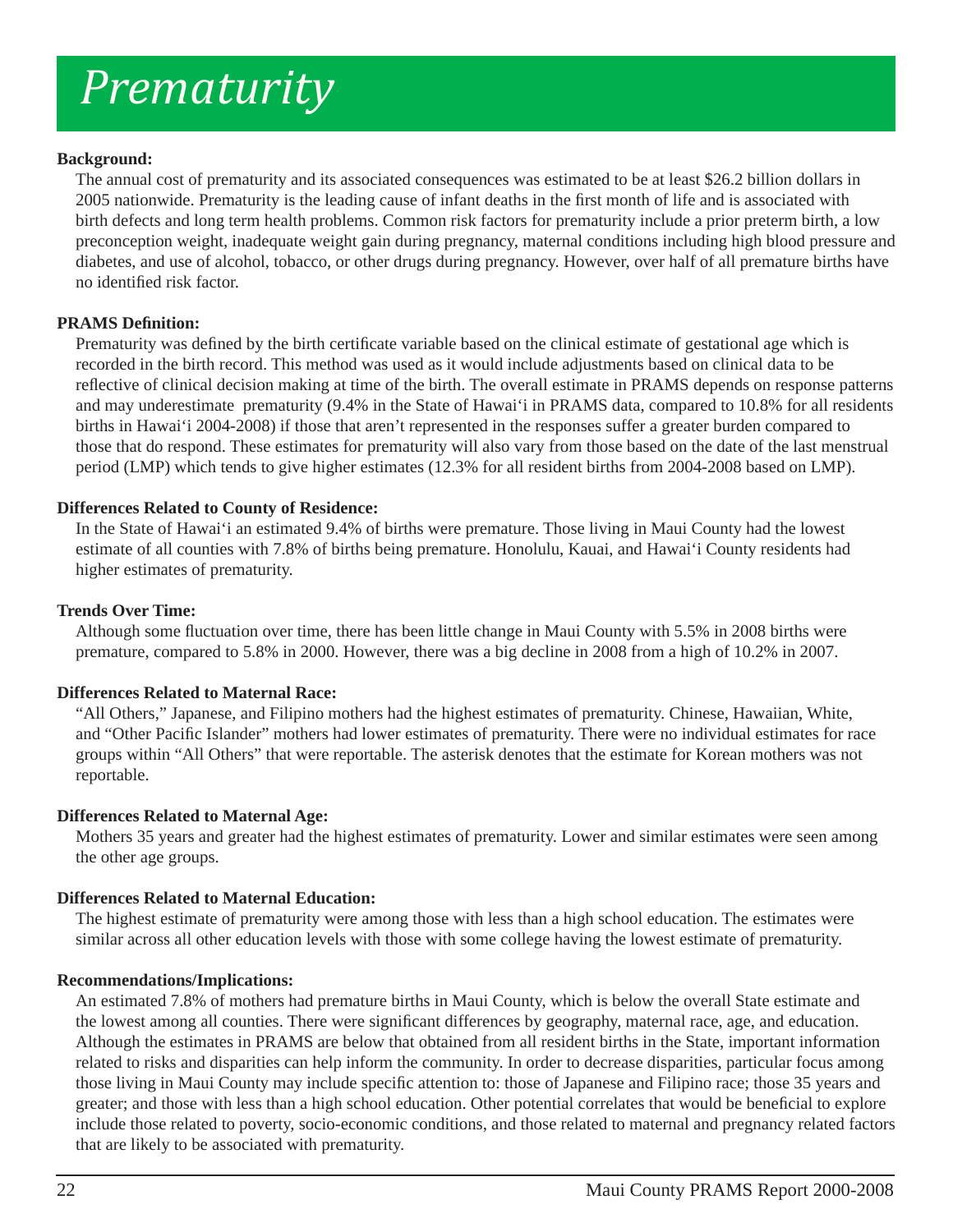# *Prematurity*

**Background:**

The annual cost of prematurity and its associated consequences was estimated to be at least $26.2 billion dollars in 2005 nationwide. Prematurity is the leading cause of infant deaths in the first month of life and is associated with birth defects and long term health problems. Common risk factors for prematurity include a prior preterm birth, a low preconception weight, inadequate weight gain during pregnancy, maternal conditions including high blood pressure and diabetes, and use of alcohol, tobacco, or other drugs during pregnancy. However, over half of all premature births have no identified risk factor.

**PRAMS Definition:**

Prematurity was defined by the birth certificate variable based on the clinical estimate of gestational age which is recorded in the birth record. This method was used as it would include adjustments based on clinical data to be reflective of clinical decision making at time of the birth. The overall estimate in PRAMS depends on response patterns and may underestimate prematurity (9.4% in the State of Hawai'i in PRAMS data, compared to 10.8% for all residents births in Hawai'i 2004-2008) if those that aren't represented in the responses suffer a greater burden compared to those that do respond. These estimates for prematurity will also vary from those based on the date of the last menstrual period (LMP) which tends to give higher estimates (12.3% for all resident births from 2004-2008 based on LMP).

**Differences Related to County of Residence:**

In the State of Hawai'i an estimated 9.4% of births were premature. Those living in Maui County had the lowest estimate of all counties with 7.8% of births being premature. Honolulu, Kauai, and Hawai'i County residents had higher estimates of prematurity.

**Trends Over Time:**

Although some fluctuation over time, there has been little change in Maui County with 5.5% in 2008 births were premature, compared to 5.8% in 2000. However, there was a big decline in 2008 from a high of 10.2% in 2007.

**Differences Related to Maternal Race:**

"All Others," Japanese, and Filipino mothers had the highest estimates of prematurity. Chinese, Hawaiian, White, and "Other Pacific Islander" mothers had lower estimates of prematurity. There were no individual estimates for race groups within "All Others" that were reportable. The asterisk denotes that the estimate for Korean mothers was not reportable.

**Differences Related to Maternal Age:**

Mothers 35 years and greater had the highest estimates of prematurity. Lower and similar estimates were seen among the other age groups.

**Differences Related to Maternal Education:**

The highest estimate of prematurity were among those with less than a high school education. The estimates were similar across all other education levels with those with some college having the lowest estimate of prematurity.

**Recommendations/Implications:**

An estimated 7.8% of mothers had premature births in Maui County, which is below the overall State estimate and the lowest among all counties. There were significant differences by geography, maternal race, age, and education. Although the estimates in PRAMS are below that obtained from all resident births in the State, important information related to risks and disparities can help inform the community. In order to decrease disparities, particular focus among those living in Maui County may include specific attention to: those of Japanese and Filipino race; those 35 years and greater; and those with less than a high school education. Other potential correlates that would be beneficial to explore include those related to poverty, socio-economic conditions, and those related to maternal and pregnancy related factors that are likely to be associated with prematurity.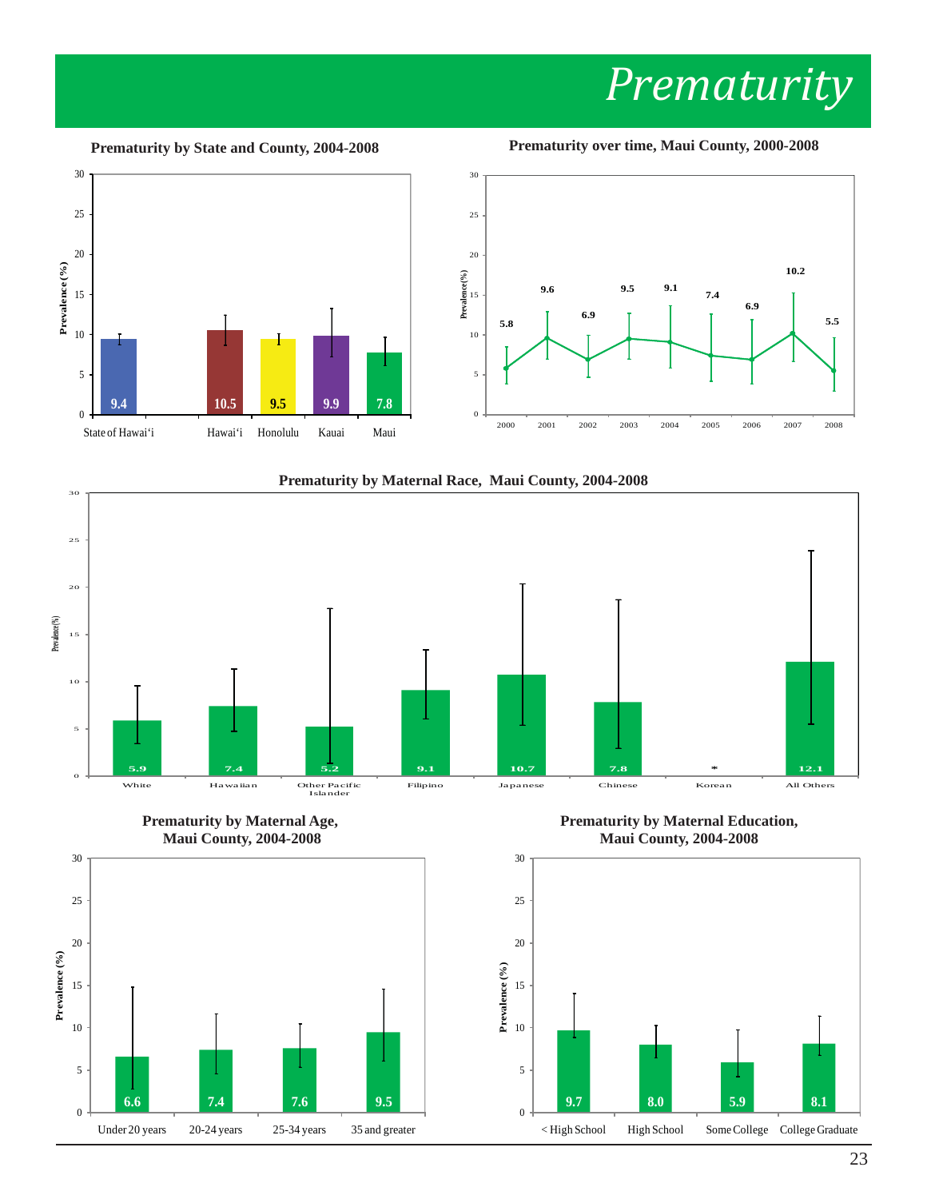# *Prematurity*

### Prematurity by State and County, 2004-2008

| Area | Prevalence (%) |
|---|---|
| State of Hawai'i | 9.4 |
| Hawai'i | 10.5 |
| Honolulu | 9.5 |
| Kauai | 9.9 |
| Maui | 7.8 |

### Prematurity over time, Maui County, 2000-2008

| Year | Prevalence (%) |
|---|---|
| 2000 | 5.8 |
| 2001 | 9.6 |
| 2002 | 6.9 |
| 2003 | 9.5 |
| 2004 | 9.1 |
| 2005 | 7.4 |
| 2006 | 6.9 |
| 2007 | 10.2 |
| 2008 | 5.5 |

### Prematurity by Maternal Race, Maui County, 2004-2008

| Maternal Race | Prevalence (%) |
|---|---|
| White | 5.9 |
| Hawaiian | 7.4 |
| Other Pacific Islander | 5.2 |
| Filipino | 9.1 |
| Japanese | 10.7 |
| Chinese | 7.8 |
| Korean | * |
| All Others | 12.1 |

### Prematurity by Maternal Age, Maui County, 2004-2008

| Maternal Age | Prevalence (%) |
|---|---|
| Under 20 years | 6.6 |
| 20-24 years | 7.4 |
| 25-34 years | 7.6 |
| 35 and greater | 9.5 |

### Prematurity by Maternal Education, Maui County, 2004-2008

| Maternal Education | Prevalence (%) |
|---|---|
| < High School | 9.7 |
| High School | 8.0 |
| Some College | 5.9 |
| College Graduate | 8.1 |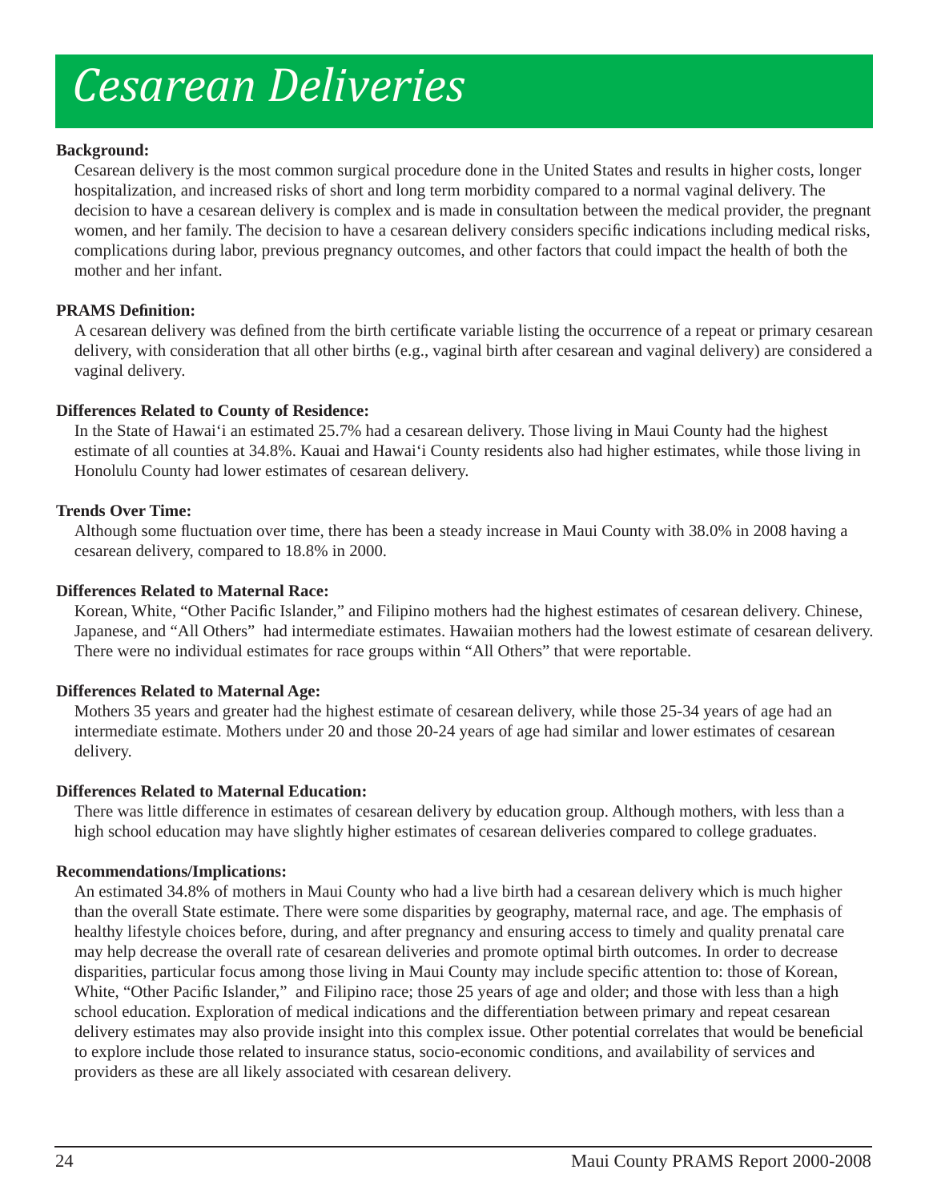# *Cesarean Deliveries*

**Background:**

Cesarean delivery is the most common surgical procedure done in the United States and results in higher costs, longer hospitalization, and increased risks of short and long term morbidity compared to a normal vaginal delivery. The decision to have a cesarean delivery is complex and is made in consultation between the medical provider, the pregnant women, and her family. The decision to have a cesarean delivery considers specific indications including medical risks, complications during labor, previous pregnancy outcomes, and other factors that could impact the health of both the mother and her infant.

**PRAMS Definition:**

A cesarean delivery was defined from the birth certificate variable listing the occurrence of a repeat or primary cesarean delivery, with consideration that all other births (e.g., vaginal birth after cesarean and vaginal delivery) are considered a vaginal delivery.

**Differences Related to County of Residence:**

In the State of Hawai'i an estimated 25.7% had a cesarean delivery. Those living in Maui County had the highest estimate of all counties at 34.8%. Kauai and Hawai'i County residents also had higher estimates, while those living in Honolulu County had lower estimates of cesarean delivery.

**Trends Over Time:**

Although some fluctuation over time, there has been a steady increase in Maui County with 38.0% in 2008 having a cesarean delivery, compared to 18.8% in 2000.

**Differences Related to Maternal Race:**

Korean, White, "Other Pacific Islander," and Filipino mothers had the highest estimates of cesarean delivery. Chinese, Japanese, and "All Others" had intermediate estimates. Hawaiian mothers had the lowest estimate of cesarean delivery. There were no individual estimates for race groups within "All Others" that were reportable.

**Differences Related to Maternal Age:**

Mothers 35 years and greater had the highest estimate of cesarean delivery, while those 25-34 years of age had an intermediate estimate. Mothers under 20 and those 20-24 years of age had similar and lower estimates of cesarean delivery.

**Differences Related to Maternal Education:**

There was little difference in estimates of cesarean delivery by education group. Although mothers, with less than a high school education may have slightly higher estimates of cesarean deliveries compared to college graduates.

**Recommendations/Implications:**

An estimated 34.8% of mothers in Maui County who had a live birth had a cesarean delivery which is much higher than the overall State estimate. There were some disparities by geography, maternal race, and age. The emphasis of healthy lifestyle choices before, during, and after pregnancy and ensuring access to timely and quality prenatal care may help decrease the overall rate of cesarean deliveries and promote optimal birth outcomes. In order to decrease disparities, particular focus among those living in Maui County may include specific attention to: those of Korean, White, "Other Pacific Islander," and Filipino race; those 25 years of age and older; and those with less than a high school education. Exploration of medical indications and the differentiation between primary and repeat cesarean delivery estimates may also provide insight into this complex issue. Other potential correlates that would be beneficial to explore include those related to insurance status, socio-economic conditions, and availability of services and providers as these are all likely associated with cesarean delivery.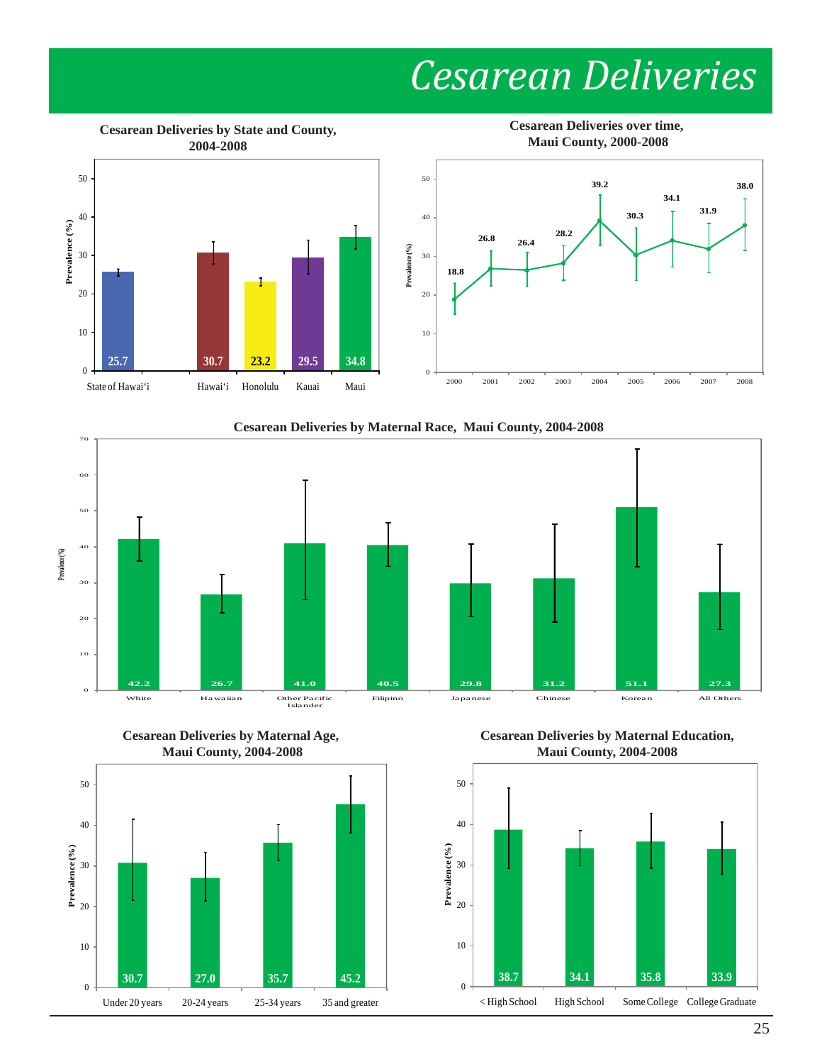# Cesarean Deliveries

**Cesarean Deliveries by State and County, 2004-2008**

| | Prevalence (%) |
|---|---|
| State of Hawai'i | 25.7 |
| Hawai'i | 30.7 |
| Honolulu | 23.2 |
| Kauai | 29.5 |
| Maui | 34.8 |

**Cesarean Deliveries over time, Maui County, 2000-2008**

| Year | Prevalence (%) |
|---|---|
| 2000 | 18.8 |
| 2001 | 26.8 |
| 2002 | 26.4 |
| 2003 | 28.2 |
| 2004 | 39.2 |
| 2005 | 30.3 |
| 2006 | 34.1 |
| 2007 | 31.9 |
| 2008 | 38.0 |

**Cesarean Deliveries by Maternal Race, Maui County, 2004-2008**

| Maternal Race | Prevalence (%) |
|---|---|
| White | 42.2 |
| Hawaiian | 26.7 |
| Other Pacific Islander | 41.0 |
| Filipino | 40.5 |
| Japanese | 29.8 |
| Chinese | 31.2 |
| Korean | 51.1 |
| All Others | 27.3 |

**Cesarean Deliveries by Maternal Age, Maui County, 2004-2008**

| Maternal Age | Prevalence (%) |
|---|---|
| Under 20 years | 30.7 |
| 20-24 years | 27.0 |
| 25-34 years | 35.7 |
| 35 and greater | 45.2 |

**Cesarean Deliveries by Maternal Education, Maui County, 2004-2008**

| Maternal Education | Prevalence (%) |
|---|---|
| < High School | 38.7 |
| High School | 34.1 |
| Some College | 35.8 |
| College Graduate | 33.9 |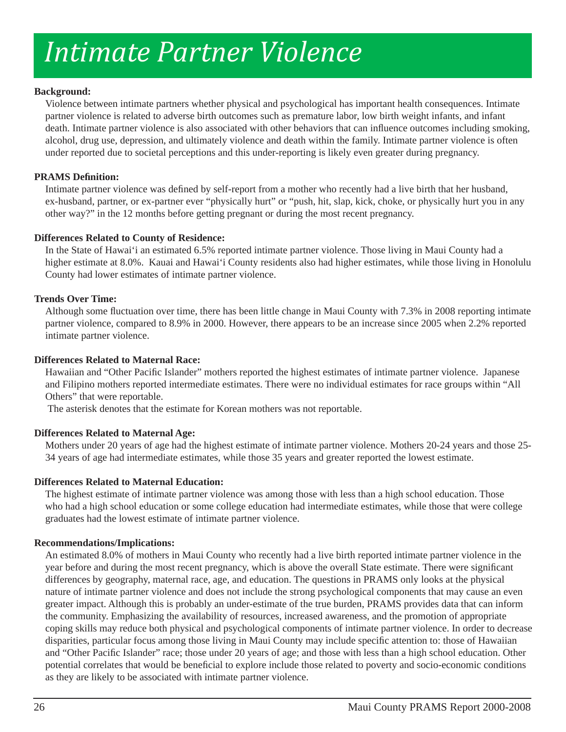# *Intimate Partner Violence*

**Background:**

Violence between intimate partners whether physical and psychological has important health consequences. Intimate partner violence is related to adverse birth outcomes such as premature labor, low birth weight infants, and infant death. Intimate partner violence is also associated with other behaviors that can influence outcomes including smoking, alcohol, drug use, depression, and ultimately violence and death within the family. Intimate partner violence is often under reported due to societal perceptions and this under-reporting is likely even greater during pregnancy.

**PRAMS Definition:**

Intimate partner violence was defined by self-report from a mother who recently had a live birth that her husband, ex-husband, partner, or ex-partner ever "physically hurt" or "push, hit, slap, kick, choke, or physically hurt you in any other way?" in the 12 months before getting pregnant or during the most recent pregnancy.

**Differences Related to County of Residence:**

In the State of Hawai'i an estimated 6.5% reported intimate partner violence. Those living in Maui County had a higher estimate at 8.0%. Kauai and Hawai'i County residents also had higher estimates, while those living in Honolulu County had lower estimates of intimate partner violence.

**Trends Over Time:**

Although some fluctuation over time, there has been little change in Maui County with 7.3% in 2008 reporting intimate partner violence, compared to 8.9% in 2000. However, there appears to be an increase since 2005 when 2.2% reported intimate partner violence.

**Differences Related to Maternal Race:**

Hawaiian and "Other Pacific Islander" mothers reported the highest estimates of intimate partner violence. Japanese and Filipino mothers reported intermediate estimates. There were no individual estimates for race groups within "All Others" that were reportable.

The asterisk denotes that the estimate for Korean mothers was not reportable.

**Differences Related to Maternal Age:**

Mothers under 20 years of age had the highest estimate of intimate partner violence. Mothers 20-24 years and those 25-34 years of age had intermediate estimates, while those 35 years and greater reported the lowest estimate.

**Differences Related to Maternal Education:**

The highest estimate of intimate partner violence was among those with less than a high school education. Those who had a high school education or some college education had intermediate estimates, while those that were college graduates had the lowest estimate of intimate partner violence.

**Recommendations/Implications:**

An estimated 8.0% of mothers in Maui County who recently had a live birth reported intimate partner violence in the year before and during the most recent pregnancy, which is above the overall State estimate. There were significant differences by geography, maternal race, age, and education. The questions in PRAMS only looks at the physical nature of intimate partner violence and does not include the strong psychological components that may cause an even greater impact. Although this is probably an under-estimate of the true burden, PRAMS provides data that can inform the community. Emphasizing the availability of resources, increased awareness, and the promotion of appropriate coping skills may reduce both physical and psychological components of intimate partner violence. In order to decrease disparities, particular focus among those living in Maui County may include specific attention to: those of Hawaiian and "Other Pacific Islander" race; those under 20 years of age; and those with less than a high school education. Other potential correlates that would be beneficial to explore include those related to poverty and socio-economic conditions as they are likely to be associated with intimate partner violence.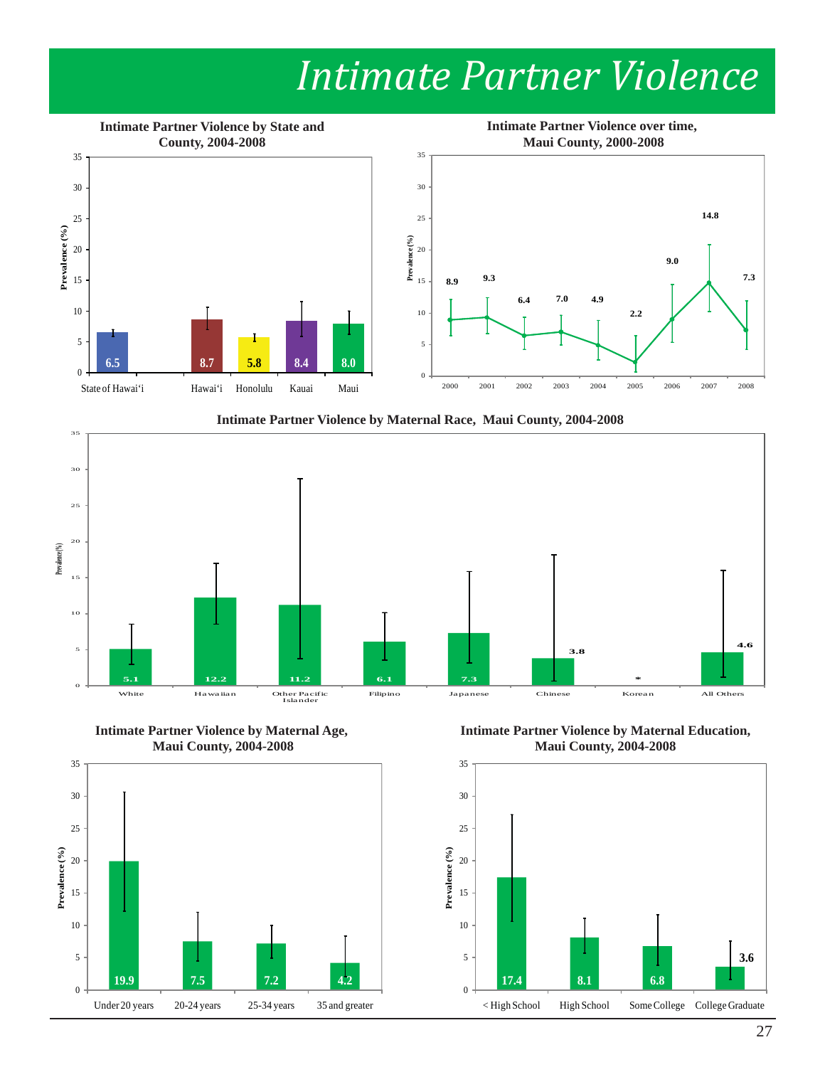# Intimate Partner Violence

**Intimate Partner Violence by State and County, 2004-2008**

| Area | Prevalence (%) |
|---|---|
| State of Hawai'i | 6.5 |
| Hawai'i | 8.7 |
| Honolulu | 5.8 |
| Kauai | 8.4 |
| Maui | 8.0 |

**Intimate Partner Violence over time, Maui County, 2000-2008**

| Year | Prevalence (%) |
|---|---|
| 2000 | 8.9 |
| 2001 | 9.3 |
| 2002 | 6.4 |
| 2003 | 7.0 |
| 2004 | 4.9 |
| 2005 | 2.2 |
| 2006 | 9.0 |
| 2007 | 14.8 |
| 2008 | 7.3 |

**Intimate Partner Violence by Maternal Race, Maui County, 2004-2008**

| Maternal Race | Prevalence (%) |
|---|---|
| White | 5.1 |
| Hawaiian | 12.2 |
| Other Pacific Islander | 11.2 |
| Filipino | 6.1 |
| Japanese | 7.3 |
| Chinese | 3.8 |
| Korean | * |
| All Others | 4.6 |

**Intimate Partner Violence by Maternal Age, Maui County, 2004-2008**

| Maternal Age | Prevalence (%) |
|---|---|
| Under 20 years | 19.9 |
| 20-24 years | 7.5 |
| 25-34 years | 7.2 |
| 35 and greater | 4.2 |

**Intimate Partner Violence by Maternal Education, Maui County, 2004-2008**

| Maternal Education | Prevalence (%) |
|---|---|
| < High School | 17.4 |
| High School | 8.1 |
| Some College | 6.8 |
| College Graduate | 3.6 |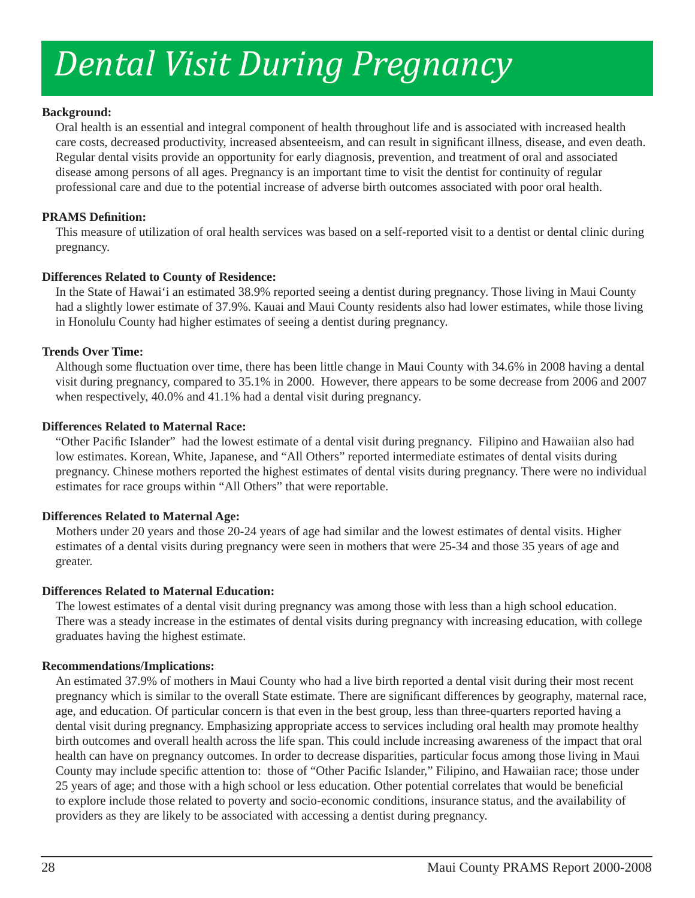# *Dental Visit During Pregnancy*

**Background:**

Oral health is an essential and integral component of health throughout life and is associated with increased health care costs, decreased productivity, increased absenteeism, and can result in significant illness, disease, and even death. Regular dental visits provide an opportunity for early diagnosis, prevention, and treatment of oral and associated disease among persons of all ages. Pregnancy is an important time to visit the dentist for continuity of regular professional care and due to the potential increase of adverse birth outcomes associated with poor oral health.

**PRAMS Definition:**

This measure of utilization of oral health services was based on a self-reported visit to a dentist or dental clinic during pregnancy.

**Differences Related to County of Residence:**

In the State of Hawai'i an estimated 38.9% reported seeing a dentist during pregnancy. Those living in Maui County had a slightly lower estimate of 37.9%. Kauai and Maui County residents also had lower estimates, while those living in Honolulu County had higher estimates of seeing a dentist during pregnancy.

**Trends Over Time:**

Although some fluctuation over time, there has been little change in Maui County with 34.6% in 2008 having a dental visit during pregnancy, compared to 35.1% in 2000. However, there appears to be some decrease from 2006 and 2007 when respectively, 40.0% and 41.1% had a dental visit during pregnancy.

**Differences Related to Maternal Race:**

"Other Pacific Islander" had the lowest estimate of a dental visit during pregnancy. Filipino and Hawaiian also had low estimates. Korean, White, Japanese, and "All Others" reported intermediate estimates of dental visits during pregnancy. Chinese mothers reported the highest estimates of dental visits during pregnancy. There were no individual estimates for race groups within "All Others" that were reportable.

**Differences Related to Maternal Age:**

Mothers under 20 years and those 20-24 years of age had similar and the lowest estimates of dental visits. Higher estimates of a dental visits during pregnancy were seen in mothers that were 25-34 and those 35 years of age and greater.

**Differences Related to Maternal Education:**

The lowest estimates of a dental visit during pregnancy was among those with less than a high school education. There was a steady increase in the estimates of dental visits during pregnancy with increasing education, with college graduates having the highest estimate.

**Recommendations/Implications:**

An estimated 37.9% of mothers in Maui County who had a live birth reported a dental visit during their most recent pregnancy which is similar to the overall State estimate. There are significant differences by geography, maternal race, age, and education. Of particular concern is that even in the best group, less than three-quarters reported having a dental visit during pregnancy. Emphasizing appropriate access to services including oral health may promote healthy birth outcomes and overall health across the life span. This could include increasing awareness of the impact that oral health can have on pregnancy outcomes. In order to decrease disparities, particular focus among those living in Maui County may include specific attention to: those of "Other Pacific Islander," Filipino, and Hawaiian race; those under 25 years of age; and those with a high school or less education. Other potential correlates that would be beneficial to explore include those related to poverty and socio-economic conditions, insurance status, and the availability of providers as they are likely to be associated with accessing a dentist during pregnancy.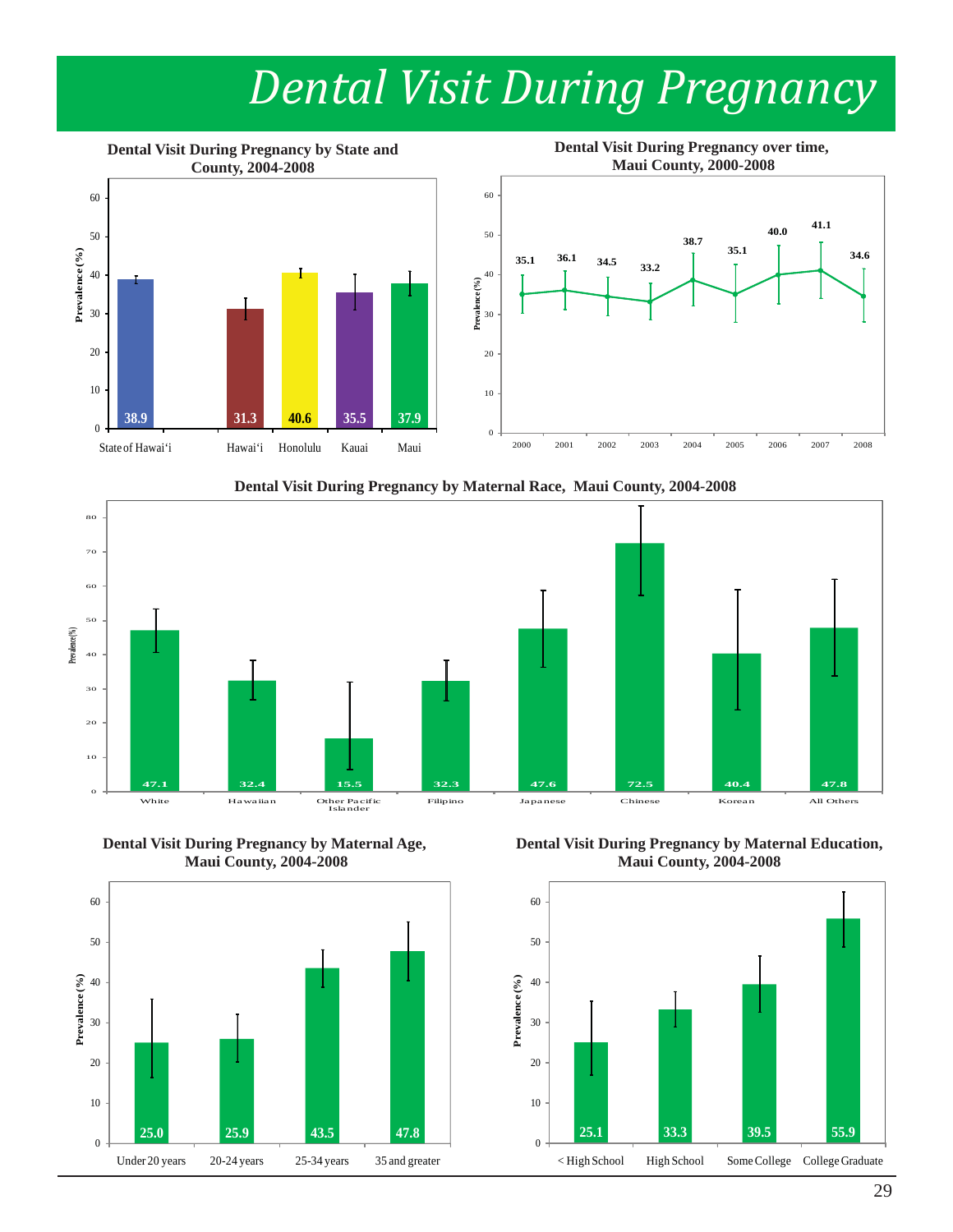# Dental Visit During Pregnancy

### Dental Visit During Pregnancy by State and County, 2004-2008

| Area | Prevalence (%) |
|---|---|
| State of Hawai'i | 38.9 |
| Hawai'i | 31.3 |
| Honolulu | 40.6 |
| Kauai | 35.5 |
| Maui | 37.9 |

### Dental Visit During Pregnancy over time, Maui County, 2000-2008

| Year | Prevalence (%) |
|---|---|
| 2000 | 35.1 |
| 2001 | 36.1 |
| 2002 | 34.5 |
| 2003 | 33.2 |
| 2004 | 38.7 |
| 2005 | 35.1 |
| 2006 | 40.0 |
| 2007 | 41.1 |
| 2008 | 34.6 |

### Dental Visit During Pregnancy by Maternal Race, Maui County, 2004-2008

| Maternal Race | Prevalence (%) |
|---|---|
| White | 47.1 |
| Hawaiian | 32.4 |
| Other Pacific Islander | 15.5 |
| Filipino | 32.3 |
| Japanese | 47.6 |
| Chinese | 72.5 |
| Korean | 40.4 |
| All Others | 47.8 |

### Dental Visit During Pregnancy by Maternal Age, Maui County, 2004-2008

| Maternal Age | Prevalence (%) |
|---|---|
| Under 20 years | 25.0 |
| 20-24 years | 25.9 |
| 25-34 years | 43.5 |
| 35 and greater | 47.8 |

### Dental Visit During Pregnancy by Maternal Education, Maui County, 2004-2008

| Maternal Education | Prevalence (%) |
|---|---|
| < High School | 25.1 |
| High School | 33.3 |
| Some College | 39.5 |
| College Graduate | 55.9 |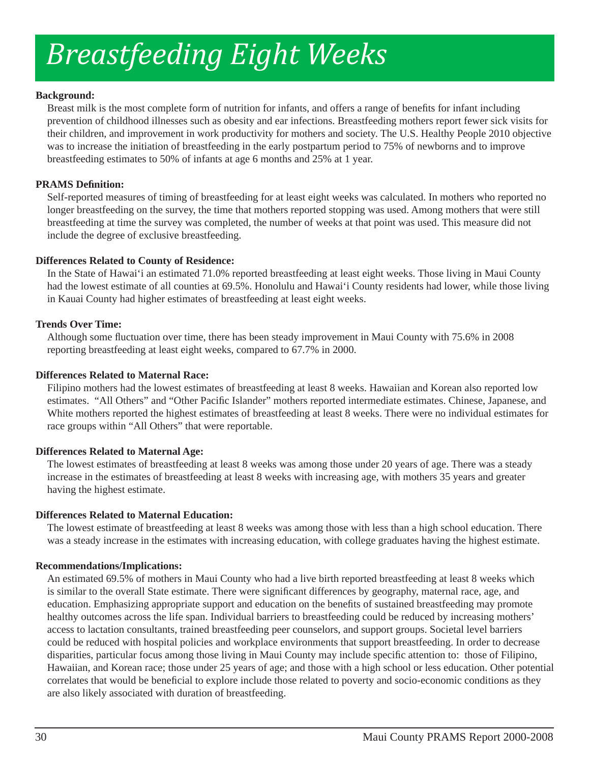# *Breastfeeding Eight Weeks*

**Background:**

Breast milk is the most complete form of nutrition for infants, and offers a range of benefits for infant including prevention of childhood illnesses such as obesity and ear infections. Breastfeeding mothers report fewer sick visits for their children, and improvement in work productivity for mothers and society. The U.S. Healthy People 2010 objective was to increase the initiation of breastfeeding in the early postpartum period to 75% of newborns and to improve breastfeeding estimates to 50% of infants at age 6 months and 25% at 1 year.

**PRAMS Definition:**

Self-reported measures of timing of breastfeeding for at least eight weeks was calculated. In mothers who reported no longer breastfeeding on the survey, the time that mothers reported stopping was used. Among mothers that were still breastfeeding at time the survey was completed, the number of weeks at that point was used. This measure did not include the degree of exclusive breastfeeding.

**Differences Related to County of Residence:**

In the State of Hawai'i an estimated 71.0% reported breastfeeding at least eight weeks. Those living in Maui County had the lowest estimate of all counties at 69.5%. Honolulu and Hawai'i County residents had lower, while those living in Kauai County had higher estimates of breastfeeding at least eight weeks.

**Trends Over Time:**

Although some fluctuation over time, there has been steady improvement in Maui County with 75.6% in 2008 reporting breastfeeding at least eight weeks, compared to 67.7% in 2000.

**Differences Related to Maternal Race:**

Filipino mothers had the lowest estimates of breastfeeding at least 8 weeks. Hawaiian and Korean also reported low estimates. "All Others" and "Other Pacific Islander" mothers reported intermediate estimates. Chinese, Japanese, and White mothers reported the highest estimates of breastfeeding at least 8 weeks. There were no individual estimates for race groups within "All Others" that were reportable.

**Differences Related to Maternal Age:**

The lowest estimates of breastfeeding at least 8 weeks was among those under 20 years of age. There was a steady increase in the estimates of breastfeeding at least 8 weeks with increasing age, with mothers 35 years and greater having the highest estimate.

**Differences Related to Maternal Education:**

The lowest estimate of breastfeeding at least 8 weeks was among those with less than a high school education. There was a steady increase in the estimates with increasing education, with college graduates having the highest estimate.

**Recommendations/Implications:**

An estimated 69.5% of mothers in Maui County who had a live birth reported breastfeeding at least 8 weeks which is similar to the overall State estimate. There were significant differences by geography, maternal race, age, and education. Emphasizing appropriate support and education on the benefits of sustained breastfeeding may promote healthy outcomes across the life span. Individual barriers to breastfeeding could be reduced by increasing mothers' access to lactation consultants, trained breastfeeding peer counselors, and support groups. Societal level barriers could be reduced with hospital policies and workplace environments that support breastfeeding. In order to decrease disparities, particular focus among those living in Maui County may include specific attention to: those of Filipino, Hawaiian, and Korean race; those under 25 years of age; and those with a high school or less education. Other potential correlates that would be beneficial to explore include those related to poverty and socio-economic conditions as they are also likely associated with duration of breastfeeding.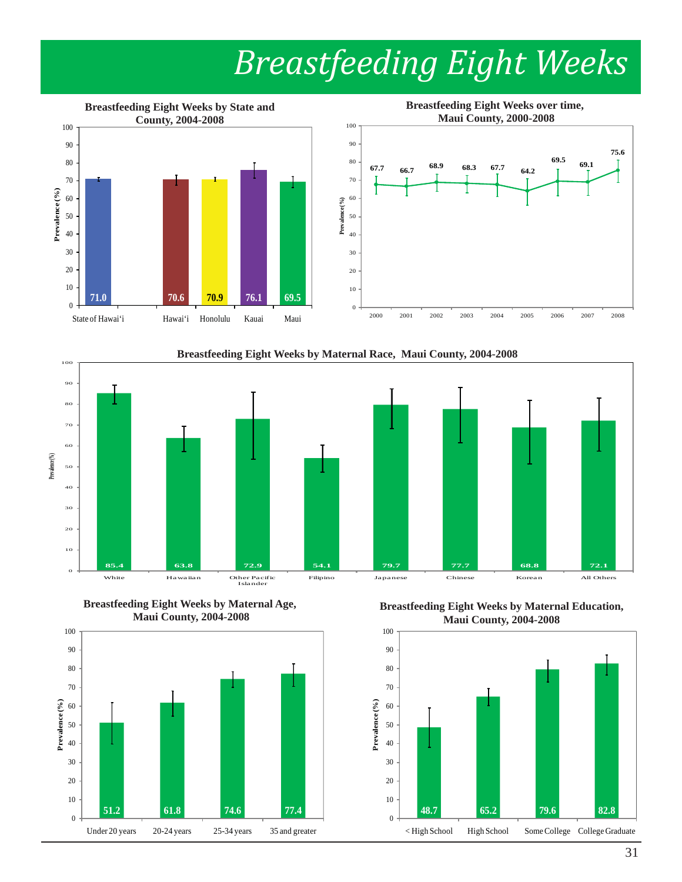# Breastfeeding Eight Weeks

**Breastfeeding Eight Weeks by State and County, 2004-2008**

| Area | Prevalence (%) |
|---|---|
| State of Hawai'i | 71.0 |
| Hawai'i | 70.6 |
| Honolulu | 70.9 |
| Kauai | 76.1 |
| Maui | 69.5 |

**Breastfeeding Eight Weeks over time, Maui County, 2000-2008**

| Year | Prevalence (%) |
|---|---|
| 2000 | 67.7 |
| 2001 | 66.7 |
| 2002 | 68.9 |
| 2003 | 68.3 |
| 2004 | 67.7 |
| 2005 | 64.2 |
| 2006 | 69.5 |
| 2007 | 69.1 |
| 2008 | 75.6 |

**Breastfeeding Eight Weeks by Maternal Race, Maui County, 2004-2008**

| Maternal Race | Prevalence (%) |
|---|---|
| White | 85.4 |
| Hawaiian | 63.8 |
| Other Pacific Islander | 72.9 |
| Filipino | 54.1 |
| Japanese | 79.7 |
| Chinese | 77.7 |
| Korean | 68.8 |
| All Others | 72.1 |

**Breastfeeding Eight Weeks by Maternal Age, Maui County, 2004-2008**

| Maternal Age | Prevalence (%) |
|---|---|
| Under 20 years | 51.2 |
| 20-24 years | 61.8 |
| 25-34 years | 74.6 |
| 35 and greater | 77.4 |

**Breastfeeding Eight Weeks by Maternal Education, Maui County, 2004-2008**

| Maternal Education | Prevalence (%) |
|---|---|
| < High School | 48.7 |
| High School | 65.2 |
| Some College | 79.6 |
| College Graduate | 82.8 |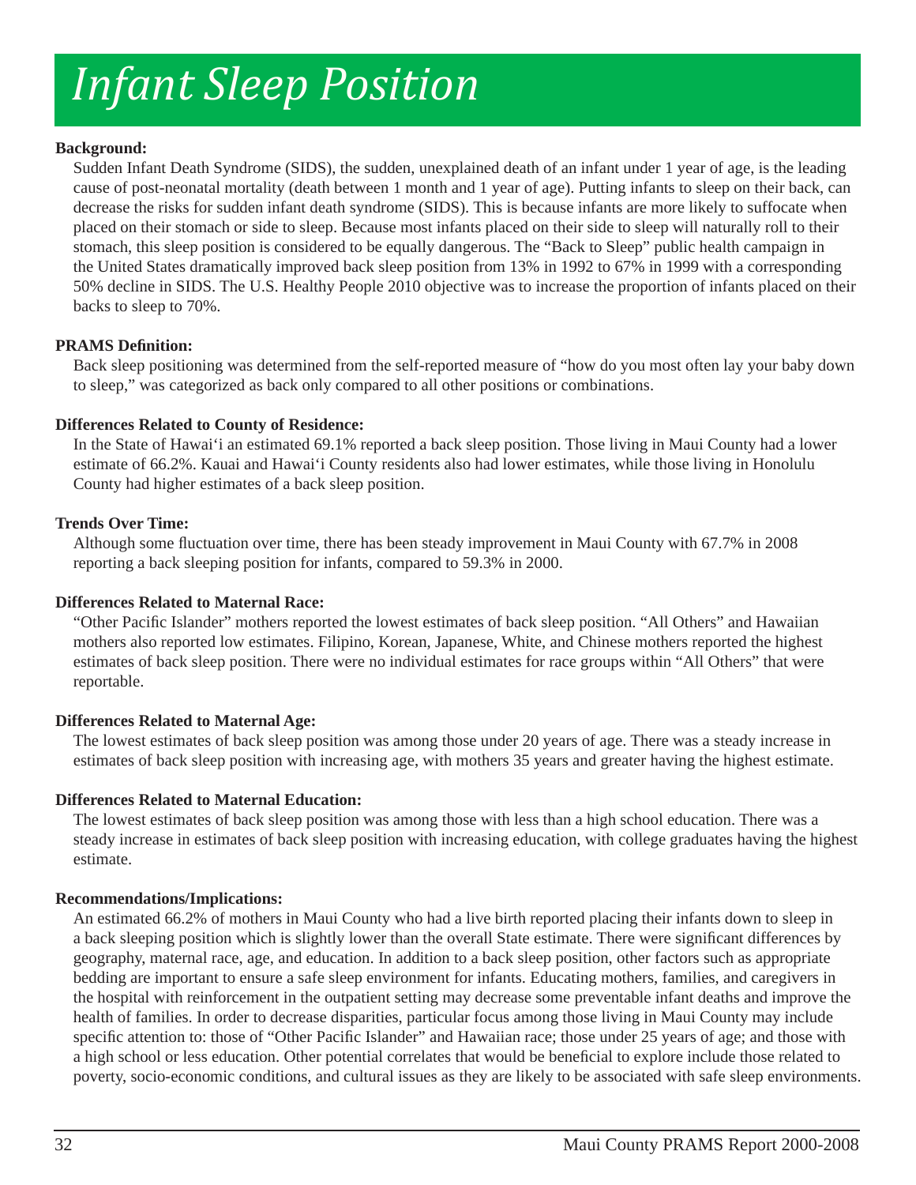# *Infant Sleep Position*

**Background:**

Sudden Infant Death Syndrome (SIDS), the sudden, unexplained death of an infant under 1 year of age, is the leading cause of post-neonatal mortality (death between 1 month and 1 year of age). Putting infants to sleep on their back, can decrease the risks for sudden infant death syndrome (SIDS). This is because infants are more likely to suffocate when placed on their stomach or side to sleep. Because most infants placed on their side to sleep will naturally roll to their stomach, this sleep position is considered to be equally dangerous. The "Back to Sleep" public health campaign in the United States dramatically improved back sleep position from 13% in 1992 to 67% in 1999 with a corresponding 50% decline in SIDS. The U.S. Healthy People 2010 objective was to increase the proportion of infants placed on their backs to sleep to 70%.

**PRAMS Definition:**

Back sleep positioning was determined from the self-reported measure of "how do you most often lay your baby down to sleep," was categorized as back only compared to all other positions or combinations.

**Differences Related to County of Residence:**

In the State of Hawai'i an estimated 69.1% reported a back sleep position. Those living in Maui County had a lower estimate of 66.2%. Kauai and Hawai'i County residents also had lower estimates, while those living in Honolulu County had higher estimates of a back sleep position.

**Trends Over Time:**

Although some fluctuation over time, there has been steady improvement in Maui County with 67.7% in 2008 reporting a back sleeping position for infants, compared to 59.3% in 2000.

**Differences Related to Maternal Race:**

"Other Pacific Islander" mothers reported the lowest estimates of back sleep position. "All Others" and Hawaiian mothers also reported low estimates. Filipino, Korean, Japanese, White, and Chinese mothers reported the highest estimates of back sleep position. There were no individual estimates for race groups within "All Others" that were reportable.

**Differences Related to Maternal Age:**

The lowest estimates of back sleep position was among those under 20 years of age. There was a steady increase in estimates of back sleep position with increasing age, with mothers 35 years and greater having the highest estimate.

**Differences Related to Maternal Education:**

The lowest estimates of back sleep position was among those with less than a high school education. There was a steady increase in estimates of back sleep position with increasing education, with college graduates having the highest estimate.

**Recommendations/Implications:**

An estimated 66.2% of mothers in Maui County who had a live birth reported placing their infants down to sleep in a back sleeping position which is slightly lower than the overall State estimate. There were significant differences by geography, maternal race, age, and education. In addition to a back sleep position, other factors such as appropriate bedding are important to ensure a safe sleep environment for infants. Educating mothers, families, and caregivers in the hospital with reinforcement in the outpatient setting may decrease some preventable infant deaths and improve the health of families. In order to decrease disparities, particular focus among those living in Maui County may include specific attention to: those of "Other Pacific Islander" and Hawaiian race; those under 25 years of age; and those with a high school or less education. Other potential correlates that would be beneficial to explore include those related to poverty, socio-economic conditions, and cultural issues as they are likely to be associated with safe sleep environments.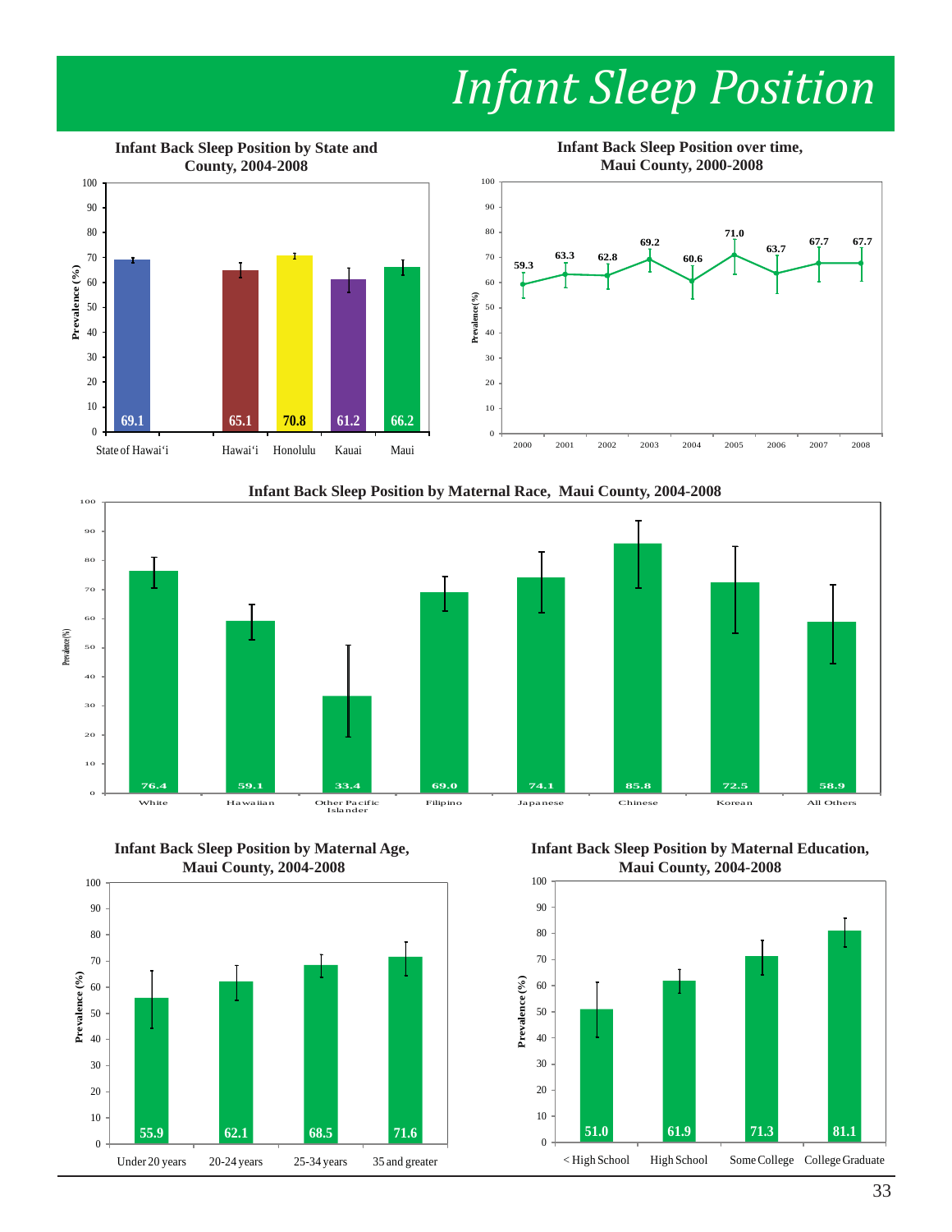# Infant Sleep Position

### Infant Back Sleep Position by State and County, 2004-2008

| Area | Prevalence (%) |
|---|---|
| State of Hawai'i | 69.1 |
| Hawai'i | 65.1 |
| Honolulu | 70.8 |
| Kauai | 61.2 |
| Maui | 66.2 |

### Infant Back Sleep Position over time, Maui County, 2000-2008

| Year | Prevalence (%) |
|---|---|
| 2000 | 59.3 |
| 2001 | 63.3 |
| 2002 | 62.8 |
| 2003 | 69.2 |
| 2004 | 60.6 |
| 2005 | 71.0 |
| 2006 | 63.7 |
| 2007 | 67.7 |
| 2008 | 67.7 |

### Infant Back Sleep Position by Maternal Race, Maui County, 2004-2008

| Maternal Race | Prevalence (%) |
|---|---|
| White | 76.4 |
| Hawaiian | 59.1 |
| Other Pacific Islander | 33.4 |
| Filipino | 69.0 |
| Japanese | 74.1 |
| Chinese | 85.8 |
| Korean | 72.5 |
| All Others | 58.9 |

### Infant Back Sleep Position by Maternal Age, Maui County, 2004-2008

| Maternal Age | Prevalence (%) |
|---|---|
| Under 20 years | 55.9 |
| 20-24 years | 62.1 |
| 25-34 years | 68.5 |
| 35 and greater | 71.6 |

### Infant Back Sleep Position by Maternal Education, Maui County, 2004-2008

| Maternal Education | Prevalence (%) |
|---|---|
| < High School | 51.0 |
| High School | 61.9 |
| Some College | 71.3 |
| College Graduate | 81.1 |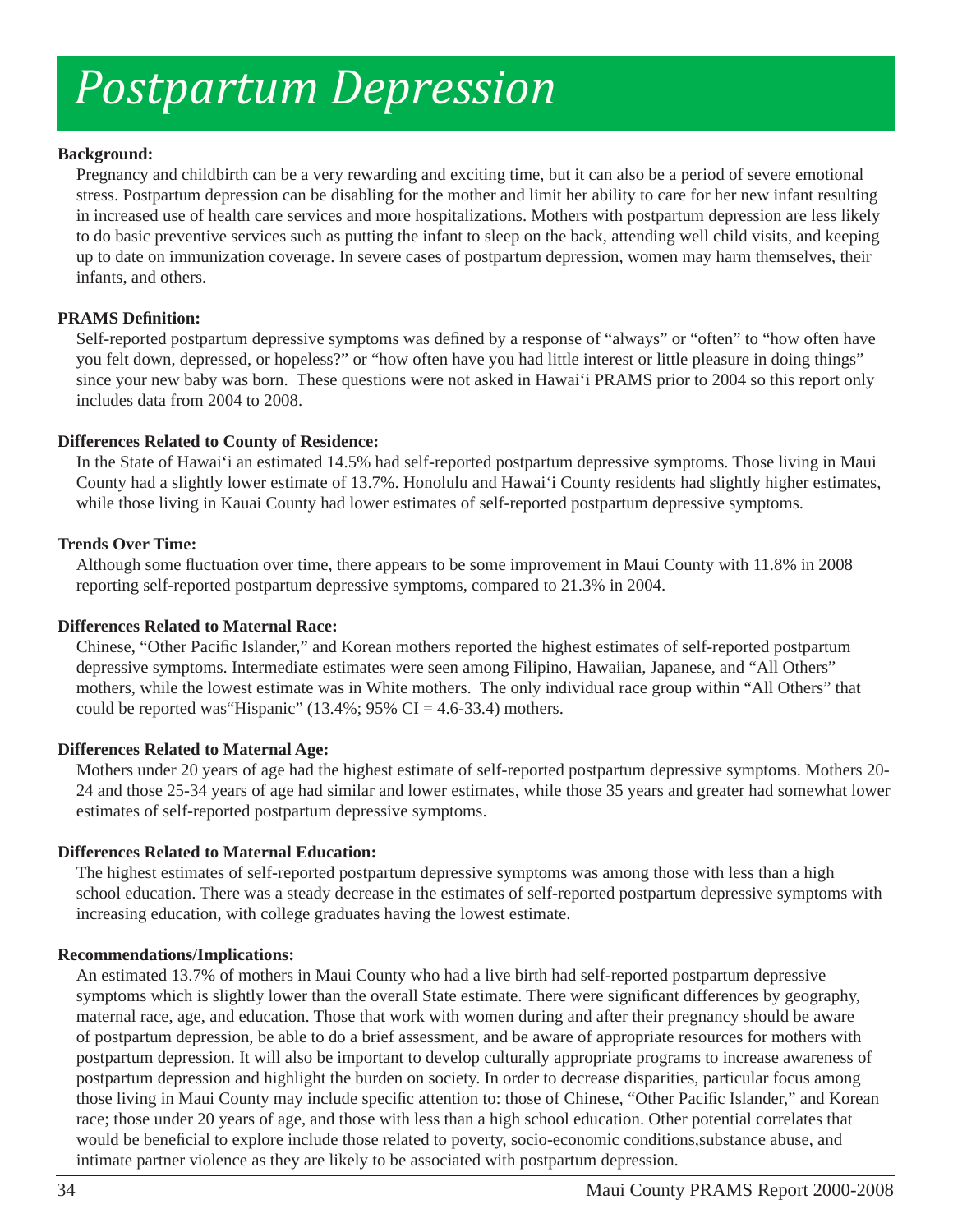# *Postpartum Depression*

**Background:**

Pregnancy and childbirth can be a very rewarding and exciting time, but it can also be a period of severe emotional stress. Postpartum depression can be disabling for the mother and limit her ability to care for her new infant resulting in increased use of health care services and more hospitalizations. Mothers with postpartum depression are less likely to do basic preventive services such as putting the infant to sleep on the back, attending well child visits, and keeping up to date on immunization coverage. In severe cases of postpartum depression, women may harm themselves, their infants, and others.

**PRAMS Definition:**

Self-reported postpartum depressive symptoms was defined by a response of "always" or "often" to "how often have you felt down, depressed, or hopeless?" or "how often have you had little interest or little pleasure in doing things" since your new baby was born. These questions were not asked in Hawai'i PRAMS prior to 2004 so this report only includes data from 2004 to 2008.

**Differences Related to County of Residence:**

In the State of Hawai'i an estimated 14.5% had self-reported postpartum depressive symptoms. Those living in Maui County had a slightly lower estimate of 13.7%. Honolulu and Hawai'i County residents had slightly higher estimates, while those living in Kauai County had lower estimates of self-reported postpartum depressive symptoms.

**Trends Over Time:**

Although some fluctuation over time, there appears to be some improvement in Maui County with 11.8% in 2008 reporting self-reported postpartum depressive symptoms, compared to 21.3% in 2004.

**Differences Related to Maternal Race:**

Chinese, "Other Pacific Islander," and Korean mothers reported the highest estimates of self-reported postpartum depressive symptoms. Intermediate estimates were seen among Filipino, Hawaiian, Japanese, and "All Others" mothers, while the lowest estimate was in White mothers. The only individual race group within "All Others" that could be reported was"Hispanic" (13.4%; 95% CI = 4.6-33.4) mothers.

**Differences Related to Maternal Age:**

Mothers under 20 years of age had the highest estimate of self-reported postpartum depressive symptoms. Mothers 20-24 and those 25-34 years of age had similar and lower estimates, while those 35 years and greater had somewhat lower estimates of self-reported postpartum depressive symptoms.

**Differences Related to Maternal Education:**

The highest estimates of self-reported postpartum depressive symptoms was among those with less than a high school education. There was a steady decrease in the estimates of self-reported postpartum depressive symptoms with increasing education, with college graduates having the lowest estimate.

**Recommendations/Implications:**

An estimated 13.7% of mothers in Maui County who had a live birth had self-reported postpartum depressive symptoms which is slightly lower than the overall State estimate. There were significant differences by geography, maternal race, age, and education. Those that work with women during and after their pregnancy should be aware of postpartum depression, be able to do a brief assessment, and be aware of appropriate resources for mothers with postpartum depression. It will also be important to develop culturally appropriate programs to increase awareness of postpartum depression and highlight the burden on society. In order to decrease disparities, particular focus among those living in Maui County may include specific attention to: those of Chinese, "Other Pacific Islander," and Korean race; those under 20 years of age, and those with less than a high school education. Other potential correlates that would be beneficial to explore include those related to poverty, socio-economic conditions,substance abuse, and intimate partner violence as they are likely to be associated with postpartum depression.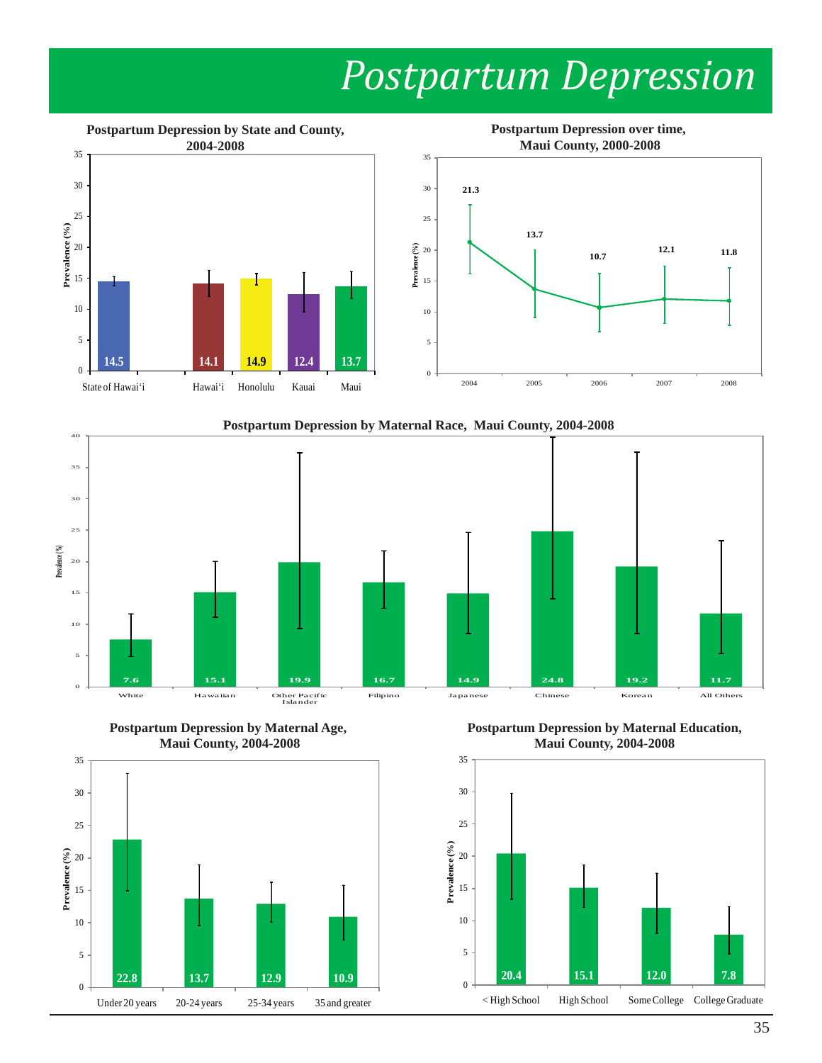# Postpartum Depression

**Postpartum Depression by State and County, 2004-2008**

| Area | Prevalence (%) |
|---|---|
| State of Hawai'i | 14.5 |
| Hawai'i | 14.1 |
| Honolulu | 14.9 |
| Kauai | 12.4 |
| Maui | 13.7 |

**Postpartum Depression over time, Maui County, 2000-2008**

| Year | Prevalence (%) |
|---|---|
| 2004 | 21.3 |
| 2005 | 13.7 |
| 2006 | 10.7 |
| 2007 | 12.1 |
| 2008 | 11.8 |

**Postpartum Depression by Maternal Race, Maui County, 2004-2008**

| Race | Prevalence (%) |
|---|---|
| White | 7.6 |
| Hawaiian | 15.1 |
| Other Pacific Islander | 19.9 |
| Filipino | 16.7 |
| Japanese | 14.9 |
| Chinese | 24.8 |
| Korean | 19.2 |
| All Others | 11.7 |

**Postpartum Depression by Maternal Age, Maui County, 2004-2008**

| Age | Prevalence (%) |
|---|---|
| Under 20 years | 22.8 |
| 20-24 years | 13.7 |
| 25-34 years | 12.9 |
| 35 and greater | 10.9 |

**Postpartum Depression by Maternal Education, Maui County, 2004-2008**

| Education | Prevalence (%) |
|---|---|
| < High School | 20.4 |
| High School | 15.1 |
| Some College | 12.0 |
| College Graduate | 7.8 |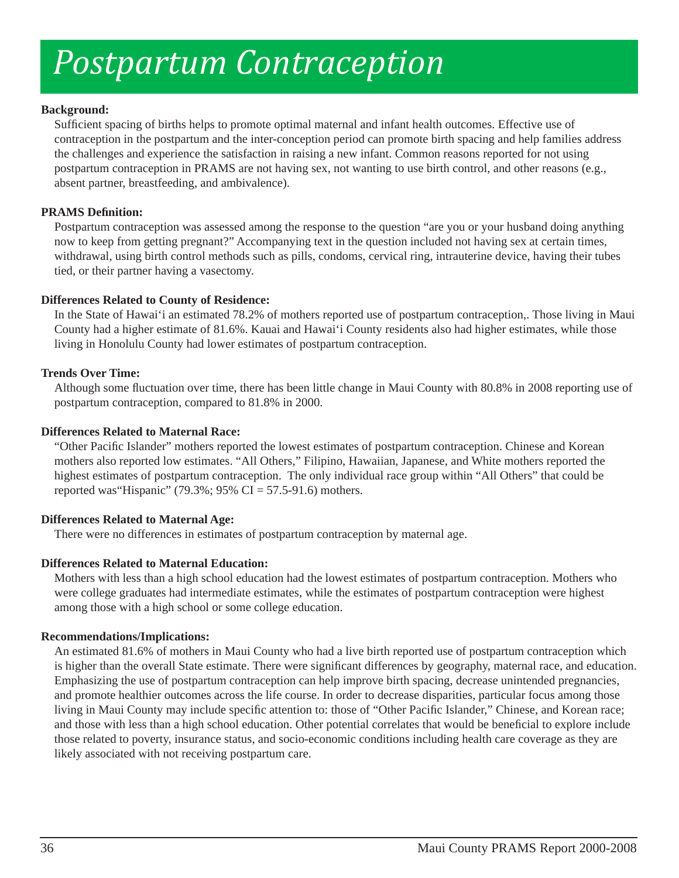# Postpartum Contraception

**Background:**

Sufficient spacing of births helps to promote optimal maternal and infant health outcomes. Effective use of contraception in the postpartum and the inter-conception period can promote birth spacing and help families address the challenges and experience the satisfaction in raising a new infant. Common reasons reported for not using postpartum contraception in PRAMS are not having sex, not wanting to use birth control, and other reasons (e.g., absent partner, breastfeeding, and ambivalence).

**PRAMS Definition:**

Postpartum contraception was assessed among the response to the question "are you or your husband doing anything now to keep from getting pregnant?" Accompanying text in the question included not having sex at certain times, withdrawal, using birth control methods such as pills, condoms, cervical ring, intrauterine device, having their tubes tied, or their partner having a vasectomy.

**Differences Related to County of Residence:**

In the State of Hawai'i an estimated 78.2% of mothers reported use of postpartum contraception,. Those living in Maui County had a higher estimate of 81.6%. Kauai and Hawai'i County residents also had higher estimates, while those living in Honolulu County had lower estimates of postpartum contraception.

**Trends Over Time:**

Although some fluctuation over time, there has been little change in Maui County with 80.8% in 2008 reporting use of postpartum contraception, compared to 81.8% in 2000.

**Differences Related to Maternal Race:**

"Other Pacific Islander" mothers reported the lowest estimates of postpartum contraception. Chinese and Korean mothers also reported low estimates. "All Others," Filipino, Hawaiian, Japanese, and White mothers reported the highest estimates of postpartum contraception. The only individual race group within "All Others" that could be reported was"Hispanic" (79.3%; 95% CI = 57.5-91.6) mothers.

**Differences Related to Maternal Age:**

There were no differences in estimates of postpartum contraception by maternal age.

**Differences Related to Maternal Education:**

Mothers with less than a high school education had the lowest estimates of postpartum contraception. Mothers who were college graduates had intermediate estimates, while the estimates of postpartum contraception were highest among those with a high school or some college education.

**Recommendations/Implications:**

An estimated 81.6% of mothers in Maui County who had a live birth reported use of postpartum contraception which is higher than the overall State estimate. There were significant differences by geography, maternal race, and education. Emphasizing the use of postpartum contraception can help improve birth spacing, decrease unintended pregnancies, and promote healthier outcomes across the life course. In order to decrease disparities, particular focus among those living in Maui County may include specific attention to: those of "Other Pacific Islander," Chinese, and Korean race; and those with less than a high school education. Other potential correlates that would be beneficial to explore include those related to poverty, insurance status, and socio-economic conditions including health care coverage as they are likely associated with not receiving postpartum care.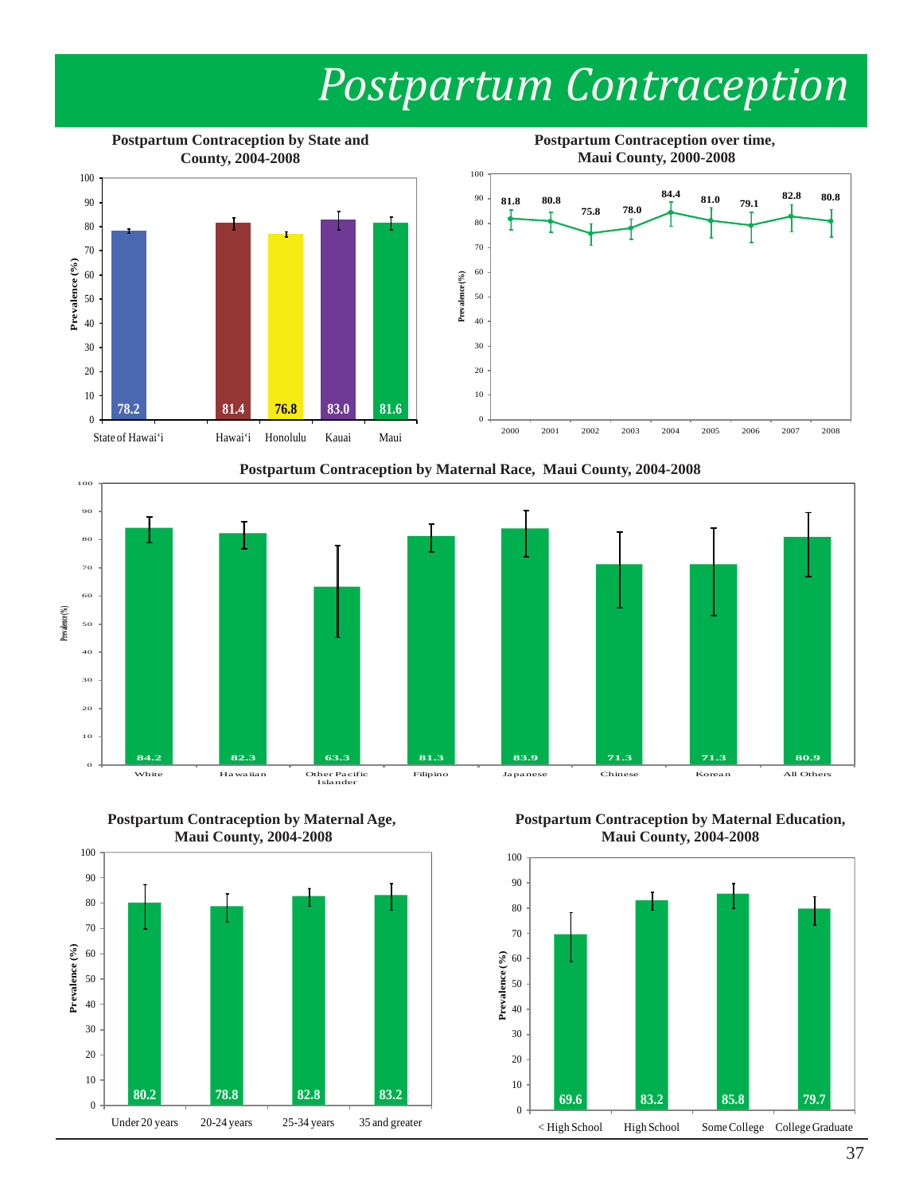# Postpartum Contraception

**Postpartum Contraception by State and County, 2004-2008**

| | Prevalence (%) |
|---|---|
| State of Hawai'i | 78.2 |
| Hawai'i | 81.4 |
| Honolulu | 76.8 |
| Kauai | 83.0 |
| Maui | 81.6 |

**Postpartum Contraception over time, Maui County, 2000-2008**

| Year | Prevalence (%) |
|---|---|
| 2000 | 81.8 |
| 2001 | 80.8 |
| 2002 | 75.8 |
| 2003 | 78.0 |
| 2004 | 84.4 |
| 2005 | 81.0 |
| 2006 | 79.1 |
| 2007 | 82.8 |
| 2008 | 80.8 |

**Postpartum Contraception by Maternal Race, Maui County, 2004-2008**

| Race | Prevalence (%) |
|---|---|
| White | 84.2 |
| Hawaiian | 82.3 |
| Other Pacific Islander | 63.3 |
| Filipino | 81.3 |
| Japanese | 83.9 |
| Chinese | 71.3 |
| Korean | 71.3 |
| All Others | 80.9 |

**Postpartum Contraception by Maternal Age, Maui County, 2004-2008**

| Age | Prevalence (%) |
|---|---|
| Under 20 years | 80.2 |
| 20-24 years | 78.8 |
| 25-34 years | 82.8 |
| 35 and greater | 83.2 |

**Postpartum Contraception by Maternal Education, Maui County, 2004-2008**

| Education | Prevalence (%) |
|---|---|
| < High School | 69.6 |
| High School | 83.2 |
| Some College | 85.8 |
| College Graduate | 79.7 |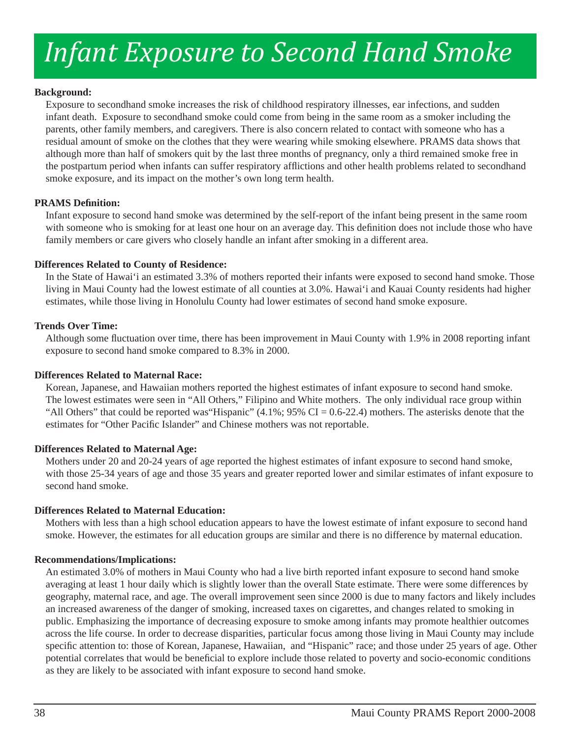# *Infant Exposure to Second Hand Smoke*

**Background:**

Exposure to secondhand smoke increases the risk of childhood respiratory illnesses, ear infections, and sudden infant death. Exposure to secondhand smoke could come from being in the same room as a smoker including the parents, other family members, and caregivers. There is also concern related to contact with someone who has a residual amount of smoke on the clothes that they were wearing while smoking elsewhere. PRAMS data shows that although more than half of smokers quit by the last three months of pregnancy, only a third remained smoke free in the postpartum period when infants can suffer respiratory afflictions and other health problems related to secondhand smoke exposure, and its impact on the mother's own long term health.

**PRAMS Definition:**

Infant exposure to second hand smoke was determined by the self-report of the infant being present in the same room with someone who is smoking for at least one hour on an average day. This definition does not include those who have family members or care givers who closely handle an infant after smoking in a different area.

**Differences Related to County of Residence:**

In the State of Hawai'i an estimated 3.3% of mothers reported their infants were exposed to second hand smoke. Those living in Maui County had the lowest estimate of all counties at 3.0%. Hawai'i and Kauai County residents had higher estimates, while those living in Honolulu County had lower estimates of second hand smoke exposure.

**Trends Over Time:**

Although some fluctuation over time, there has been improvement in Maui County with 1.9% in 2008 reporting infant exposure to second hand smoke compared to 8.3% in 2000.

**Differences Related to Maternal Race:**

Korean, Japanese, and Hawaiian mothers reported the highest estimates of infant exposure to second hand smoke. The lowest estimates were seen in "All Others," Filipino and White mothers. The only individual race group within "All Others" that could be reported was"Hispanic" (4.1%; 95% CI = 0.6-22.4) mothers. The asterisks denote that the estimates for "Other Pacific Islander" and Chinese mothers was not reportable.

**Differences Related to Maternal Age:**

Mothers under 20 and 20-24 years of age reported the highest estimates of infant exposure to second hand smoke, with those 25-34 years of age and those 35 years and greater reported lower and similar estimates of infant exposure to second hand smoke.

**Differences Related to Maternal Education:**

Mothers with less than a high school education appears to have the lowest estimate of infant exposure to second hand smoke. However, the estimates for all education groups are similar and there is no difference by maternal education.

**Recommendations/Implications:**

An estimated 3.0% of mothers in Maui County who had a live birth reported infant exposure to second hand smoke averaging at least 1 hour daily which is slightly lower than the overall State estimate. There were some differences by geography, maternal race, and age. The overall improvement seen since 2000 is due to many factors and likely includes an increased awareness of the danger of smoking, increased taxes on cigarettes, and changes related to smoking in public. Emphasizing the importance of decreasing exposure to smoke among infants may promote healthier outcomes across the life course. In order to decrease disparities, particular focus among those living in Maui County may include specific attention to: those of Korean, Japanese, Hawaiian, and "Hispanic" race; and those under 25 years of age. Other potential correlates that would be beneficial to explore include those related to poverty and socio-economic conditions as they are likely to be associated with infant exposure to second hand smoke.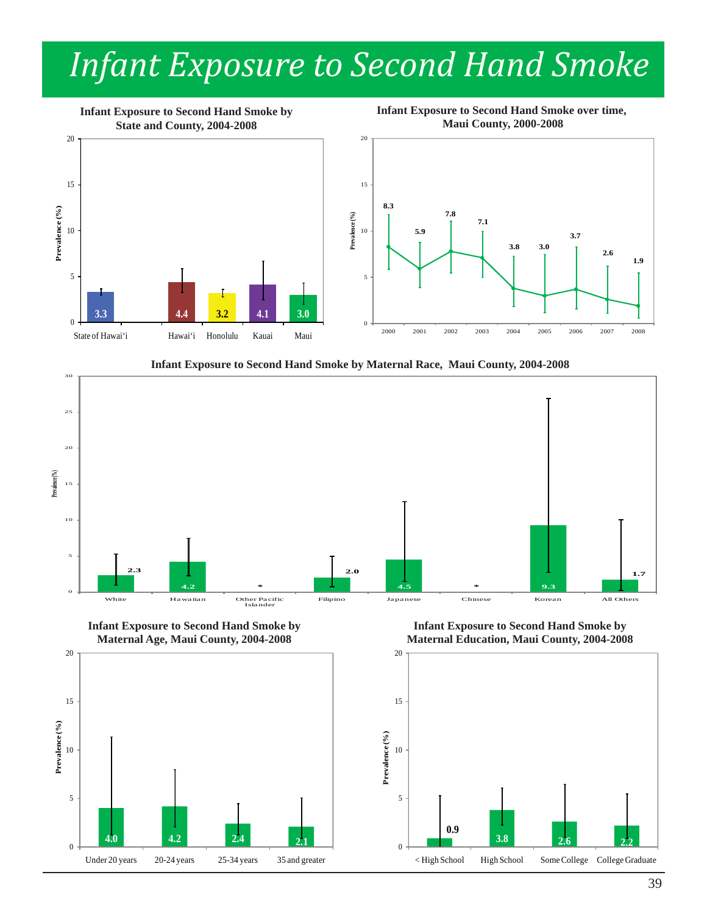# Infant Exposure to Second Hand Smoke

**Infant Exposure to Second Hand Smoke by State and County, 2004-2008**

| | Prevalence (%) |
|---|---|
| State of Hawai'i | 3.3 |
| Hawai'i | 4.4 |
| Honolulu | 3.2 |
| Kauai | 4.1 |
| Maui | 3.0 |

**Infant Exposure to Second Hand Smoke over time, Maui County, 2000-2008**

| Year | Prevalence (%) |
|---|---|
| 2000 | 8.3 |
| 2001 | 5.9 |
| 2002 | 7.8 |
| 2003 | 7.1 |
| 2004 | 3.8 |
| 2005 | 3.0 |
| 2006 | 3.7 |
| 2007 | 2.6 |
| 2008 | 1.9 |

**Infant Exposure to Second Hand Smoke by Maternal Race, Maui County, 2004-2008**

| Maternal Race | Prevalence (%) |
|---|---|
| White | 2.3 |
| Hawaiian | 4.2 |
| Other Pacific Islander | * |
| Filipino | 2.0 |
| Japanese | 4.5 |
| Chinese | * |
| Korean | 9.3 |
| All Others | 1.7 |

**Infant Exposure to Second Hand Smoke by Maternal Age, Maui County, 2004-2008**

| Maternal Age | Prevalence (%) |
|---|---|
| Under 20 years | 4.0 |
| 20-24 years | 4.2 |
| 25-34 years | 2.4 |
| 35 and greater | 2.1 |

**Infant Exposure to Second Hand Smoke by Maternal Education, Maui County, 2004-2008**

| Maternal Education | Prevalence (%) |
|---|---|
| < High School | 0.9 |
| High School | 3.8 |
| Some College | 2.6 |
| College Graduate | 2.2 |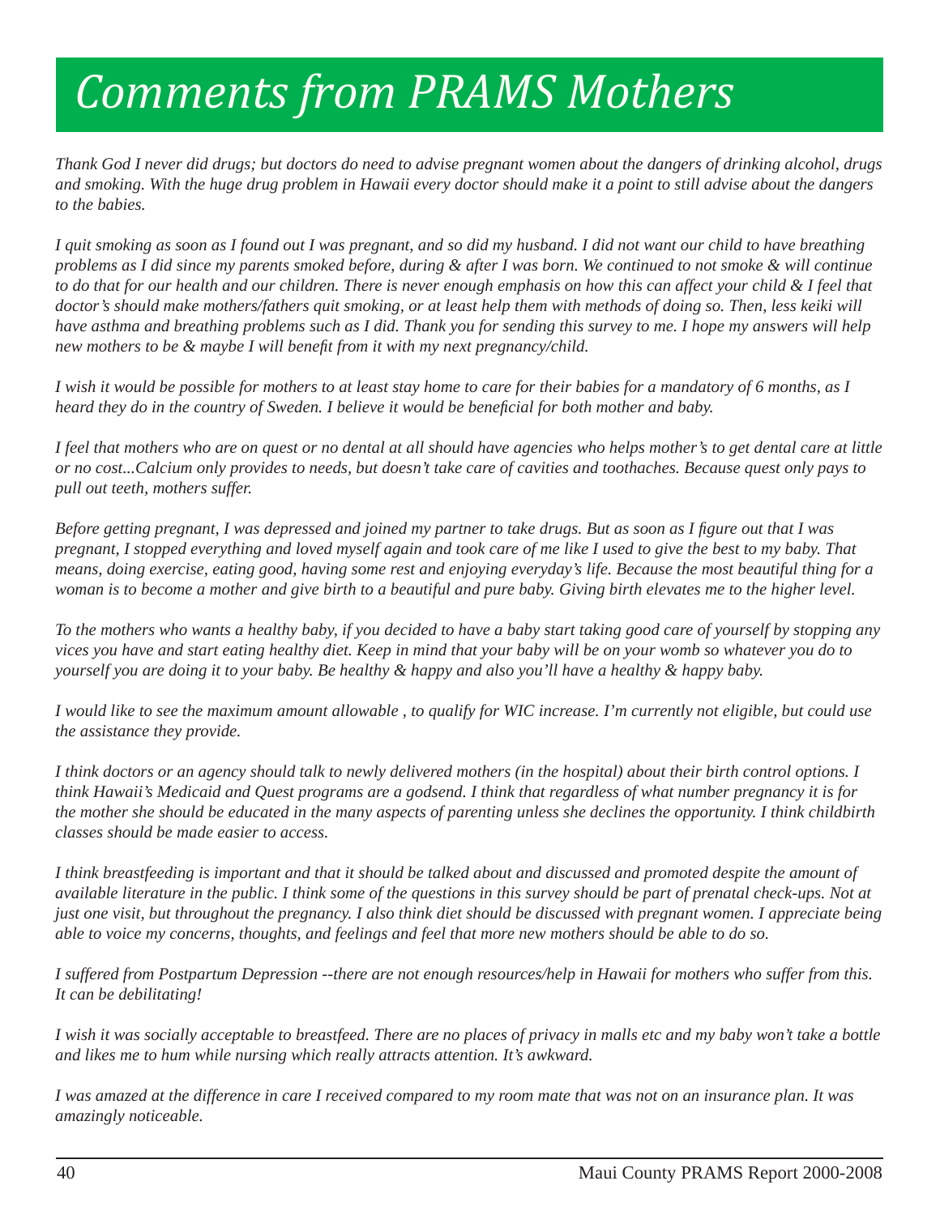# *Comments from PRAMS Mothers*

*Thank God I never did drugs; but doctors do need to advise pregnant women about the dangers of drinking alcohol, drugs and smoking. With the huge drug problem in Hawaii every doctor should make it a point to still advise about the dangers to the babies.*

*I quit smoking as soon as I found out I was pregnant, and so did my husband. I did not want our child to have breathing problems as I did since my parents smoked before, during & after I was born. We continued to not smoke & will continue to do that for our health and our children. There is never enough emphasis on how this can affect your child & I feel that doctor's should make mothers/fathers quit smoking, or at least help them with methods of doing so. Then, less keiki will have asthma and breathing problems such as I did. Thank you for sending this survey to me. I hope my answers will help new mothers to be & maybe I will benefit from it with my next pregnancy/child.*

*I wish it would be possible for mothers to at least stay home to care for their babies for a mandatory of 6 months, as I heard they do in the country of Sweden. I believe it would be beneficial for both mother and baby.*

*I feel that mothers who are on quest or no dental at all should have agencies who helps mother's to get dental care at little or no cost...Calcium only provides to needs, but doesn't take care of cavities and toothaches. Because quest only pays to pull out teeth, mothers suffer.*

*Before getting pregnant, I was depressed and joined my partner to take drugs. But as soon as I figure out that I was pregnant, I stopped everything and loved myself again and took care of me like I used to give the best to my baby. That means, doing exercise, eating good, having some rest and enjoying everyday's life. Because the most beautiful thing for a woman is to become a mother and give birth to a beautiful and pure baby. Giving birth elevates me to the higher level.*

*To the mothers who wants a healthy baby, if you decided to have a baby start taking good care of yourself by stopping any vices you have and start eating healthy diet. Keep in mind that your baby will be on your womb so whatever you do to yourself you are doing it to your baby. Be healthy & happy and also you'll have a healthy & happy baby.*

*I would like to see the maximum amount allowable , to qualify for WIC increase. I'm currently not eligible, but could use the assistance they provide.*

*I think doctors or an agency should talk to newly delivered mothers (in the hospital) about their birth control options. I think Hawaii's Medicaid and Quest programs are a godsend. I think that regardless of what number pregnancy it is for the mother she should be educated in the many aspects of parenting unless she declines the opportunity. I think childbirth classes should be made easier to access.*

*I think breastfeeding is important and that it should be talked about and discussed and promoted despite the amount of available literature in the public. I think some of the questions in this survey should be part of prenatal check-ups. Not at just one visit, but throughout the pregnancy. I also think diet should be discussed with pregnant women. I appreciate being able to voice my concerns, thoughts, and feelings and feel that more new mothers should be able to do so.*

*I suffered from Postpartum Depression --there are not enough resources/help in Hawaii for mothers who suffer from this. It can be debilitating!*

*I wish it was socially acceptable to breastfeed. There are no places of privacy in malls etc and my baby won't take a bottle and likes me to hum while nursing which really attracts attention. It's awkward.*

*I was amazed at the difference in care I received compared to my room mate that was not on an insurance plan. It was amazingly noticeable.*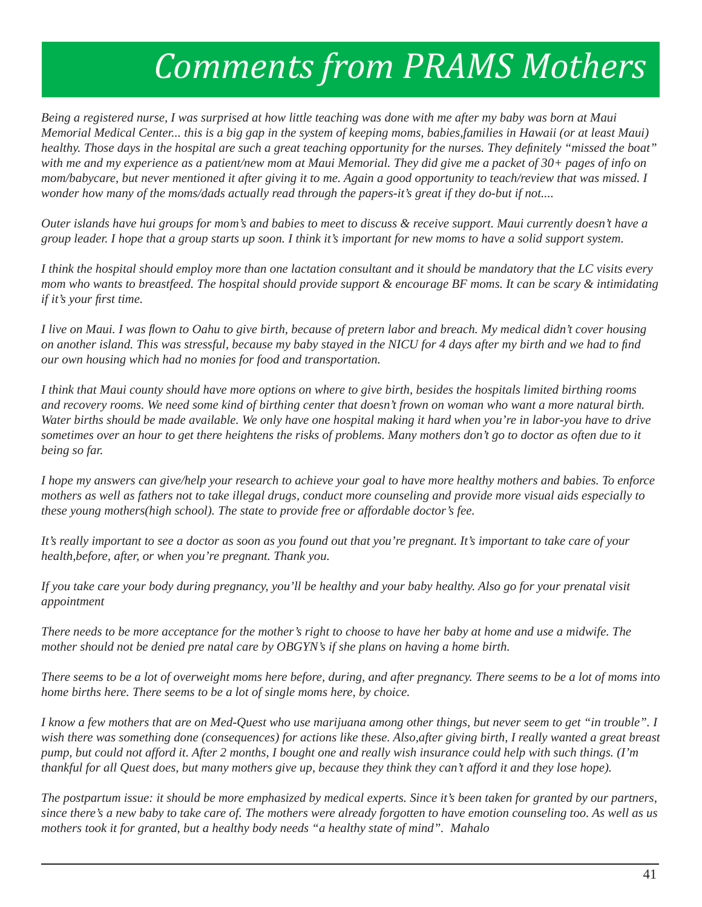# Comments from PRAMS Mothers

*Being a registered nurse, I was surprised at how little teaching was done with me after my baby was born at Maui Memorial Medical Center... this is a big gap in the system of keeping moms, babies,families in Hawaii (or at least Maui) healthy. Those days in the hospital are such a great teaching opportunity for the nurses. They definitely "missed the boat" with me and my experience as a patient/new mom at Maui Memorial. They did give me a packet of 30+ pages of info on mom/babycare, but never mentioned it after giving it to me. Again a good opportunity to teach/review that was missed. I wonder how many of the moms/dads actually read through the papers-it's great if they do-but if not....*

*Outer islands have hui groups for mom's and babies to meet to discuss & receive support. Maui currently doesn't have a group leader. I hope that a group starts up soon. I think it's important for new moms to have a solid support system.*

*I think the hospital should employ more than one lactation consultant and it should be mandatory that the LC visits every mom who wants to breastfeed. The hospital should provide support & encourage BF moms. It can be scary & intimidating if it's your first time.*

*I live on Maui. I was flown to Oahu to give birth, because of pretern labor and breach. My medical didn't cover housing on another island. This was stressful, because my baby stayed in the NICU for 4 days after my birth and we had to find our own housing which had no monies for food and transportation.*

*I think that Maui county should have more options on where to give birth, besides the hospitals limited birthing rooms and recovery rooms. We need some kind of birthing center that doesn't frown on woman who want a more natural birth. Water births should be made available. We only have one hospital making it hard when you're in labor-you have to drive sometimes over an hour to get there heightens the risks of problems. Many mothers don't go to doctor as often due to it being so far.*

*I hope my answers can give/help your research to achieve your goal to have more healthy mothers and babies. To enforce mothers as well as fathers not to take illegal drugs, conduct more counseling and provide more visual aids especially to these young mothers(high school). The state to provide free or affordable doctor's fee.*

*It's really important to see a doctor as soon as you found out that you're pregnant. It's important to take care of your health,before, after, or when you're pregnant. Thank you.*

*If you take care your body during pregnancy, you'll be healthy and your baby healthy. Also go for your prenatal visit appointment*

*There needs to be more acceptance for the mother's right to choose to have her baby at home and use a midwife. The mother should not be denied pre natal care by OBGYN's if she plans on having a home birth.*

*There seems to be a lot of overweight moms here before, during, and after pregnancy. There seems to be a lot of moms into home births here. There seems to be a lot of single moms here, by choice.*

*I know a few mothers that are on Med-Quest who use marijuana among other things, but never seem to get "in trouble". I wish there was something done (consequences) for actions like these. Also,after giving birth, I really wanted a great breast pump, but could not afford it. After 2 months, I bought one and really wish insurance could help with such things. (I'm thankful for all Quest does, but many mothers give up, because they think they can't afford it and they lose hope).*

*The postpartum issue: it should be more emphasized by medical experts. Since it's been taken for granted by our partners, since there's a new baby to take care of. The mothers were already forgotten to have emotion counseling too. As well as us mothers took it for granted, but a healthy body needs "a healthy state of mind". Mahalo*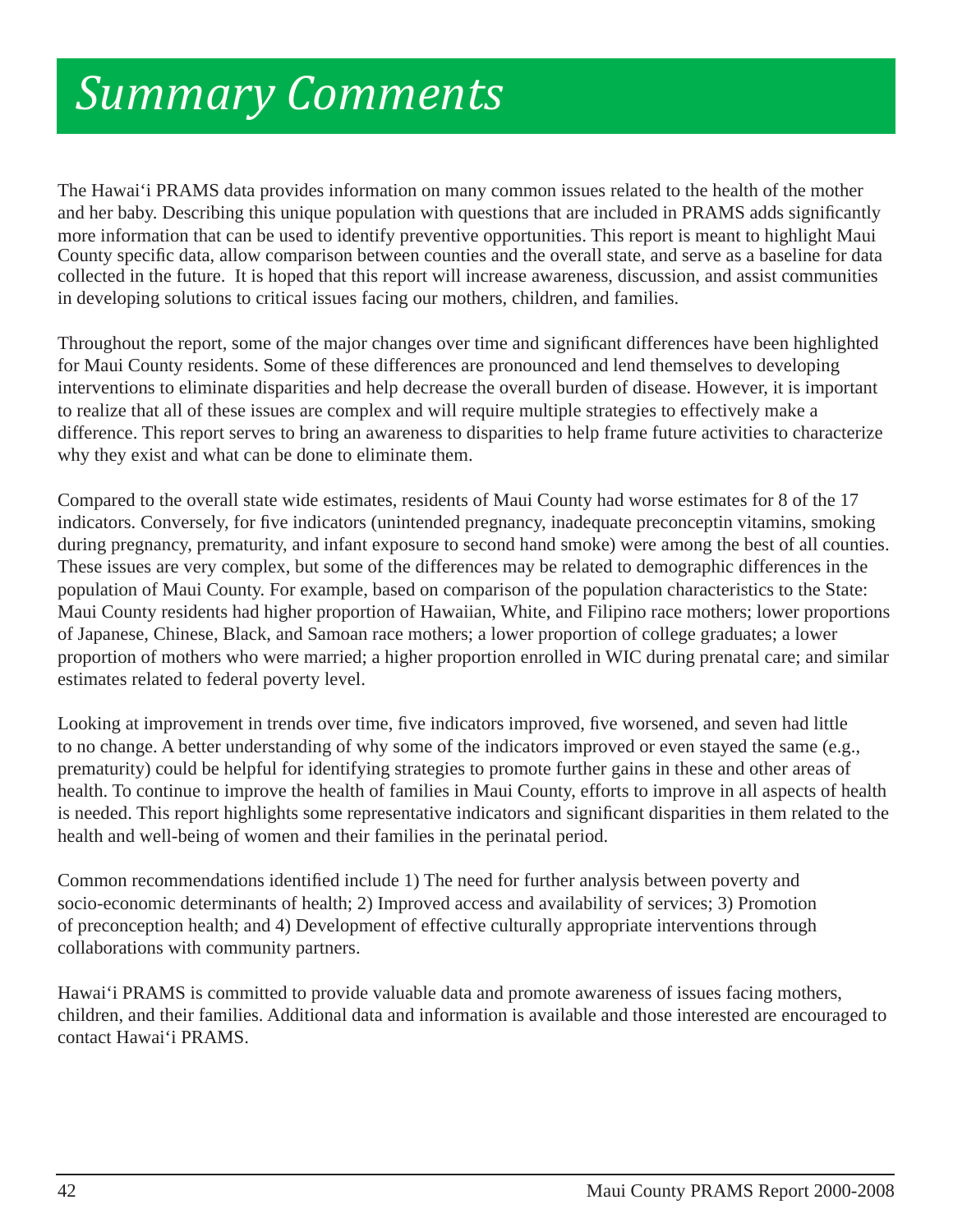# *Summary Comments*

The Hawai'i PRAMS data provides information on many common issues related to the health of the mother and her baby. Describing this unique population with questions that are included in PRAMS adds significantly more information that can be used to identify preventive opportunities. This report is meant to highlight Maui County specific data, allow comparison between counties and the overall state, and serve as a baseline for data collected in the future. It is hoped that this report will increase awareness, discussion, and assist communities in developing solutions to critical issues facing our mothers, children, and families.

Throughout the report, some of the major changes over time and significant differences have been highlighted for Maui County residents. Some of these differences are pronounced and lend themselves to developing interventions to eliminate disparities and help decrease the overall burden of disease. However, it is important to realize that all of these issues are complex and will require multiple strategies to effectively make a difference. This report serves to bring an awareness to disparities to help frame future activities to characterize why they exist and what can be done to eliminate them.

Compared to the overall state wide estimates, residents of Maui County had worse estimates for 8 of the 17 indicators. Conversely, for five indicators (unintended pregnancy, inadequate preconceptin vitamins, smoking during pregnancy, prematurity, and infant exposure to second hand smoke) were among the best of all counties. These issues are very complex, but some of the differences may be related to demographic differences in the population of Maui County. For example, based on comparison of the population characteristics to the State: Maui County residents had higher proportion of Hawaiian, White, and Filipino race mothers; lower proportions of Japanese, Chinese, Black, and Samoan race mothers; a lower proportion of college graduates; a lower proportion of mothers who were married; a higher proportion enrolled in WIC during prenatal care; and similar estimates related to federal poverty level.

Looking at improvement in trends over time, five indicators improved, five worsened, and seven had little to no change. A better understanding of why some of the indicators improved or even stayed the same (e.g., prematurity) could be helpful for identifying strategies to promote further gains in these and other areas of health. To continue to improve the health of families in Maui County, efforts to improve in all aspects of health is needed. This report highlights some representative indicators and significant disparities in them related to the health and well-being of women and their families in the perinatal period.

Common recommendations identified include 1) The need for further analysis between poverty and socio-economic determinants of health; 2) Improved access and availability of services; 3) Promotion of preconception health; and 4) Development of effective culturally appropriate interventions through collaborations with community partners.

Hawai'i PRAMS is committed to provide valuable data and promote awareness of issues facing mothers, children, and their families. Additional data and information is available and those interested are encouraged to contact Hawai'i PRAMS.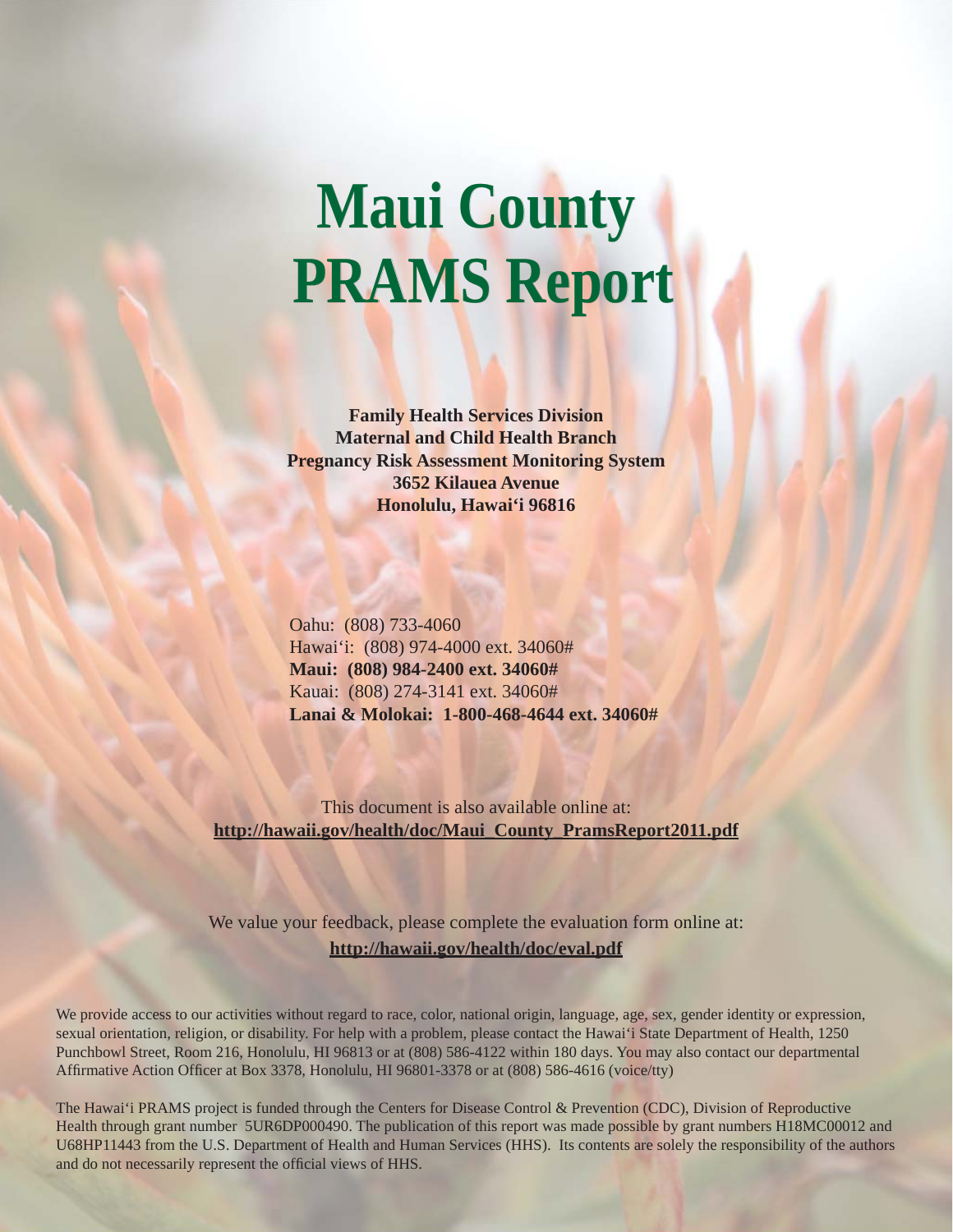# Maui County PRAMS Report

**Family Health Services Division**
**Maternal and Child Health Branch**
**Pregnancy Risk Assessment Monitoring System**
**3652 Kilauea Avenue**
**Honolulu, Hawai'i 96816**

Oahu: (808) 733-4060
Hawai'i: (808) 974-4000 ext. 34060#
**Maui: (808) 984-2400 ext. 34060#**
Kauai: (808) 274-3141 ext. 34060#
**Lanai & Molokai: 1-800-468-4644 ext. 34060#**

This document is also available online at:
**http://hawaii.gov/health/doc/Maui_County_PramsReport2011.pdf**

We value your feedback, please complete the evaluation form online at:
**http://hawaii.gov/health/doc/eval.pdf**

We provide access to our activities without regard to race, color, national origin, language, age, sex, gender identity or expression, sexual orientation, religion, or disability. For help with a problem, please contact the Hawai'i State Department of Health, 1250 Punchbowl Street, Room 216, Honolulu, HI 96813 or at (808) 586-4122 within 180 days. You may also contact our departmental Affirmative Action Officer at Box 3378, Honolulu, HI 96801-3378 or at (808) 586-4616 (voice/tty)

The Hawai'i PRAMS project is funded through the Centers for Disease Control & Prevention (CDC), Division of Reproductive Health through grant number 5UR6DP000490. The publication of this report was made possible by grant numbers H18MC00012 and U68HP11443 from the U.S. Department of Health and Human Services (HHS). Its contents are solely the responsibility of the authors and do not necessarily represent the official views of HHS.